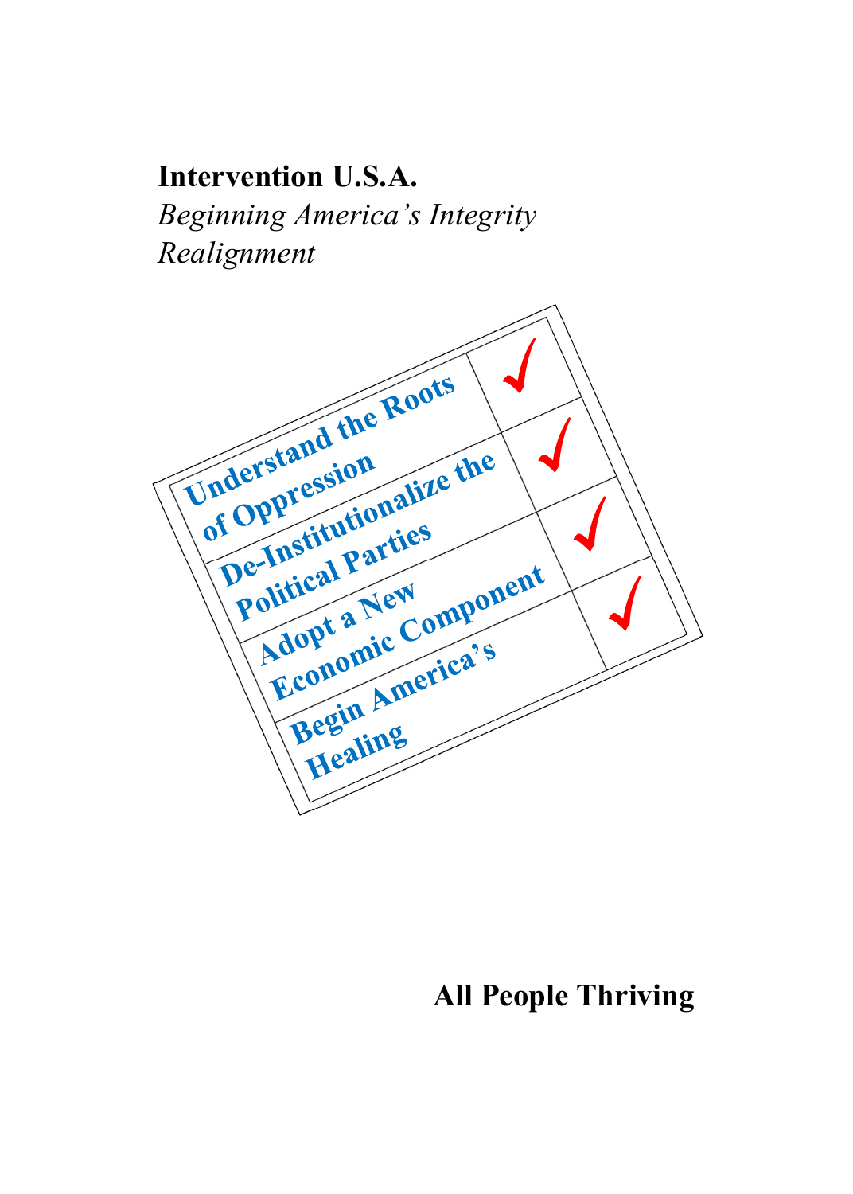# Intervention U.S.A.

*Beginning America's Integrity Realignment*

| | |
|---|---|
| Understand the Roots of Oppression | ✓ |
| De-Institutionalize the Political Parties | ✓ |
| Adopt a New Economic Component | ✓ |
| Begin America's Healing | ✓ |

**All People Thriving**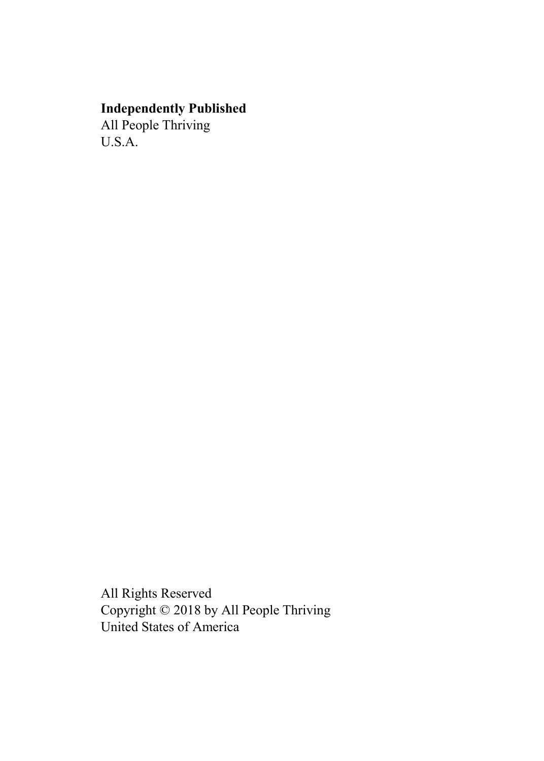**Independently Published**
All People Thriving
U.S.A.

All Rights Reserved
Copyright © 2018 by All People Thriving
United States of America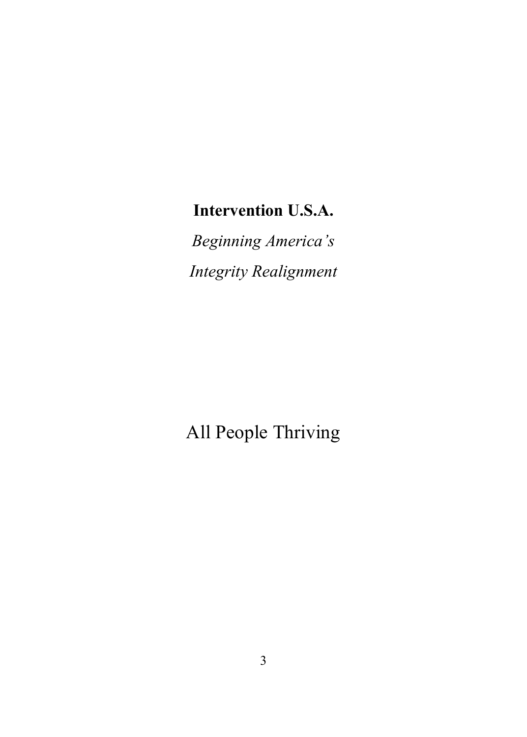**Intervention U.S.A.**

*Beginning America's*

*Integrity Realignment*

All People Thriving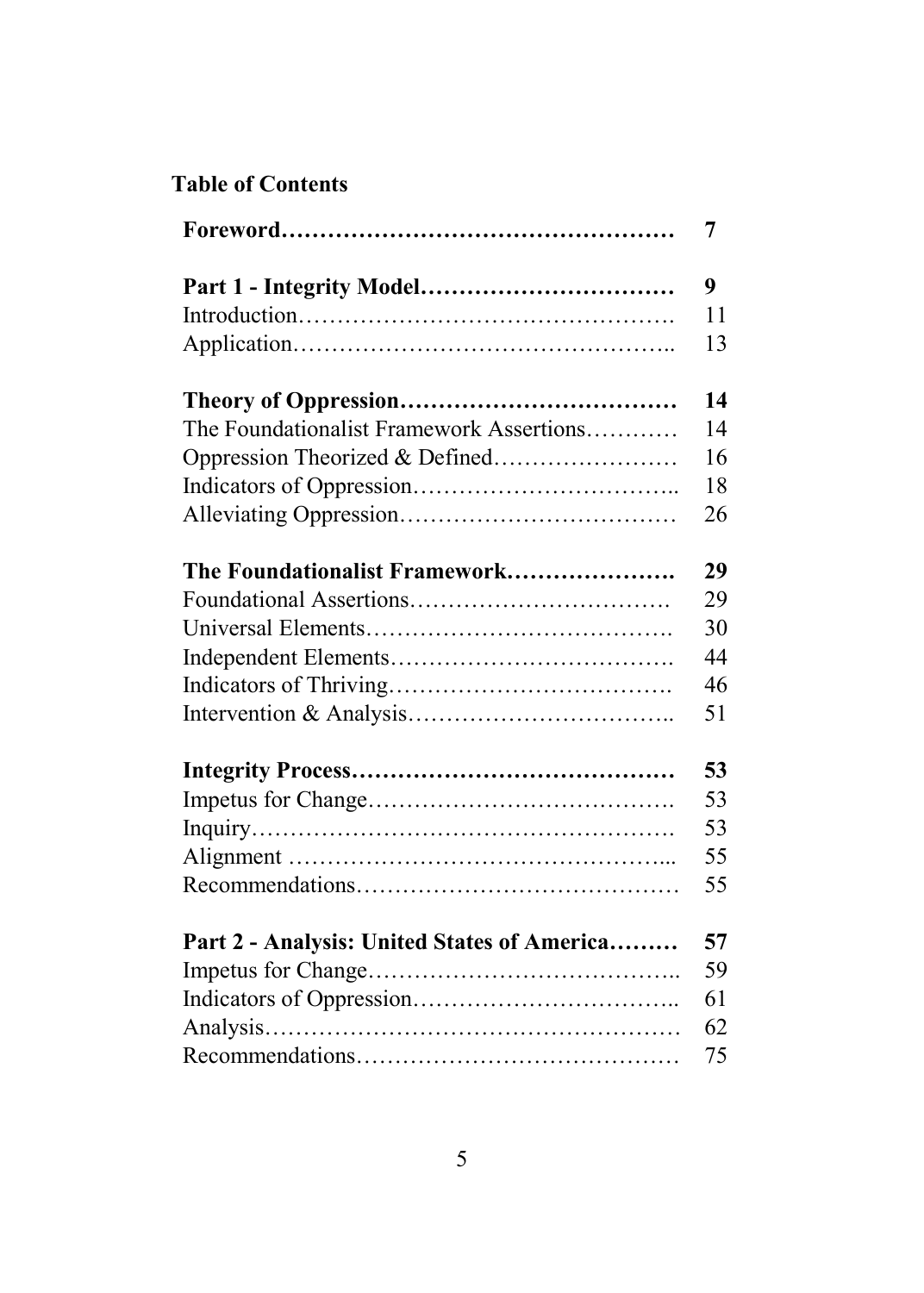# Table of Contents

| | |
|---|---|
| **Foreword** | **7** |
| | |
| **Part 1 - Integrity Model** | **9** |
| Introduction | 11 |
| Application | 13 |
| | |
| **Theory of Oppression** | **14** |
| The Foundationalist Framework Assertions | 14 |
| Oppression Theorized & Defined | 16 |
| Indicators of Oppression | 18 |
| Alleviating Oppression | 26 |
| | |
| **The Foundationalist Framework** | **29** |
| Foundational Assertions | 29 |
| Universal Elements | 30 |
| Independent Elements | 44 |
| Indicators of Thriving | 46 |
| Intervention & Analysis | 51 |
| | |
| **Integrity Process** | **53** |
| Impetus for Change | 53 |
| Inquiry | 53 |
| Alignment | 55 |
| Recommendations | 55 |
| | |
| **Part 2 - Analysis: United States of America** | **57** |
| Impetus for Change | 59 |
| Indicators of Oppression | 61 |
| Analysis | 62 |
| Recommendations | 75 |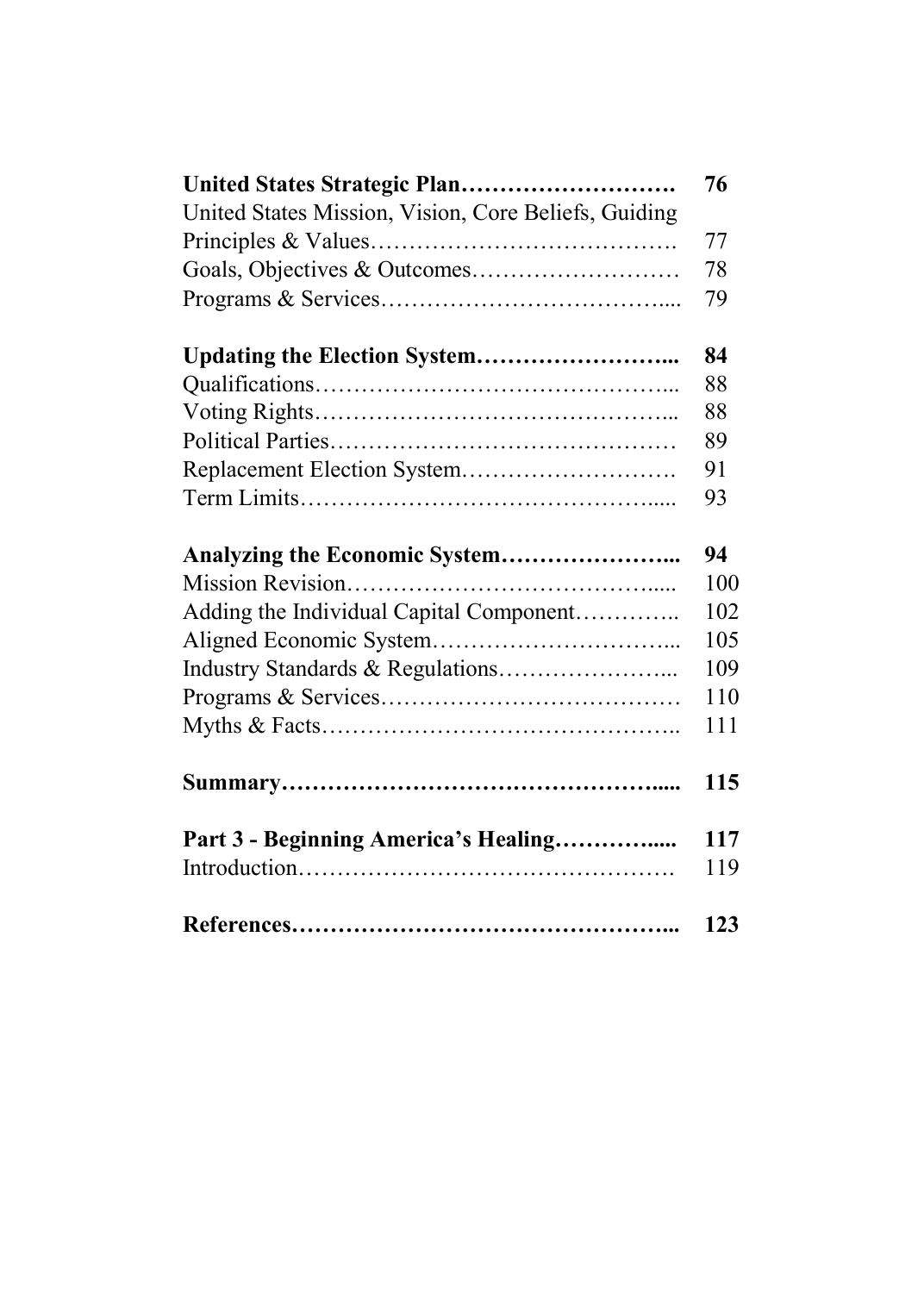| | |
|---|---|
| **United States Strategic Plan……………………….** | **76** |
| United States Mission, Vision, Core Beliefs, Guiding Principles & Values…………………………………. | 77 |
| Goals, Objectives & Outcomes……………………… | 78 |
| Programs & Services……………………………….... | 79 |
| | |
| **Updating the Election System……………………...** | **84** |
| Qualifications……………………………………….... | 88 |
| Voting Rights……………………………………….... | 88 |
| Political Parties……………………………………… | 89 |
| Replacement Election System………………………. | 91 |
| Term Limits………………………………………..... | 93 |
| | |
| **Analyzing the Economic System…………………...** | **94** |
| Mission Revision………………………………….... | 100 |
| Adding the Individual Capital Component………….. | 102 |
| Aligned Economic System…………………………... | 105 |
| Industry Standards & Regulations…………………... | 109 |
| Programs & Services………………………………… | 110 |
| Myths & Facts……………………………………….. | 111 |
| | |
| **Summary……………………………………………....** | **115** |
| | |
| **Part 3 - Beginning America's Healing…………....** | **117** |
| Introduction…………………………………………. | 119 |
| | |
| **References…………………………………………...** | **123** |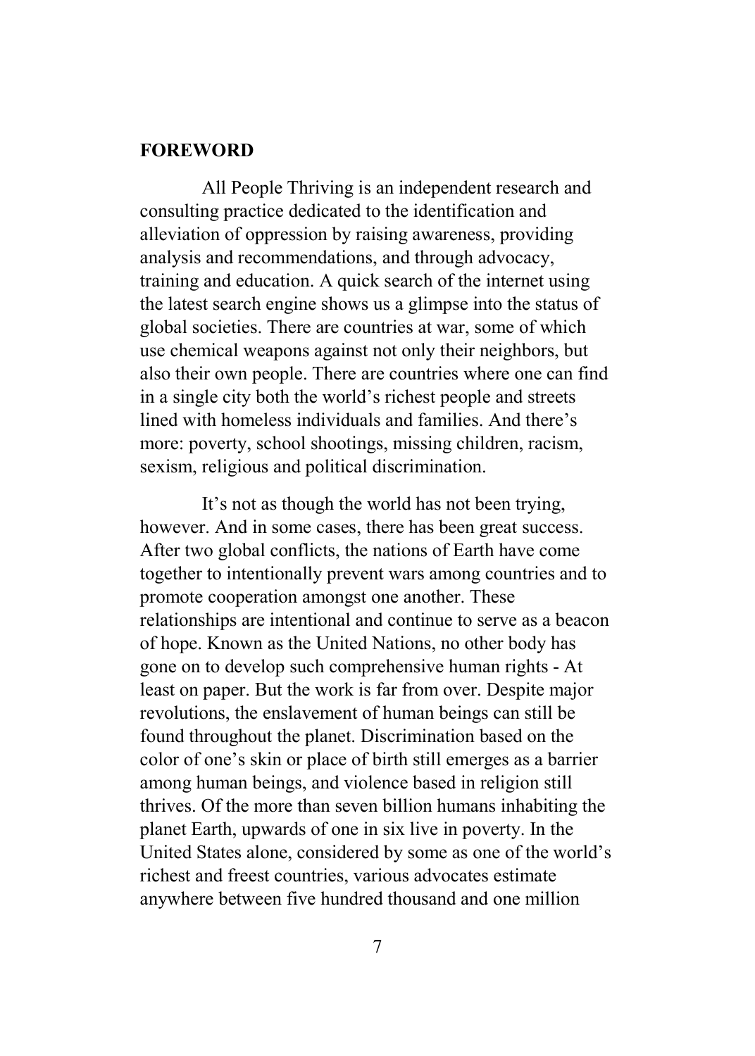## FOREWORD

All People Thriving is an independent research and consulting practice dedicated to the identification and alleviation of oppression by raising awareness, providing analysis and recommendations, and through advocacy, training and education. A quick search of the internet using the latest search engine shows us a glimpse into the status of global societies. There are countries at war, some of which use chemical weapons against not only their neighbors, but also their own people. There are countries where one can find in a single city both the world's richest people and streets lined with homeless individuals and families. And there's more: poverty, school shootings, missing children, racism, sexism, religious and political discrimination.

It's not as though the world has not been trying, however. And in some cases, there has been great success. After two global conflicts, the nations of Earth have come together to intentionally prevent wars among countries and to promote cooperation amongst one another. These relationships are intentional and continue to serve as a beacon of hope. Known as the United Nations, no other body has gone on to develop such comprehensive human rights - At least on paper. But the work is far from over. Despite major revolutions, the enslavement of human beings can still be found throughout the planet. Discrimination based on the color of one's skin or place of birth still emerges as a barrier among human beings, and violence based in religion still thrives. Of the more than seven billion humans inhabiting the planet Earth, upwards of one in six live in poverty. In the United States alone, considered by some as one of the world's richest and freest countries, various advocates estimate anywhere between five hundred thousand and one million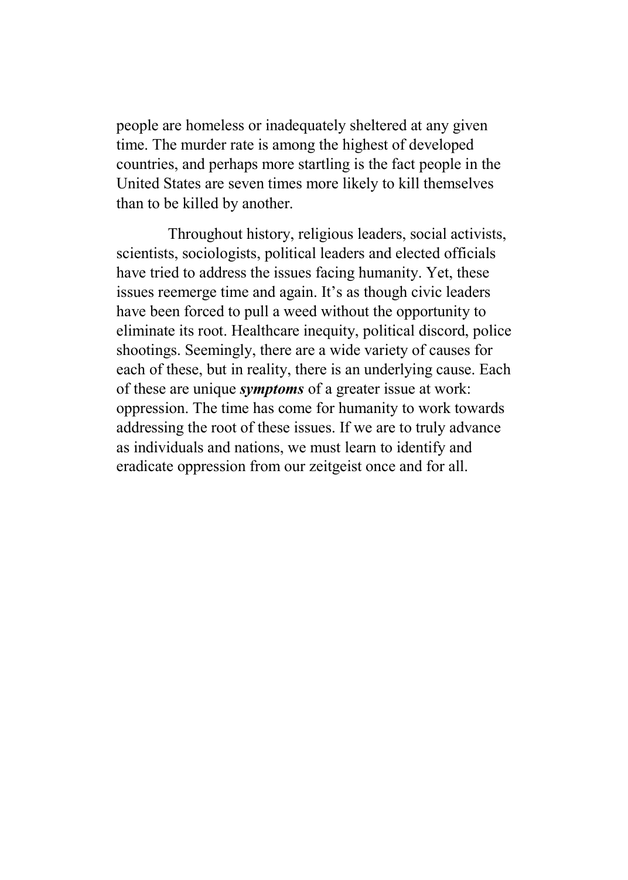people are homeless or inadequately sheltered at any given time. The murder rate is among the highest of developed countries, and perhaps more startling is the fact people in the United States are seven times more likely to kill themselves than to be killed by another.

Throughout history, religious leaders, social activists, scientists, sociologists, political leaders and elected officials have tried to address the issues facing humanity. Yet, these issues reemerge time and again. It's as though civic leaders have been forced to pull a weed without the opportunity to eliminate its root. Healthcare inequity, political discord, police shootings. Seemingly, there are a wide variety of causes for each of these, but in reality, there is an underlying cause. Each of these are unique ***symptoms*** of a greater issue at work: oppression. The time has come for humanity to work towards addressing the root of these issues. If we are to truly advance as individuals and nations, we must learn to identify and eradicate oppression from our zeitgeist once and for all.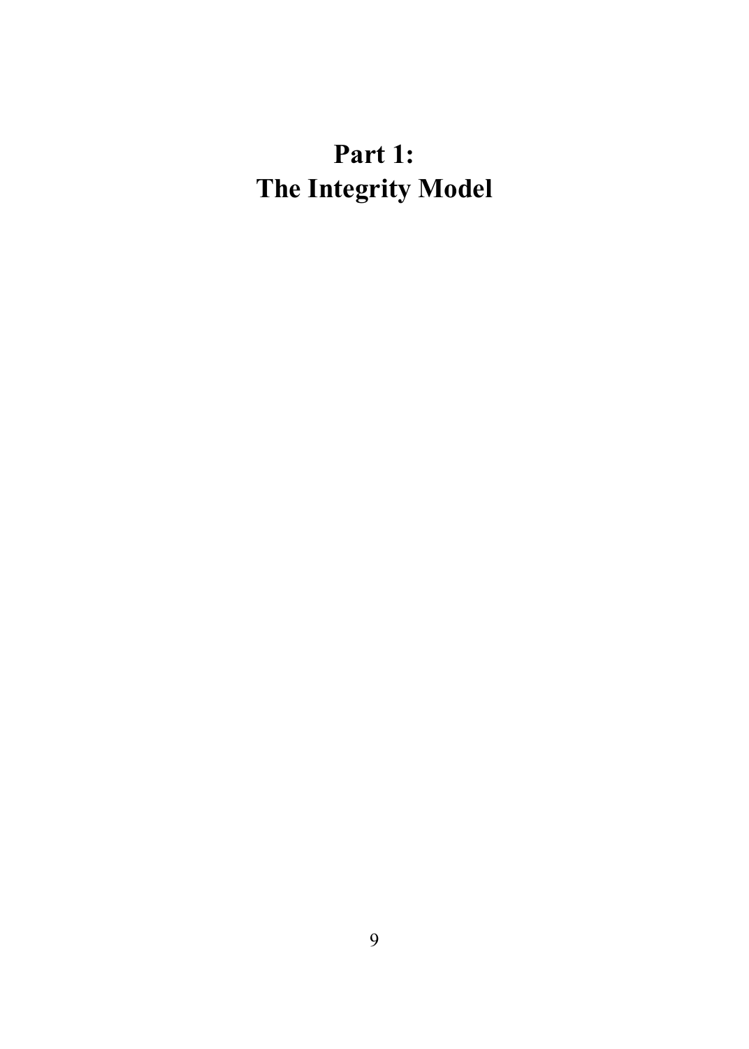# Part 1:
# The Integrity Model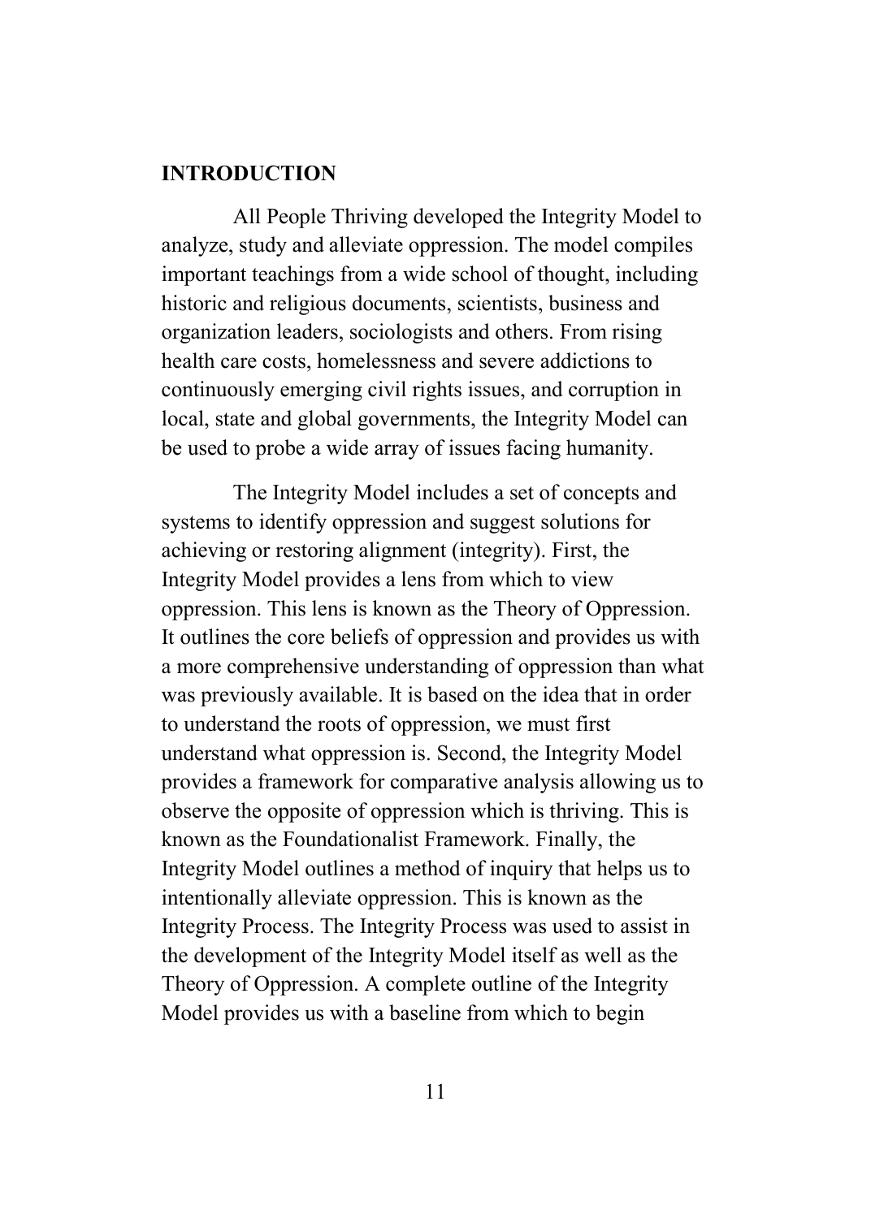## INTRODUCTION

All People Thriving developed the Integrity Model to analyze, study and alleviate oppression. The model compiles important teachings from a wide school of thought, including historic and religious documents, scientists, business and organization leaders, sociologists and others. From rising health care costs, homelessness and severe addictions to continuously emerging civil rights issues, and corruption in local, state and global governments, the Integrity Model can be used to probe a wide array of issues facing humanity.

The Integrity Model includes a set of concepts and systems to identify oppression and suggest solutions for achieving or restoring alignment (integrity). First, the Integrity Model provides a lens from which to view oppression. This lens is known as the Theory of Oppression. It outlines the core beliefs of oppression and provides us with a more comprehensive understanding of oppression than what was previously available. It is based on the idea that in order to understand the roots of oppression, we must first understand what oppression is. Second, the Integrity Model provides a framework for comparative analysis allowing us to observe the opposite of oppression which is thriving. This is known as the Foundationalist Framework. Finally, the Integrity Model outlines a method of inquiry that helps us to intentionally alleviate oppression. This is known as the Integrity Process. The Integrity Process was used to assist in the development of the Integrity Model itself as well as the Theory of Oppression. A complete outline of the Integrity Model provides us with a baseline from which to begin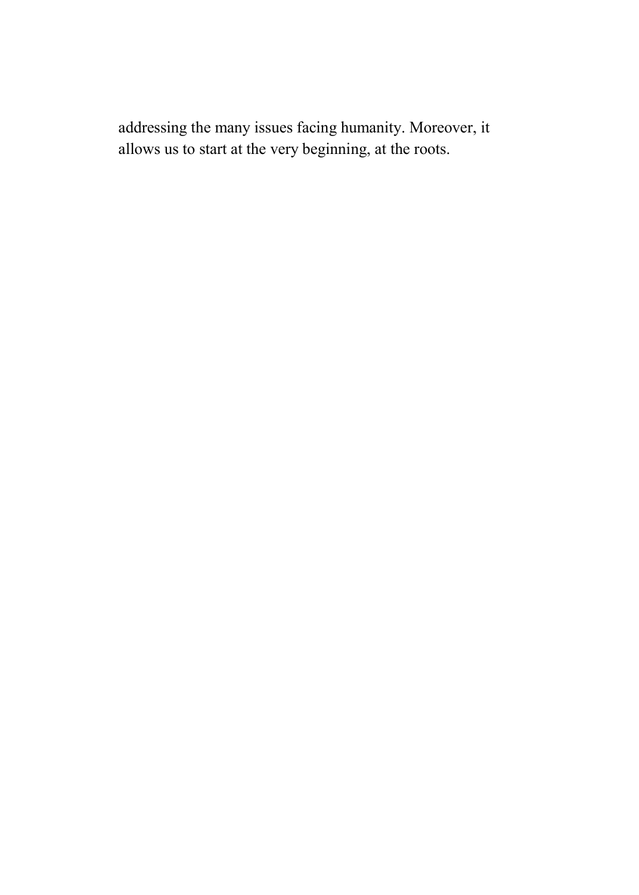addressing the many issues facing humanity. Moreover, it allows us to start at the very beginning, at the roots.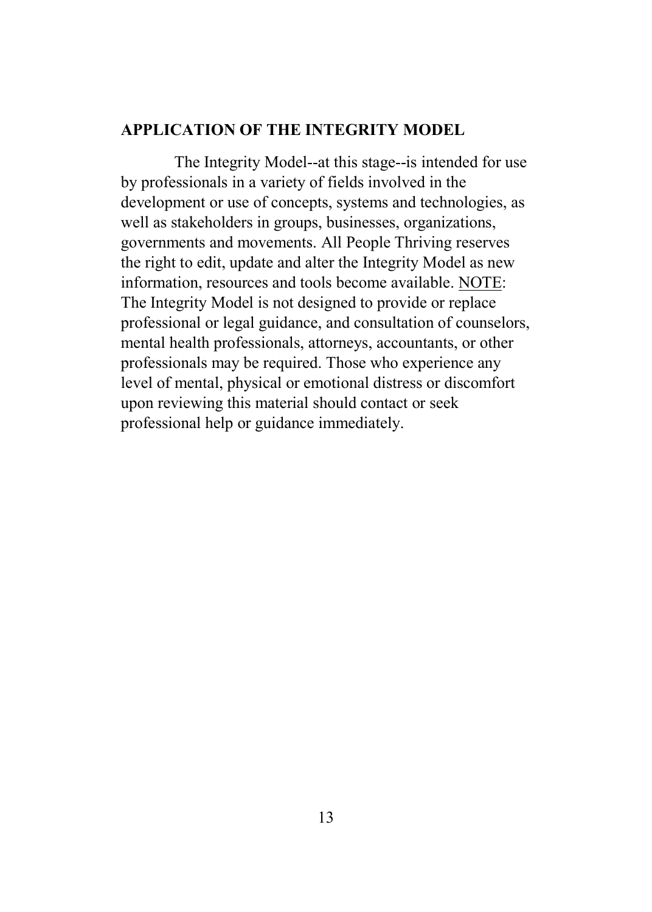## APPLICATION OF THE INTEGRITY MODEL

The Integrity Model--at this stage--is intended for use by professionals in a variety of fields involved in the development or use of concepts, systems and technologies, as well as stakeholders in groups, businesses, organizations, governments and movements. All People Thriving reserves the right to edit, update and alter the Integrity Model as new information, resources and tools become available. <u>NOTE</u>: The Integrity Model is not designed to provide or replace professional or legal guidance, and consultation of counselors, mental health professionals, attorneys, accountants, or other professionals may be required. Those who experience any level of mental, physical or emotional distress or discomfort upon reviewing this material should contact or seek professional help or guidance immediately.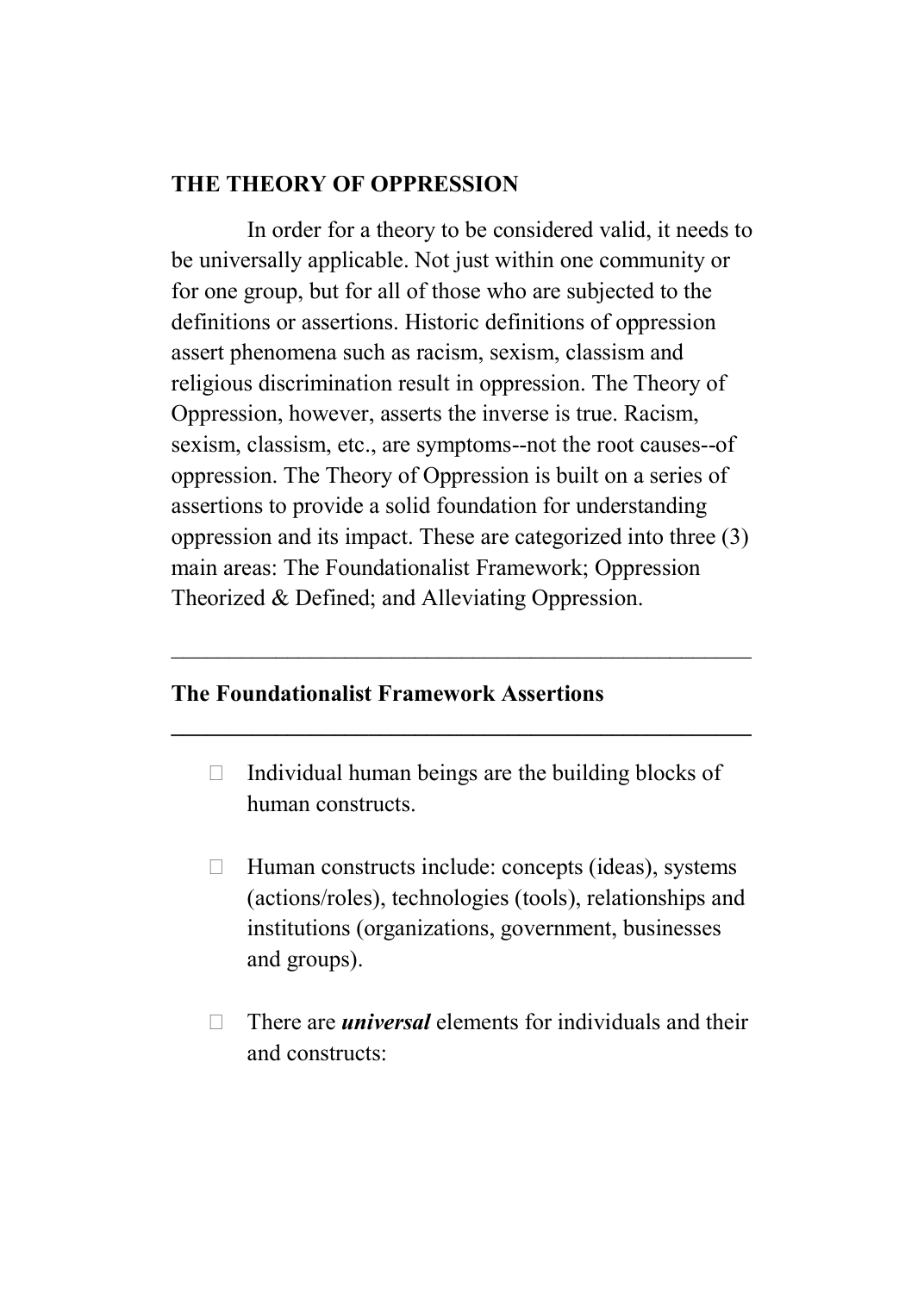## THE THEORY OF OPPRESSION

In order for a theory to be considered valid, it needs to be universally applicable. Not just within one community or for one group, but for all of those who are subjected to the definitions or assertions. Historic definitions of oppression assert phenomena such as racism, sexism, classism and religious discrimination result in oppression. The Theory of Oppression, however, asserts the inverse is true. Racism, sexism, classism, etc., are symptoms--not the root causes--of oppression. The Theory of Oppression is built on a series of assertions to provide a solid foundation for understanding oppression and its impact. These are categorized into three (3) main areas: The Foundationalist Framework; Oppression Theorized & Defined; and Alleviating Oppression.

---

### The Foundationalist Framework Assertions

---

- Individual human beings are the building blocks of human constructs.
- Human constructs include: concepts (ideas), systems (actions/roles), technologies (tools), relationships and institutions (organizations, government, businesses and groups).
- There are ***universal*** elements for individuals and their and constructs: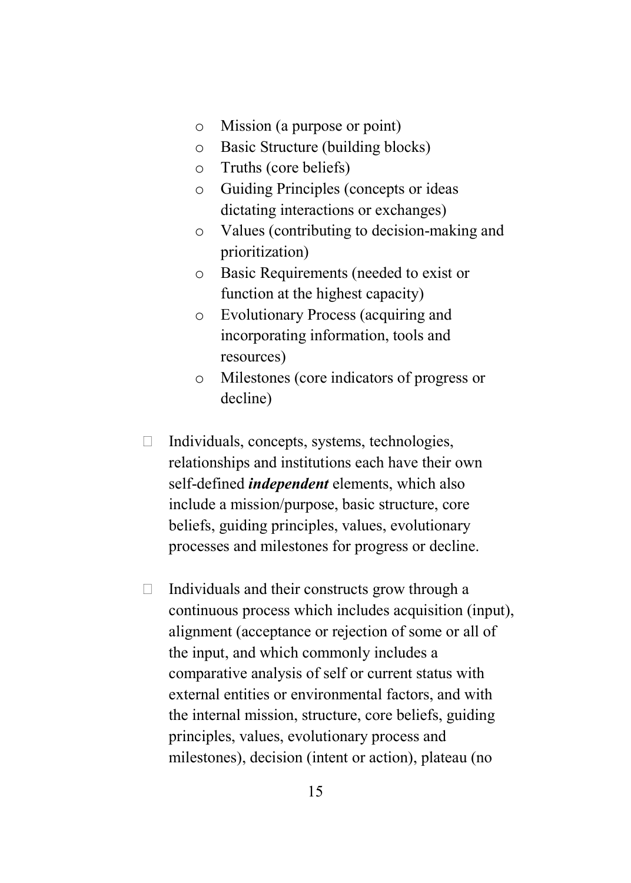- Mission (a purpose or point)
  - Basic Structure (building blocks)
  - Truths (core beliefs)
  - Guiding Principles (concepts or ideas dictating interactions or exchanges)
  - Values (contributing to decision-making and prioritization)
  - Basic Requirements (needed to exist or function at the highest capacity)
  - Evolutionary Process (acquiring and incorporating information, tools and resources)
  - Milestones (core indicators of progress or decline)

- Individuals, concepts, systems, technologies, relationships and institutions each have their own self-defined ***independent*** elements, which also include a mission/purpose, basic structure, core beliefs, guiding principles, values, evolutionary processes and milestones for progress or decline.

- Individuals and their constructs grow through a continuous process which includes acquisition (input), alignment (acceptance or rejection of some or all of the input, and which commonly includes a comparative analysis of self or current status with external entities or environmental factors, and with the internal mission, structure, core beliefs, guiding principles, values, evolutionary process and milestones), decision (intent or action), plateau (no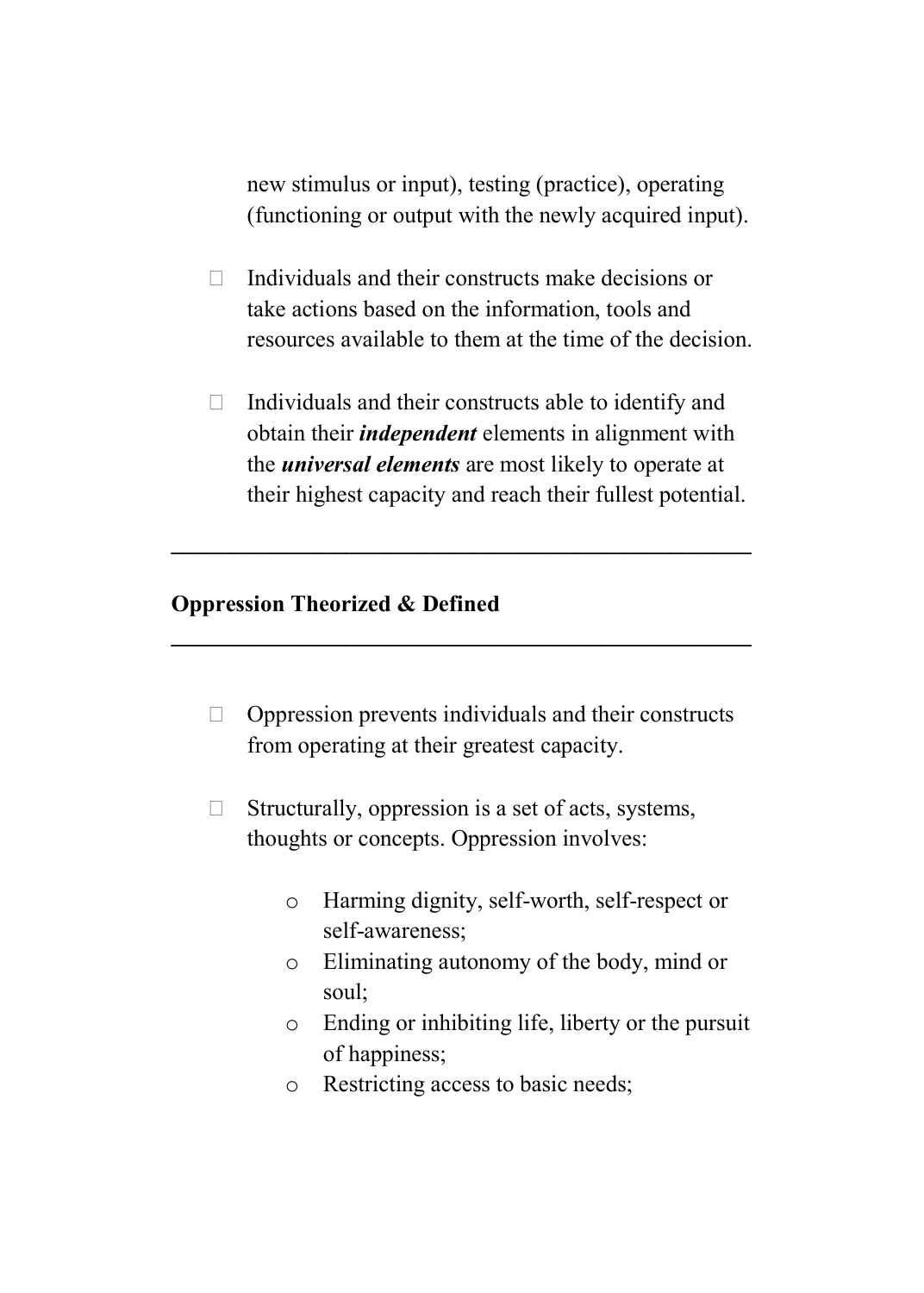new stimulus or input), testing (practice), operating (functioning or output with the newly acquired input).

- Individuals and their constructs make decisions or take actions based on the information, tools and resources available to them at the time of the decision.

- Individuals and their constructs able to identify and obtain their ***independent*** elements in alignment with the ***universal elements*** are most likely to operate at their highest capacity and reach their fullest potential.

---

## Oppression Theorized & Defined

---

- Oppression prevents individuals and their constructs from operating at their greatest capacity.

- Structurally, oppression is a set of acts, systems, thoughts or concepts. Oppression involves:

    - Harming dignity, self-worth, self-respect or self-awareness;
    - Eliminating autonomy of the body, mind or soul;
    - Ending or inhibiting life, liberty or the pursuit of happiness;
    - Restricting access to basic needs;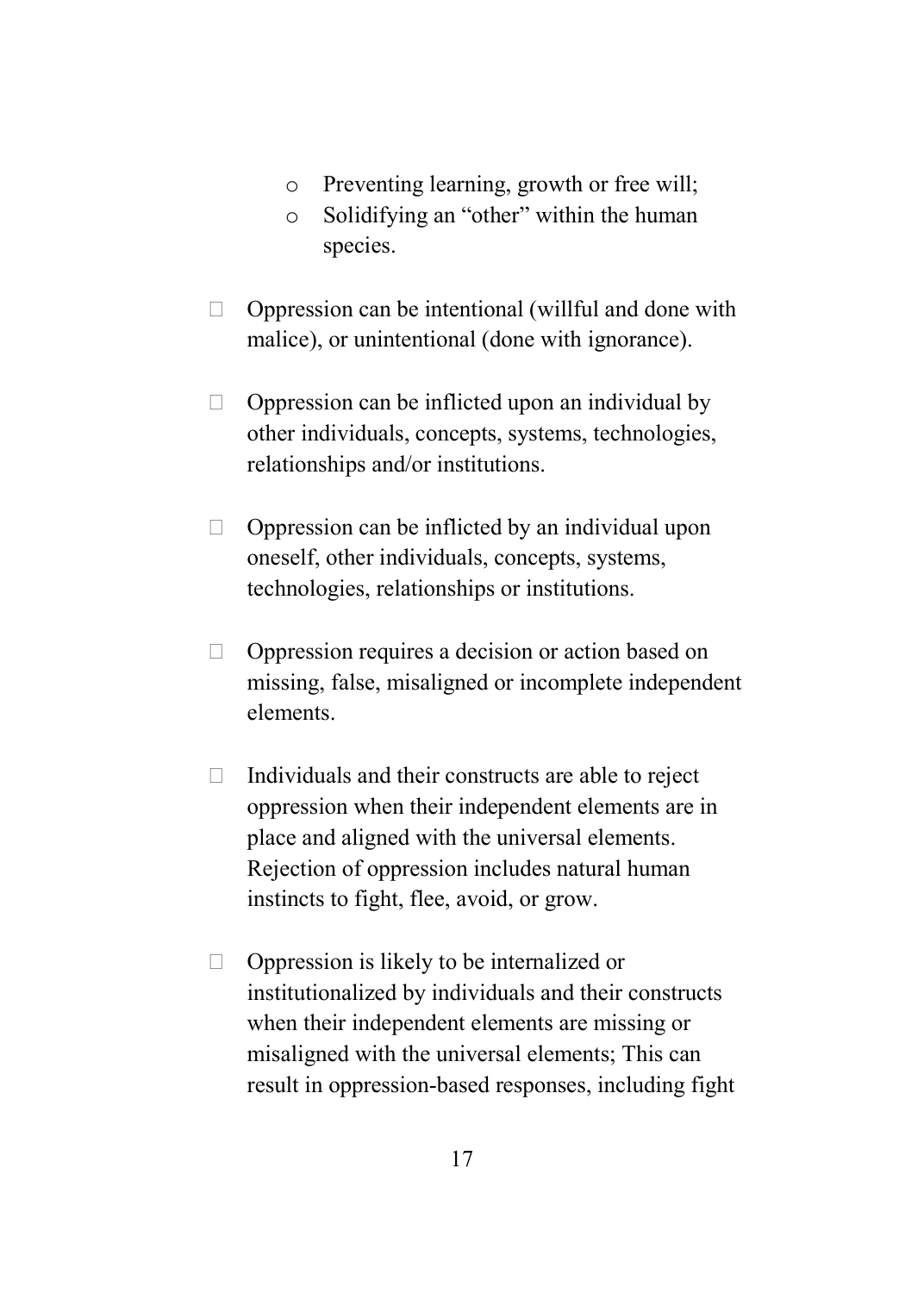- Preventing learning, growth or free will;
    - Solidifying an "other" within the human species.

- Oppression can be intentional (willful and done with malice), or unintentional (done with ignorance).

- Oppression can be inflicted upon an individual by other individuals, concepts, systems, technologies, relationships and/or institutions.

- Oppression can be inflicted by an individual upon oneself, other individuals, concepts, systems, technologies, relationships or institutions.

- Oppression requires a decision or action based on missing, false, misaligned or incomplete independent elements.

- Individuals and their constructs are able to reject oppression when their independent elements are in place and aligned with the universal elements. Rejection of oppression includes natural human instincts to fight, flee, avoid, or grow.

- Oppression is likely to be internalized or institutionalized by individuals and their constructs when their independent elements are missing or misaligned with the universal elements; This can result in oppression-based responses, including fight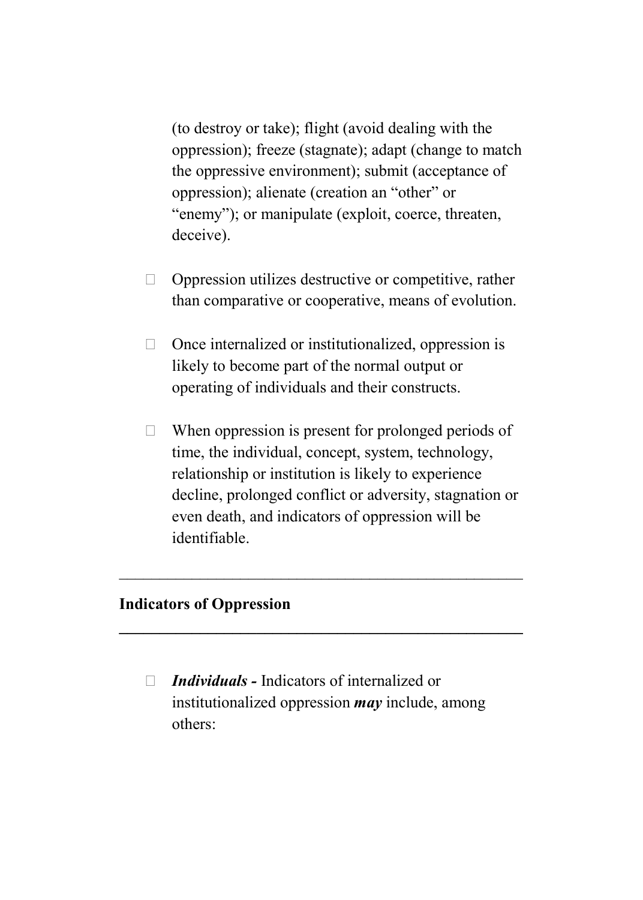(to destroy or take); flight (avoid dealing with the oppression); freeze (stagnate); adapt (change to match the oppressive environment); submit (acceptance of oppression); alienate (creation an "other" or "enemy"); or manipulate (exploit, coerce, threaten, deceive).

- Oppression utilizes destructive or competitive, rather than comparative or cooperative, means of evolution.

- Once internalized or institutionalized, oppression is likely to become part of the normal output or operating of individuals and their constructs.

- When oppression is present for prolonged periods of time, the individual, concept, system, technology, relationship or institution is likely to experience decline, prolonged conflict or adversity, stagnation or even death, and indicators of oppression will be identifiable.

---

## Indicators of Oppression

---

- ***Individuals -*** Indicators of internalized or institutionalized oppression ***may*** include, among others: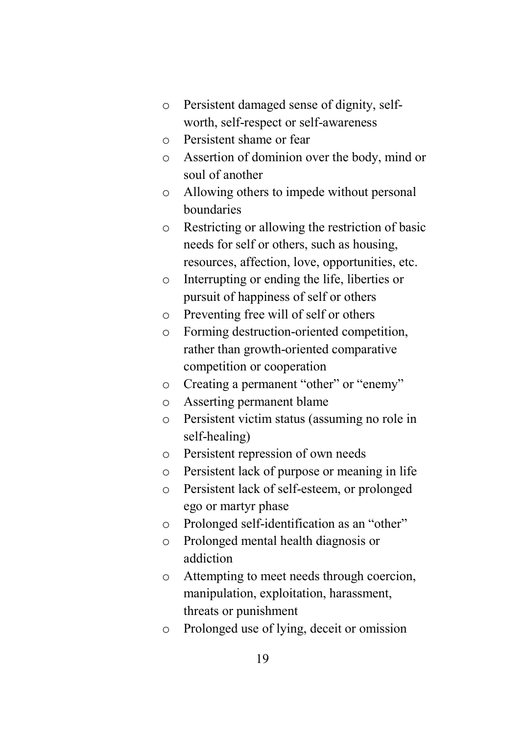- Persistent damaged sense of dignity, self-worth, self-respect or self-awareness
- Persistent shame or fear
- Assertion of dominion over the body, mind or soul of another
- Allowing others to impede without personal boundaries
- Restricting or allowing the restriction of basic needs for self or others, such as housing, resources, affection, love, opportunities, etc.
- Interrupting or ending the life, liberties or pursuit of happiness of self or others
- Preventing free will of self or others
- Forming destruction-oriented competition, rather than growth-oriented comparative competition or cooperation
- Creating a permanent "other" or "enemy"
- Asserting permanent blame
- Persistent victim status (assuming no role in self-healing)
- Persistent repression of own needs
- Persistent lack of purpose or meaning in life
- Persistent lack of self-esteem, or prolonged ego or martyr phase
- Prolonged self-identification as an "other"
- Prolonged mental health diagnosis or addiction
- Attempting to meet needs through coercion, manipulation, exploitation, harassment, threats or punishment
- Prolonged use of lying, deceit or omission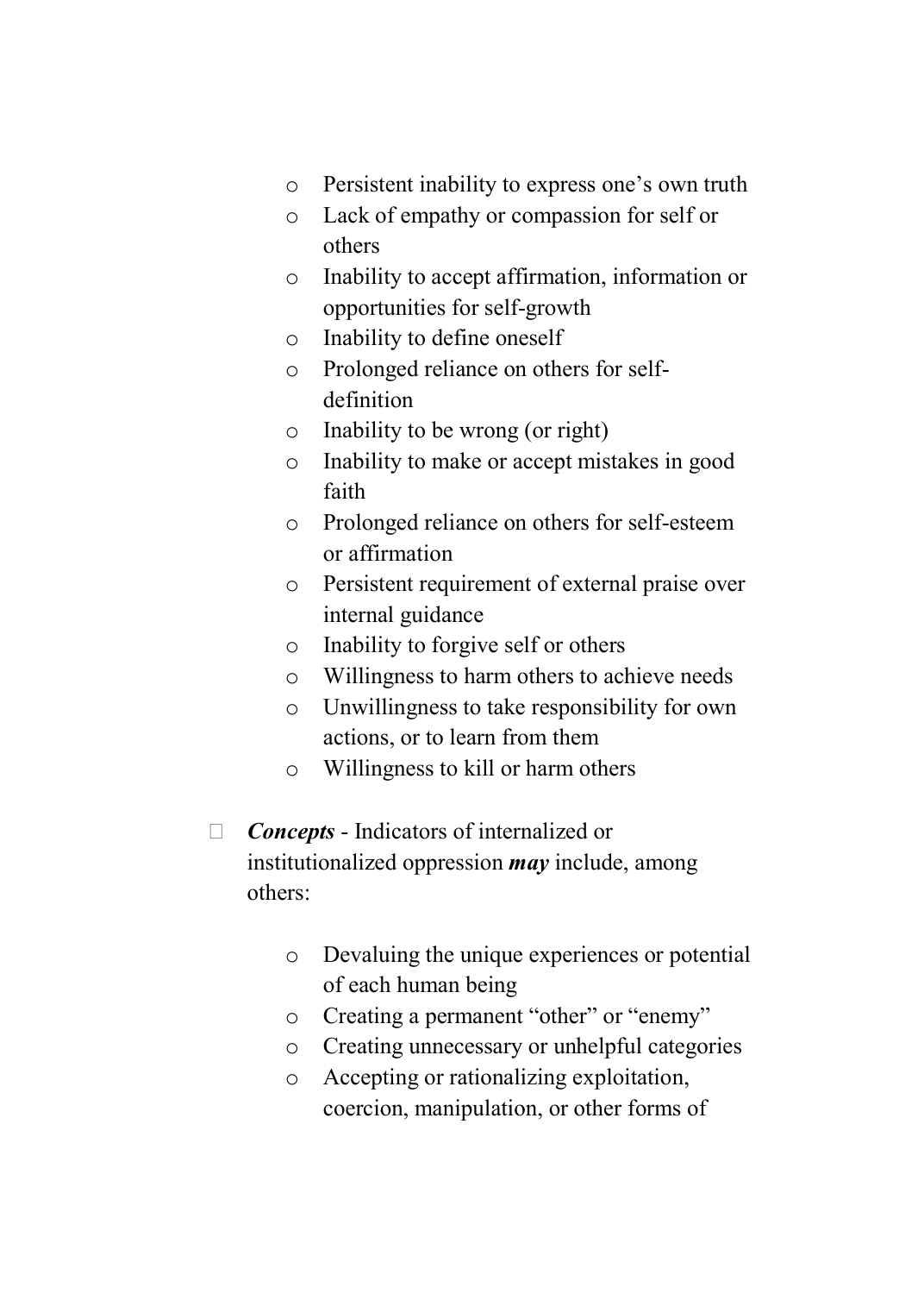- Persistent inability to express one's own truth
  - Lack of empathy or compassion for self or others
  - Inability to accept affirmation, information or opportunities for self-growth
  - Inability to define oneself
  - Prolonged reliance on others for self-definition
  - Inability to be wrong (or right)
  - Inability to make or accept mistakes in good faith
  - Prolonged reliance on others for self-esteem or affirmation
  - Persistent requirement of external praise over internal guidance
  - Inability to forgive self or others
  - Willingness to harm others to achieve needs
  - Unwillingness to take responsibility for own actions, or to learn from them
  - Willingness to kill or harm others

- ***Concepts*** - Indicators of internalized or institutionalized oppression ***may*** include, among others:

  - Devaluing the unique experiences or potential of each human being
  - Creating a permanent "other" or "enemy"
  - Creating unnecessary or unhelpful categories
  - Accepting or rationalizing exploitation, coercion, manipulation, or other forms of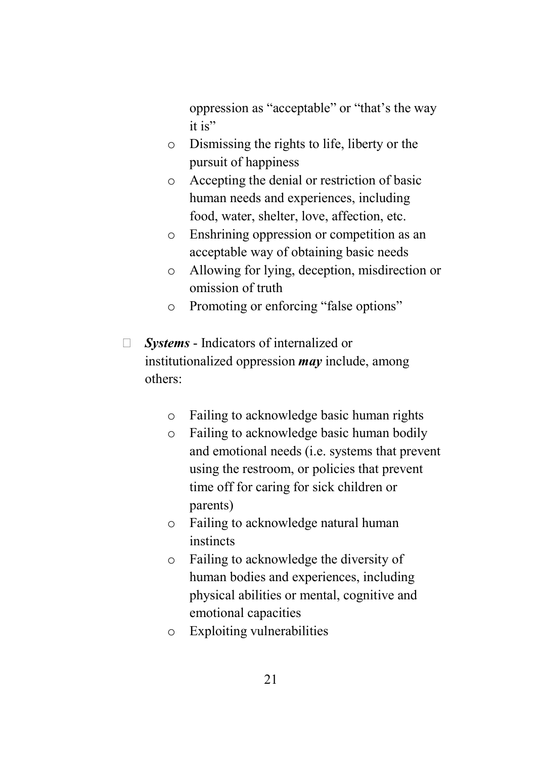oppression as "acceptable" or "that's the way it is"
    - Dismissing the rights to life, liberty or the pursuit of happiness
    - Accepting the denial or restriction of basic human needs and experiences, including food, water, shelter, love, affection, etc.
    - Enshrining oppression or competition as an acceptable way of obtaining basic needs
    - Allowing for lying, deception, misdirection or omission of truth
    - Promoting or enforcing "false options"

- ***Systems*** - Indicators of internalized or institutionalized oppression ***may*** include, among others:

    - Failing to acknowledge basic human rights
    - Failing to acknowledge basic human bodily and emotional needs (i.e. systems that prevent using the restroom, or policies that prevent time off for caring for sick children or parents)
    - Failing to acknowledge natural human instincts
    - Failing to acknowledge the diversity of human bodies and experiences, including physical abilities or mental, cognitive and emotional capacities
    - Exploiting vulnerabilities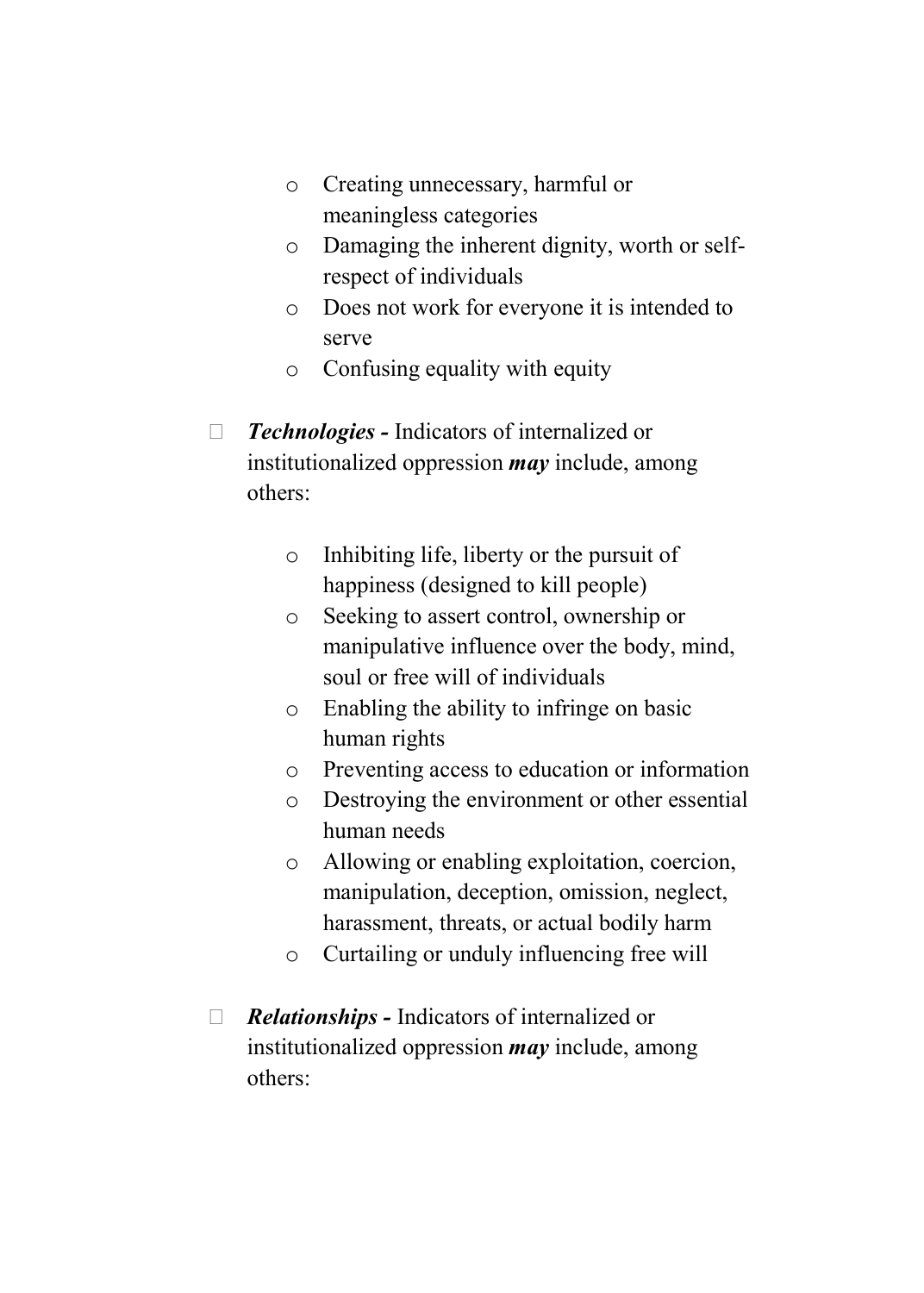- Creating unnecessary, harmful or meaningless categories
  - Damaging the inherent dignity, worth or self-respect of individuals
  - Does not work for everyone it is intended to serve
  - Confusing equality with equity

- ***Technologies -*** Indicators of internalized or institutionalized oppression ***may*** include, among others:

  - Inhibiting life, liberty or the pursuit of happiness (designed to kill people)
  - Seeking to assert control, ownership or manipulative influence over the body, mind, soul or free will of individuals
  - Enabling the ability to infringe on basic human rights
  - Preventing access to education or information
  - Destroying the environment or other essential human needs
  - Allowing or enabling exploitation, coercion, manipulation, deception, omission, neglect, harassment, threats, or actual bodily harm
  - Curtailing or unduly influencing free will

- ***Relationships -*** Indicators of internalized or institutionalized oppression ***may*** include, among others: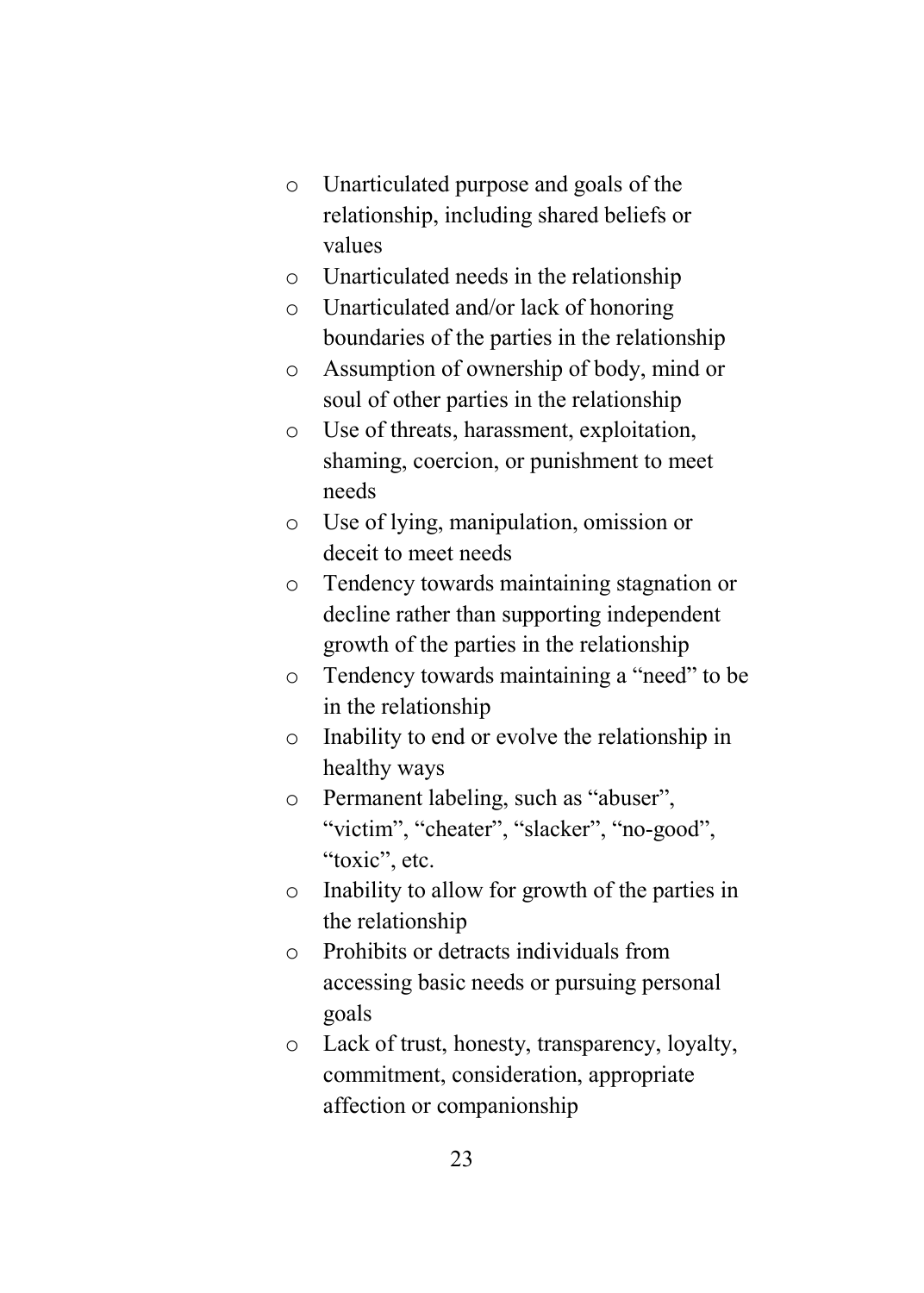- Unarticulated purpose and goals of the relationship, including shared beliefs or values
- Unarticulated needs in the relationship
- Unarticulated and/or lack of honoring boundaries of the parties in the relationship
- Assumption of ownership of body, mind or soul of other parties in the relationship
- Use of threats, harassment, exploitation, shaming, coercion, or punishment to meet needs
- Use of lying, manipulation, omission or deceit to meet needs
- Tendency towards maintaining stagnation or decline rather than supporting independent growth of the parties in the relationship
- Tendency towards maintaining a "need" to be in the relationship
- Inability to end or evolve the relationship in healthy ways
- Permanent labeling, such as "abuser", "victim", "cheater", "slacker", "no-good", "toxic", etc.
- Inability to allow for growth of the parties in the relationship
- Prohibits or detracts individuals from accessing basic needs or pursuing personal goals
- Lack of trust, honesty, transparency, loyalty, commitment, consideration, appropriate affection or companionship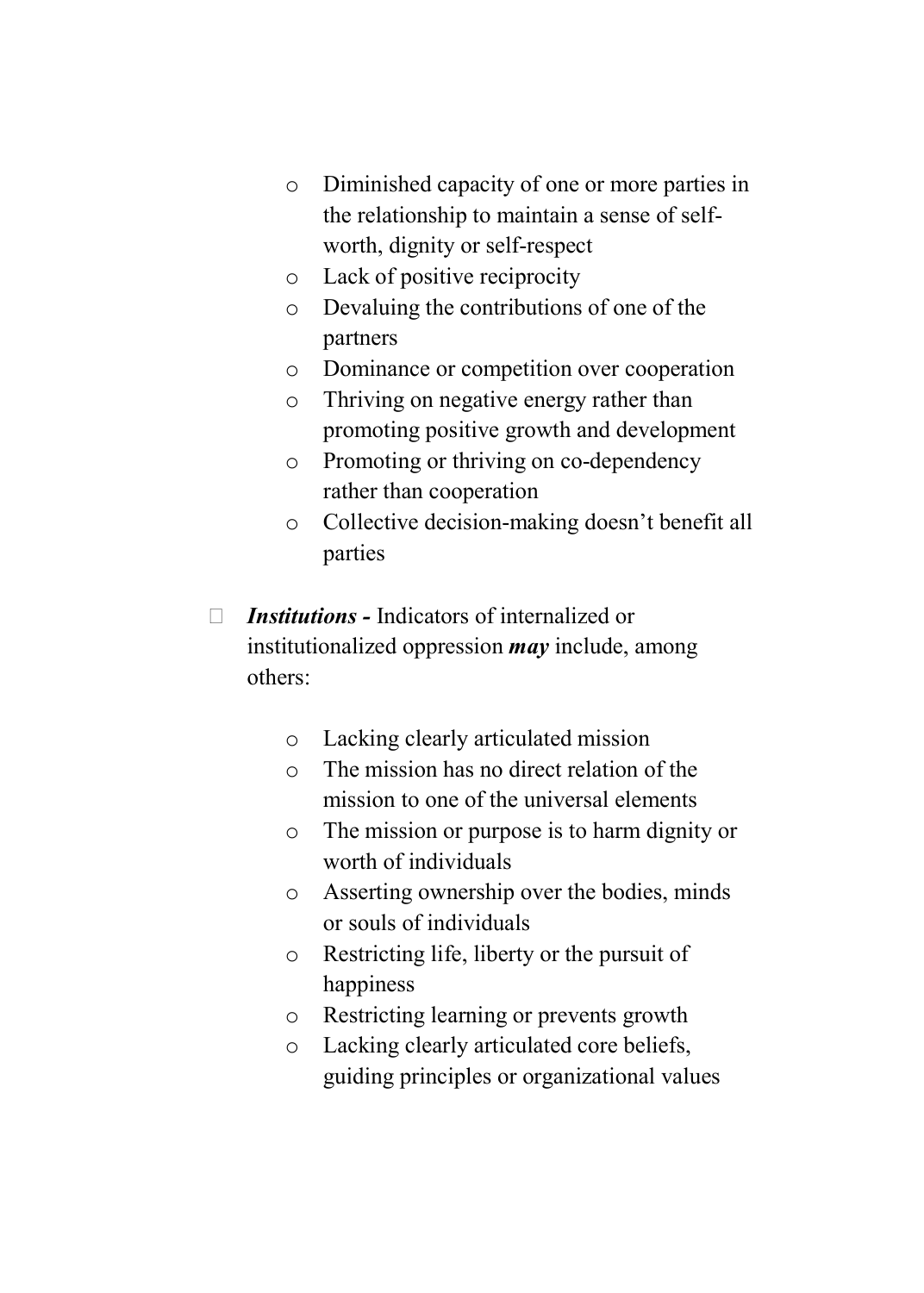- Diminished capacity of one or more parties in the relationship to maintain a sense of self-worth, dignity or self-respect
  - Lack of positive reciprocity
  - Devaluing the contributions of one of the partners
  - Dominance or competition over cooperation
  - Thriving on negative energy rather than promoting positive growth and development
  - Promoting or thriving on co-dependency rather than cooperation
  - Collective decision-making doesn't benefit all parties

- ***Institutions -*** Indicators of internalized or institutionalized oppression ***may*** include, among others:

  - Lacking clearly articulated mission
  - The mission has no direct relation of the mission to one of the universal elements
  - The mission or purpose is to harm dignity or worth of individuals
  - Asserting ownership over the bodies, minds or souls of individuals
  - Restricting life, liberty or the pursuit of happiness
  - Restricting learning or prevents growth
  - Lacking clearly articulated core beliefs, guiding principles or organizational values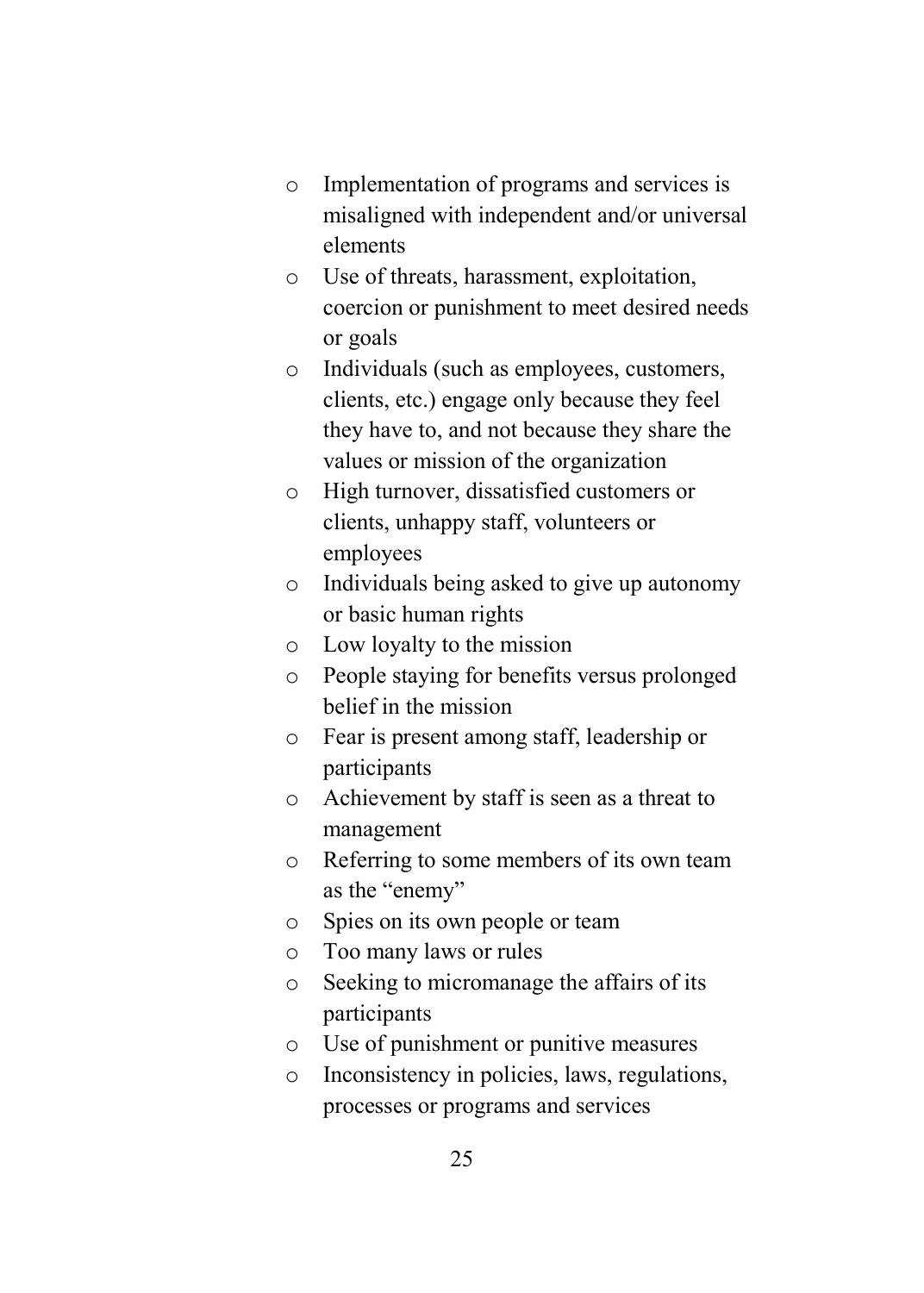- Implementation of programs and services is misaligned with independent and/or universal elements
- Use of threats, harassment, exploitation, coercion or punishment to meet desired needs or goals
- Individuals (such as employees, customers, clients, etc.) engage only because they feel they have to, and not because they share the values or mission of the organization
- High turnover, dissatisfied customers or clients, unhappy staff, volunteers or employees
- Individuals being asked to give up autonomy or basic human rights
- Low loyalty to the mission
- People staying for benefits versus prolonged belief in the mission
- Fear is present among staff, leadership or participants
- Achievement by staff is seen as a threat to management
- Referring to some members of its own team as the “enemy”
- Spies on its own people or team
- Too many laws or rules
- Seeking to micromanage the affairs of its participants
- Use of punishment or punitive measures
- Inconsistency in policies, laws, regulations, processes or programs and services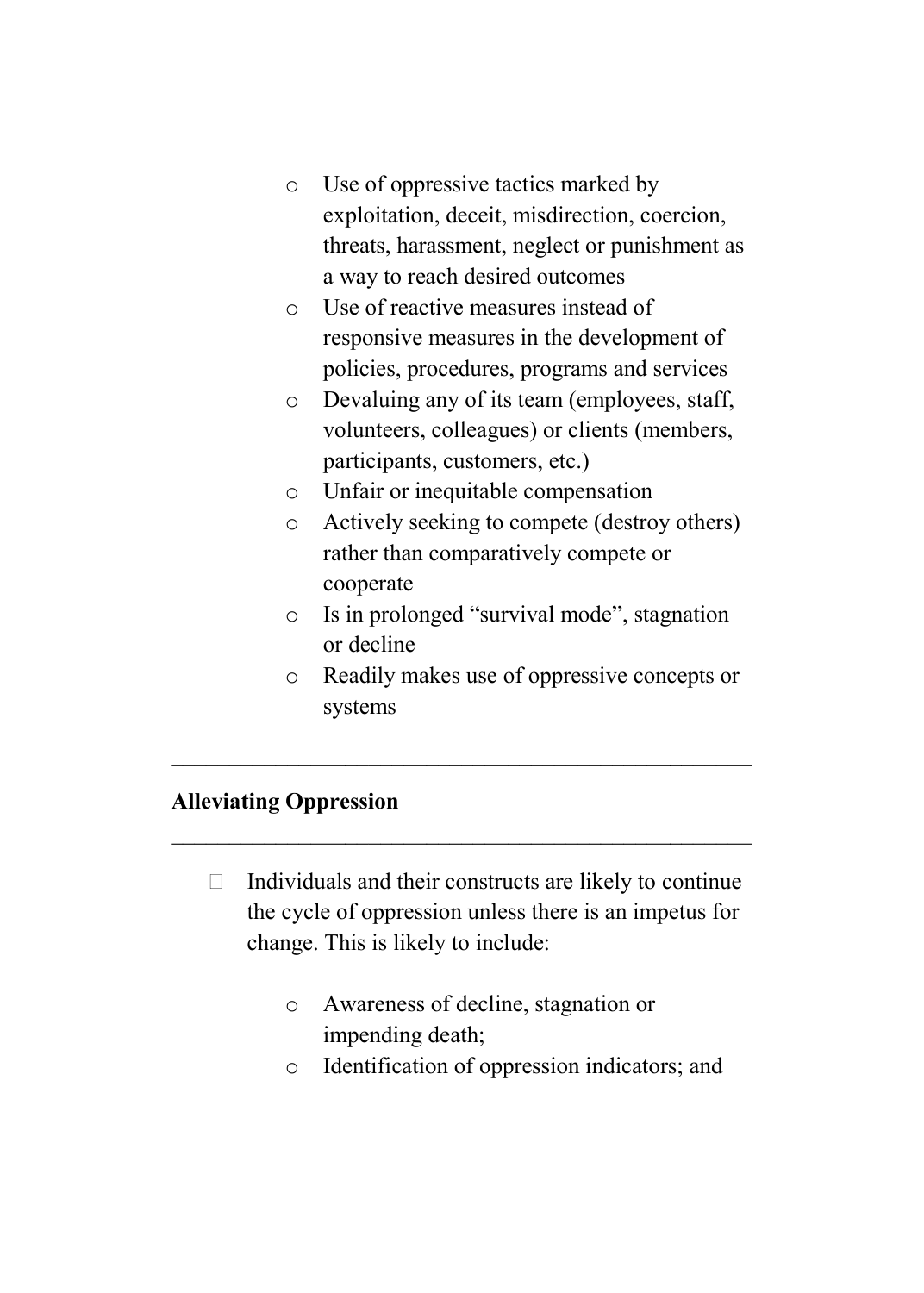- Use of oppressive tactics marked by exploitation, deceit, misdirection, coercion, threats, harassment, neglect or punishment as a way to reach desired outcomes
- Use of reactive measures instead of responsive measures in the development of policies, procedures, programs and services
- Devaluing any of its team (employees, staff, volunteers, colleagues) or clients (members, participants, customers, etc.)
- Unfair or inequitable compensation
- Actively seeking to compete (destroy others) rather than comparatively compete or cooperate
- Is in prolonged "survival mode", stagnation or decline
- Readily makes use of oppressive concepts or systems

---

**Alleviating Oppression**

---

- Individuals and their constructs are likely to continue the cycle of oppression unless there is an impetus for change. This is likely to include:
  - Awareness of decline, stagnation or impending death;
  - Identification of oppression indicators; and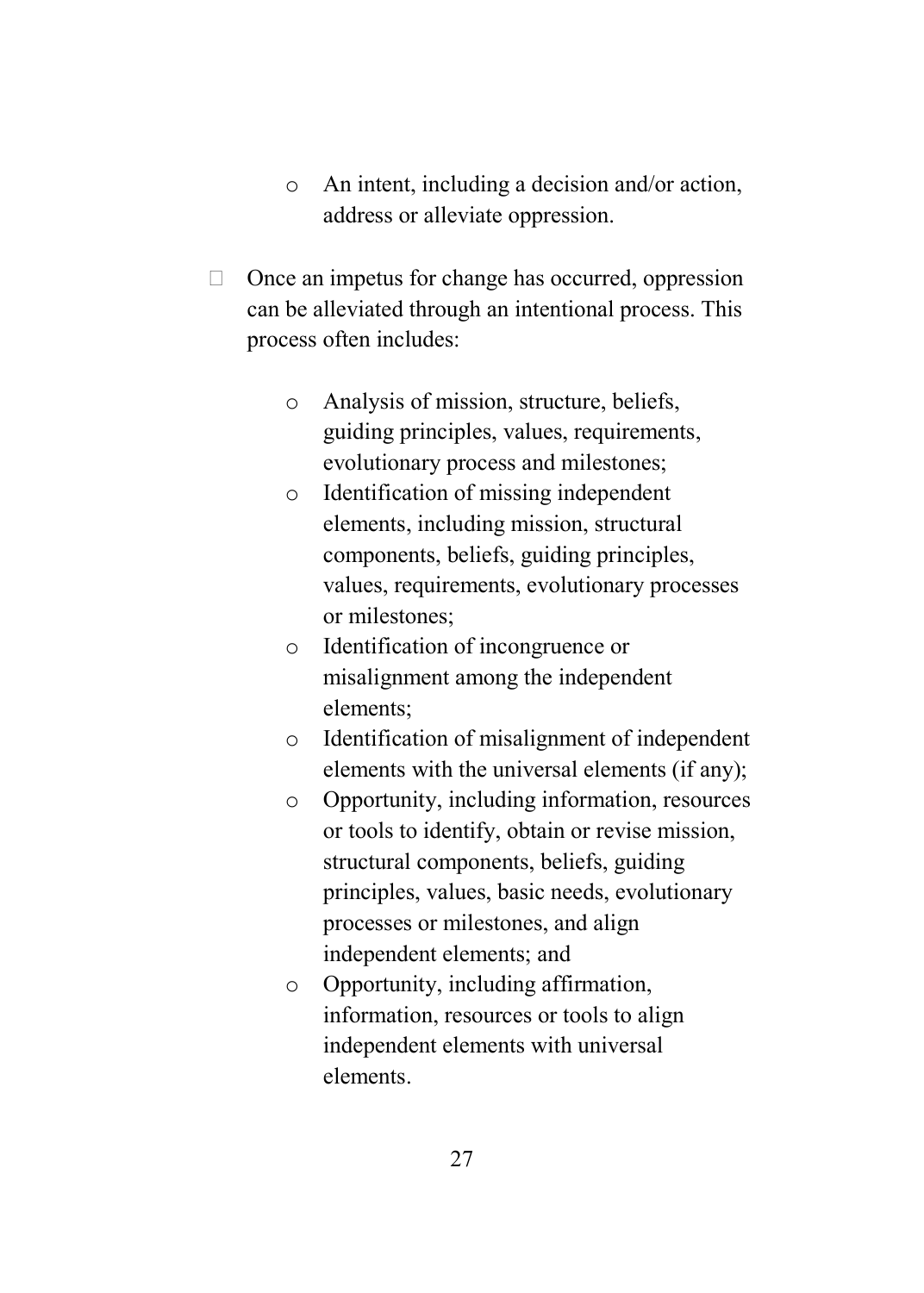- An intent, including a decision and/or action, address or alleviate oppression.

- Once an impetus for change has occurred, oppression can be alleviated through an intentional process. This process often includes:

  - Analysis of mission, structure, beliefs, guiding principles, values, requirements, evolutionary process and milestones;
  - Identification of missing independent elements, including mission, structural components, beliefs, guiding principles, values, requirements, evolutionary processes or milestones;
  - Identification of incongruence or misalignment among the independent elements;
  - Identification of misalignment of independent elements with the universal elements (if any);
  - Opportunity, including information, resources or tools to identify, obtain or revise mission, structural components, beliefs, guiding principles, values, basic needs, evolutionary processes or milestones, and align independent elements; and
  - Opportunity, including affirmation, information, resources or tools to align independent elements with universal elements.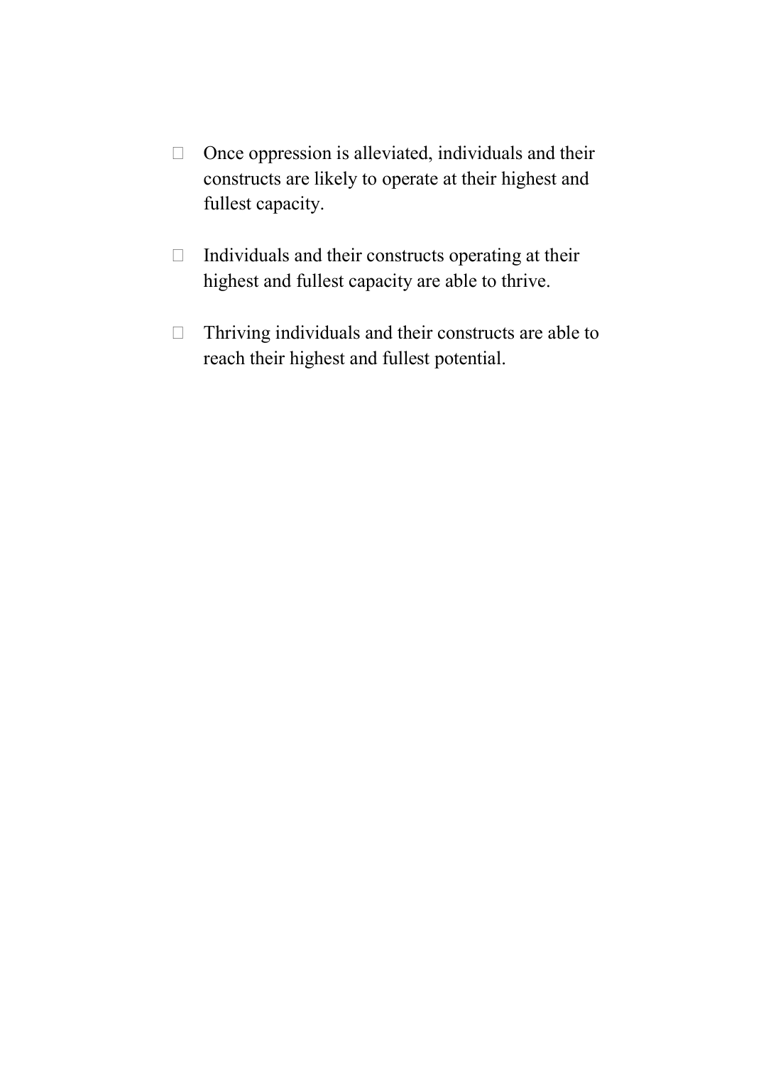- Once oppression is alleviated, individuals and their constructs are likely to operate at their highest and fullest capacity.

- Individuals and their constructs operating at their highest and fullest capacity are able to thrive.

- Thriving individuals and their constructs are able to reach their highest and fullest potential.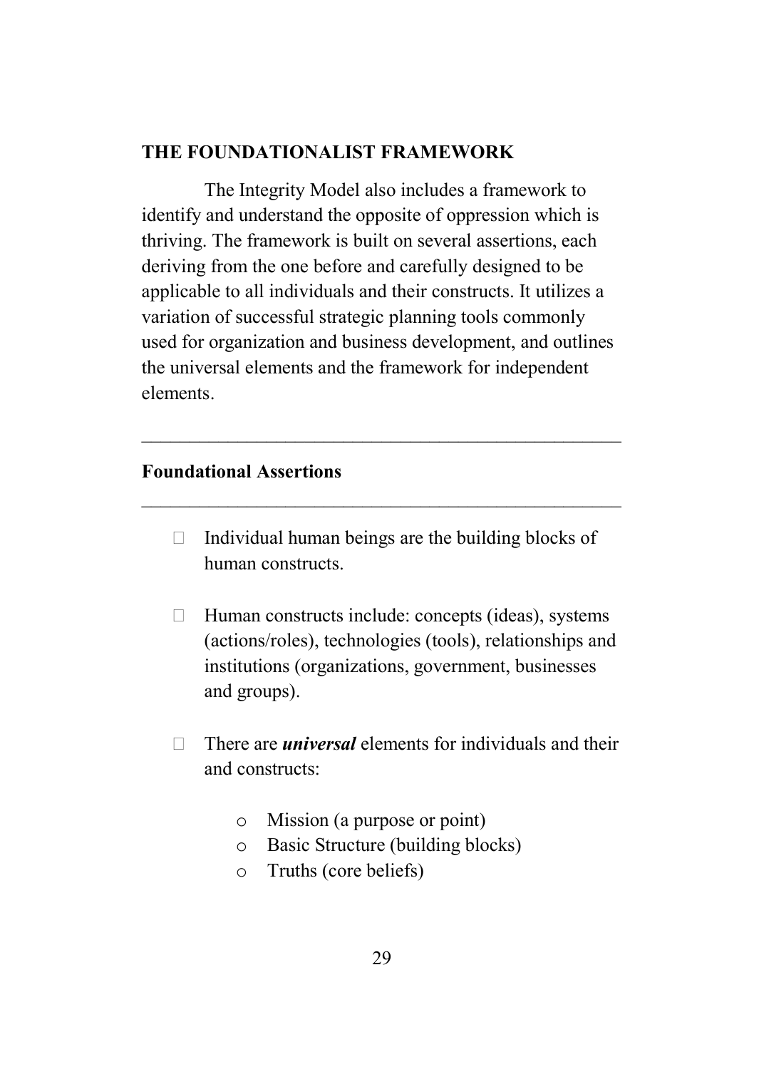## THE FOUNDATIONALIST FRAMEWORK

The Integrity Model also includes a framework to identify and understand the opposite of oppression which is thriving. The framework is built on several assertions, each deriving from the one before and carefully designed to be applicable to all individuals and their constructs. It utilizes a variation of successful strategic planning tools commonly used for organization and business development, and outlines the universal elements and the framework for independent elements.

---

### Foundational Assertions

---

- Individual human beings are the building blocks of human constructs.

- Human constructs include: concepts (ideas), systems (actions/roles), technologies (tools), relationships and institutions (organizations, government, businesses and groups).

- There are ***universal*** elements for individuals and their and constructs:

    - Mission (a purpose or point)
    - Basic Structure (building blocks)
    - Truths (core beliefs)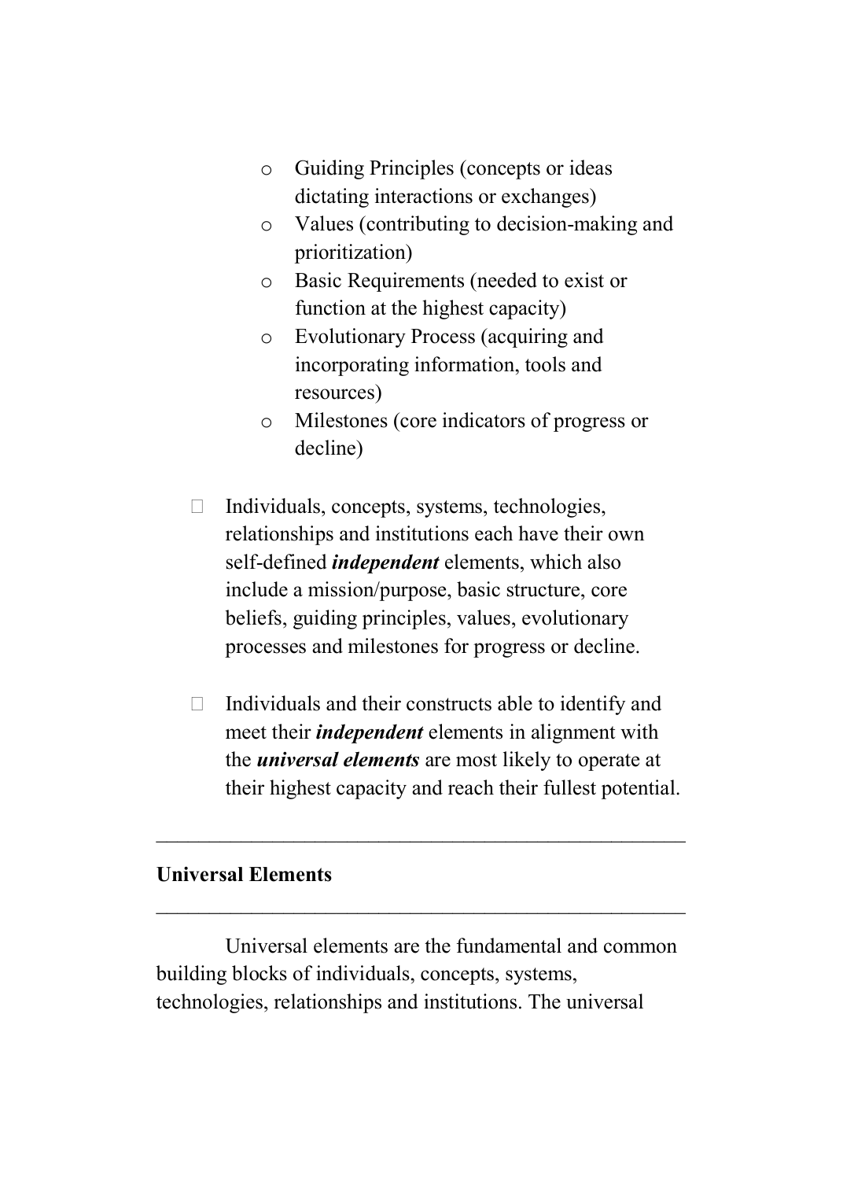- Guiding Principles (concepts or ideas dictating interactions or exchanges)
  - Values (contributing to decision-making and prioritization)
  - Basic Requirements (needed to exist or function at the highest capacity)
  - Evolutionary Process (acquiring and incorporating information, tools and resources)
  - Milestones (core indicators of progress or decline)

- Individuals, concepts, systems, technologies, relationships and institutions each have their own self-defined ***independent*** elements, which also include a mission/purpose, basic structure, core beliefs, guiding principles, values, evolutionary processes and milestones for progress or decline.

- Individuals and their constructs able to identify and meet their ***independent*** elements in alignment with the ***universal elements*** are most likely to operate at their highest capacity and reach their fullest potential.

---

**Universal Elements**

---

Universal elements are the fundamental and common building blocks of individuals, concepts, systems, technologies, relationships and institutions. The universal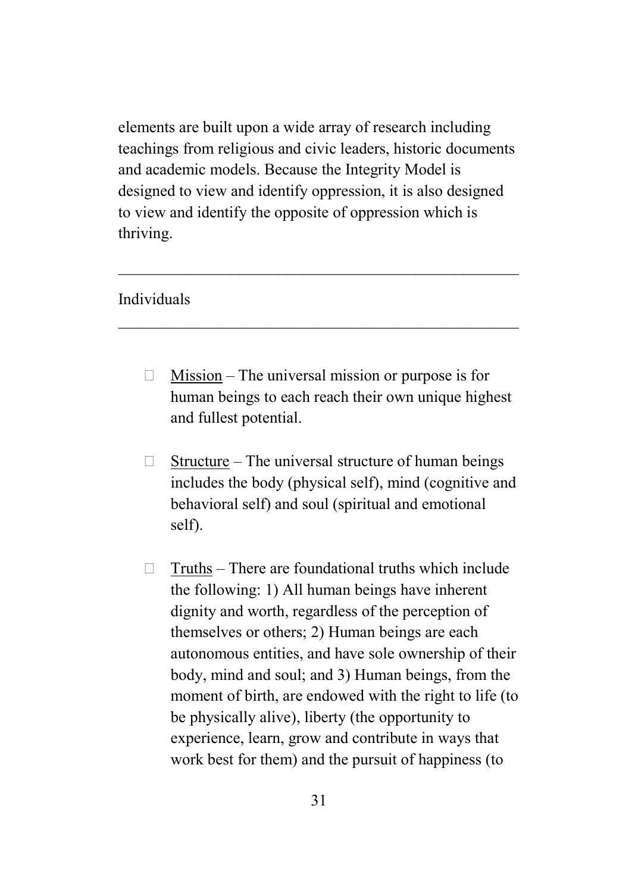elements are built upon a wide array of research including teachings from religious and civic leaders, historic documents and academic models. Because the Integrity Model is designed to view and identify oppression, it is also designed to view and identify the opposite of oppression which is thriving.

---

## Individuals

---

- Mission – The universal mission or purpose is for human beings to each reach their own unique highest and fullest potential.

- Structure – The universal structure of human beings includes the body (physical self), mind (cognitive and behavioral self) and soul (spiritual and emotional self).

- Truths – There are foundational truths which include the following: 1) All human beings have inherent dignity and worth, regardless of the perception of themselves or others; 2) Human beings are each autonomous entities, and have sole ownership of their body, mind and soul; and 3) Human beings, from the moment of birth, are endowed with the right to life (to be physically alive), liberty (the opportunity to experience, learn, grow and contribute in ways that work best for them) and the pursuit of happiness (to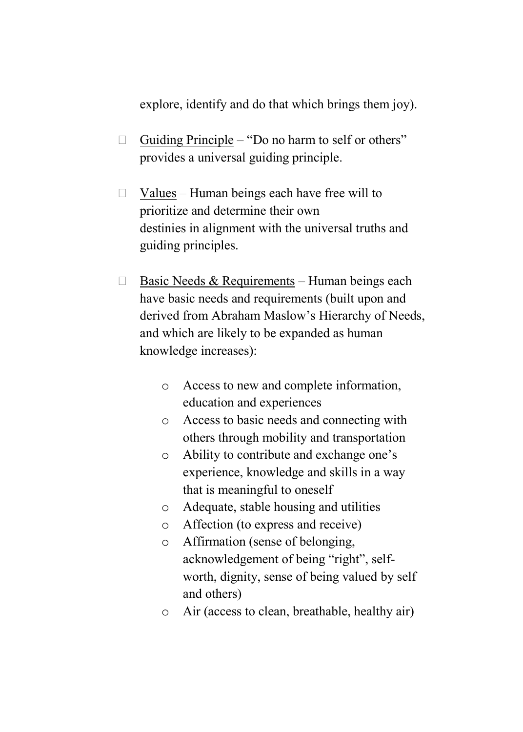explore, identify and do that which brings them joy).

- <u>Guiding Principle</u> – "Do no harm to self or others" provides a universal guiding principle.

- <u>Values</u> – Human beings each have free will to prioritize and determine their own destinies in alignment with the universal truths and guiding principles.

- <u>Basic Needs & Requirements</u> – Human beings each have basic needs and requirements (built upon and derived from Abraham Maslow's Hierarchy of Needs, and which are likely to be expanded as human knowledge increases):

  - Access to new and complete information, education and experiences
  - Access to basic needs and connecting with others through mobility and transportation
  - Ability to contribute and exchange one's experience, knowledge and skills in a way that is meaningful to oneself
  - Adequate, stable housing and utilities
  - Affection (to express and receive)
  - Affirmation (sense of belonging, acknowledgement of being "right", self-worth, dignity, sense of being valued by self and others)
  - Air (access to clean, breathable, healthy air)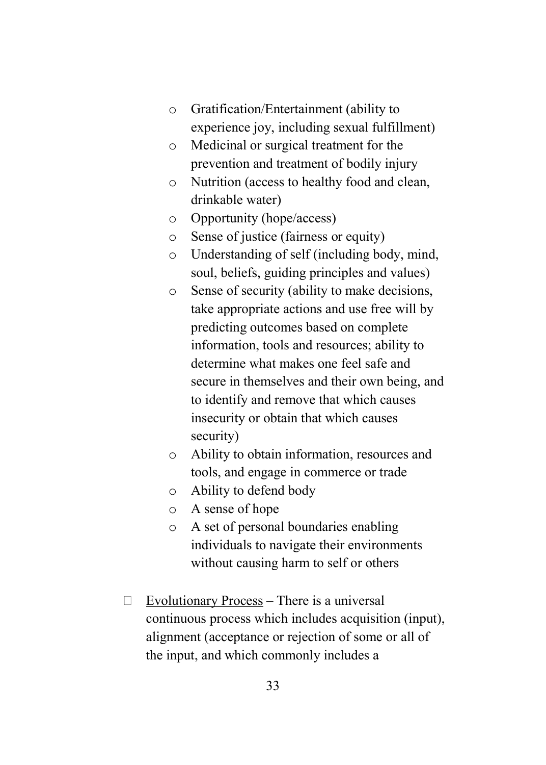- Gratification/Entertainment (ability to experience joy, including sexual fulfillment)
  - Medicinal or surgical treatment for the prevention and treatment of bodily injury
  - Nutrition (access to healthy food and clean, drinkable water)
  - Opportunity (hope/access)
  - Sense of justice (fairness or equity)
  - Understanding of self (including body, mind, soul, beliefs, guiding principles and values)
  - Sense of security (ability to make decisions, take appropriate actions and use free will by predicting outcomes based on complete information, tools and resources; ability to determine what makes one feel safe and secure in themselves and their own being, and to identify and remove that which causes insecurity or obtain that which causes security)
  - Ability to obtain information, resources and tools, and engage in commerce or trade
  - Ability to defend body
  - A sense of hope
  - A set of personal boundaries enabling individuals to navigate their environments without causing harm to self or others

- <u>Evolutionary Process</u> – There is a universal continuous process which includes acquisition (input), alignment (acceptance or rejection of some or all of the input, and which commonly includes a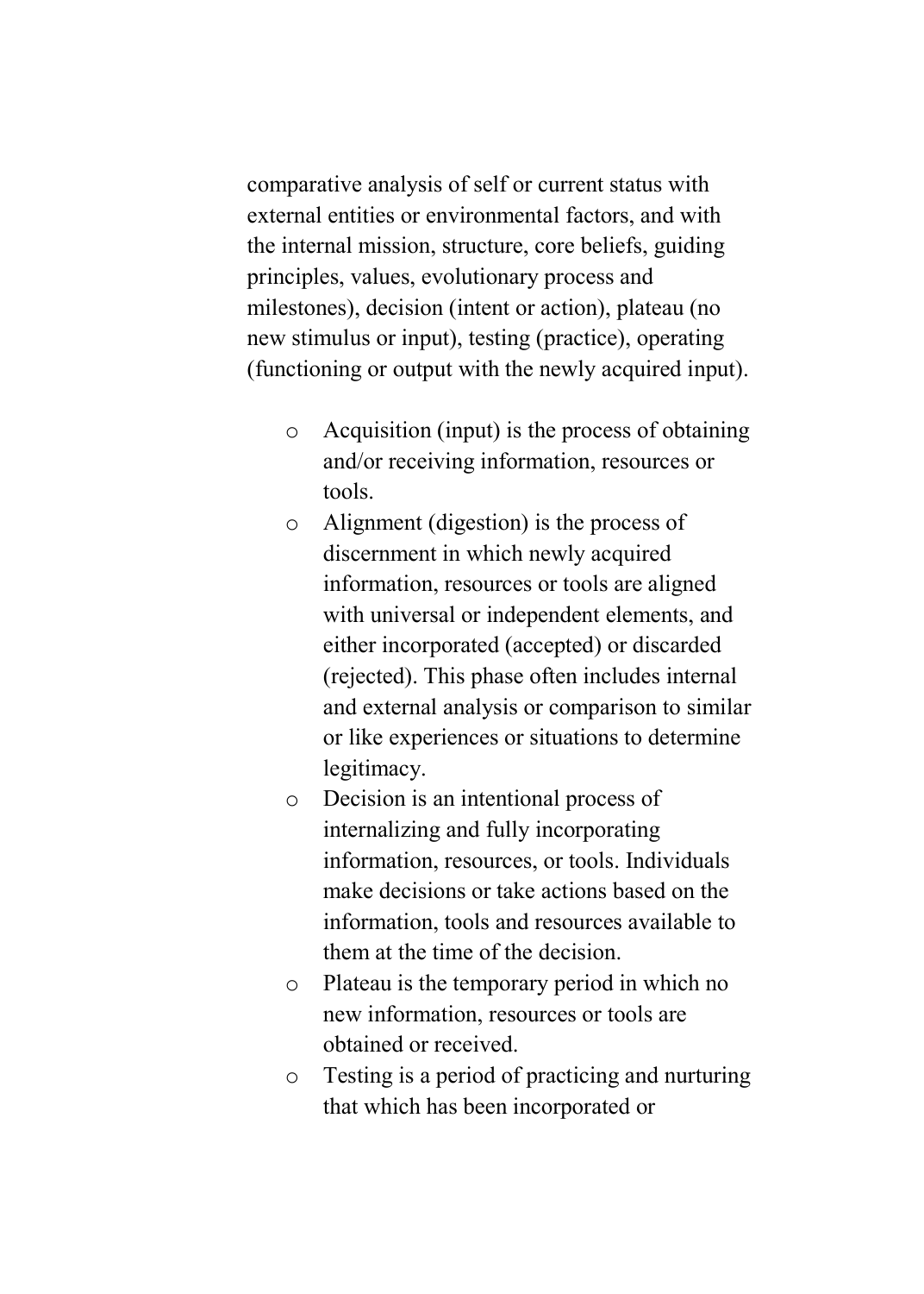comparative analysis of self or current status with external entities or environmental factors, and with the internal mission, structure, core beliefs, guiding principles, values, evolutionary process and milestones), decision (intent or action), plateau (no new stimulus or input), testing (practice), operating (functioning or output with the newly acquired input).

- Acquisition (input) is the process of obtaining and/or receiving information, resources or tools.
- Alignment (digestion) is the process of discernment in which newly acquired information, resources or tools are aligned with universal or independent elements, and either incorporated (accepted) or discarded (rejected). This phase often includes internal and external analysis or comparison to similar or like experiences or situations to determine legitimacy.
- Decision is an intentional process of internalizing and fully incorporating information, resources, or tools. Individuals make decisions or take actions based on the information, tools and resources available to them at the time of the decision.
- Plateau is the temporary period in which no new information, resources or tools are obtained or received.
- Testing is a period of practicing and nurturing that which has been incorporated or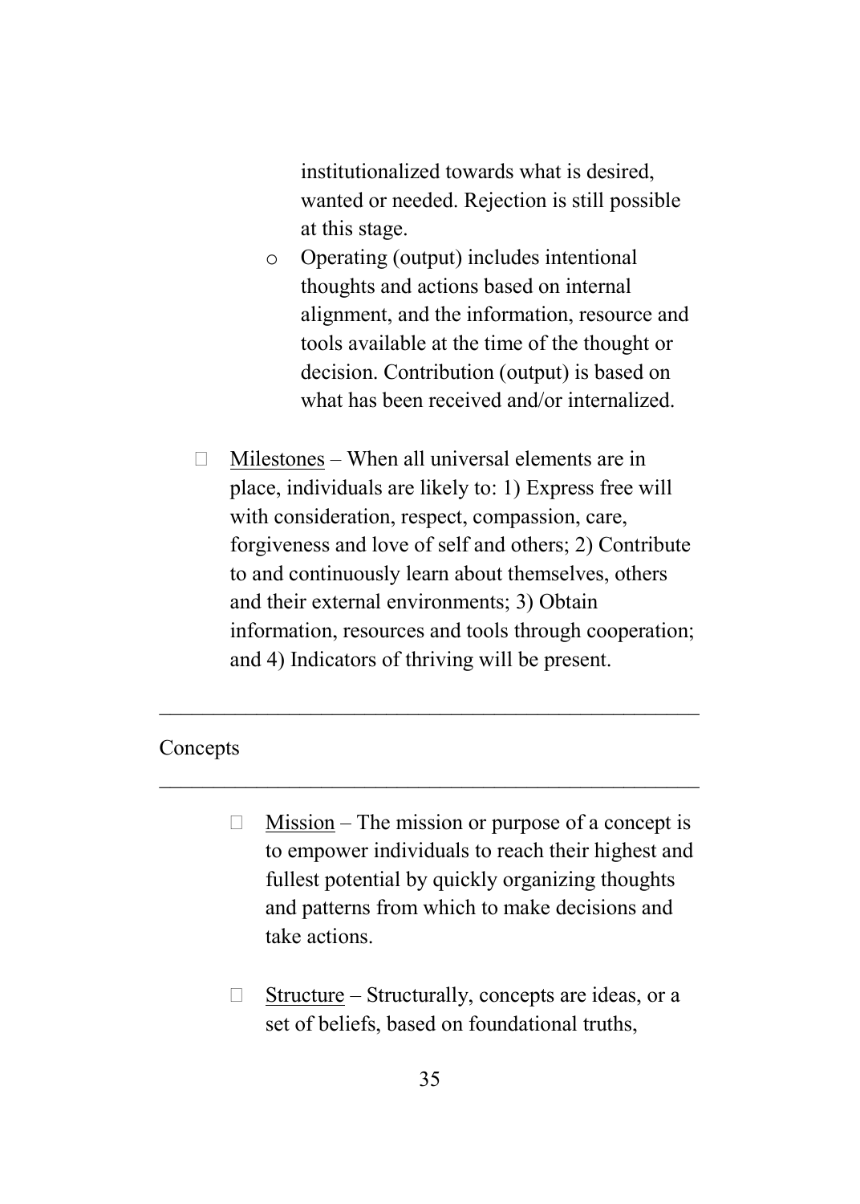institutionalized towards what is desired, wanted or needed. Rejection is still possible at this stage.

   - Operating (output) includes intentional thoughts and actions based on internal alignment, and the information, resource and tools available at the time of the thought or decision. Contribution (output) is based on what has been received and/or internalized.

- Milestones – When all universal elements are in place, individuals are likely to: 1) Express free will with consideration, respect, compassion, care, forgiveness and love of self and others; 2) Contribute to and continuously learn about themselves, others and their external environments; 3) Obtain information, resources and tools through cooperation; and 4) Indicators of thriving will be present.

---

## Concepts

---

- Mission – The mission or purpose of a concept is to empower individuals to reach their highest and fullest potential by quickly organizing thoughts and patterns from which to make decisions and take actions.

- Structure – Structurally, concepts are ideas, or a set of beliefs, based on foundational truths,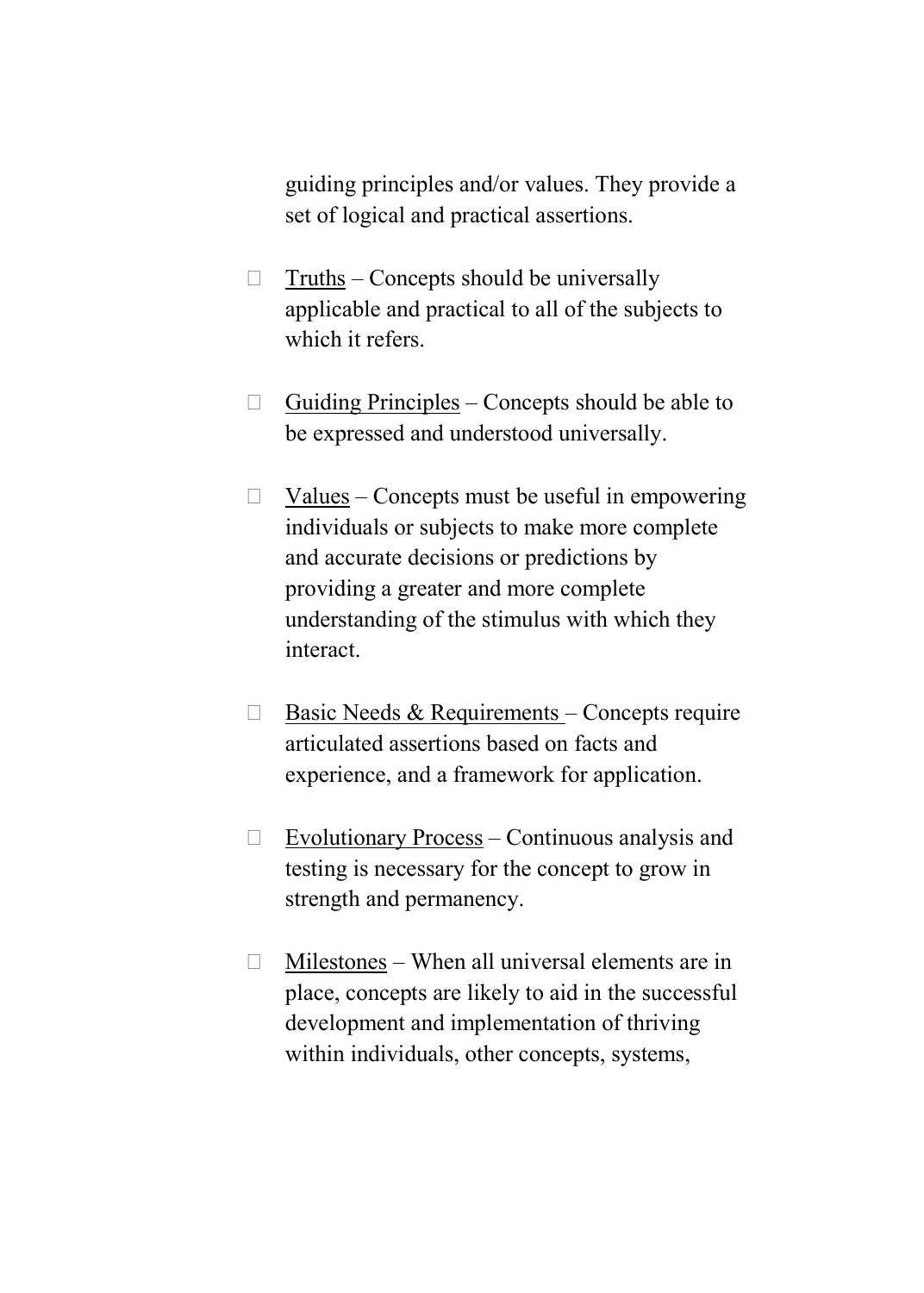guiding principles and/or values. They provide a set of logical and practical assertions.

- Truths – Concepts should be universally applicable and practical to all of the subjects to which it refers.
- Guiding Principles – Concepts should be able to be expressed and understood universally.
- Values – Concepts must be useful in empowering individuals or subjects to make more complete and accurate decisions or predictions by providing a greater and more complete understanding of the stimulus with which they interact.
- Basic Needs & Requirements – Concepts require articulated assertions based on facts and experience, and a framework for application.
- Evolutionary Process – Continuous analysis and testing is necessary for the concept to grow in strength and permanency.
- Milestones – When all universal elements are in place, concepts are likely to aid in the successful development and implementation of thriving within individuals, other concepts, systems,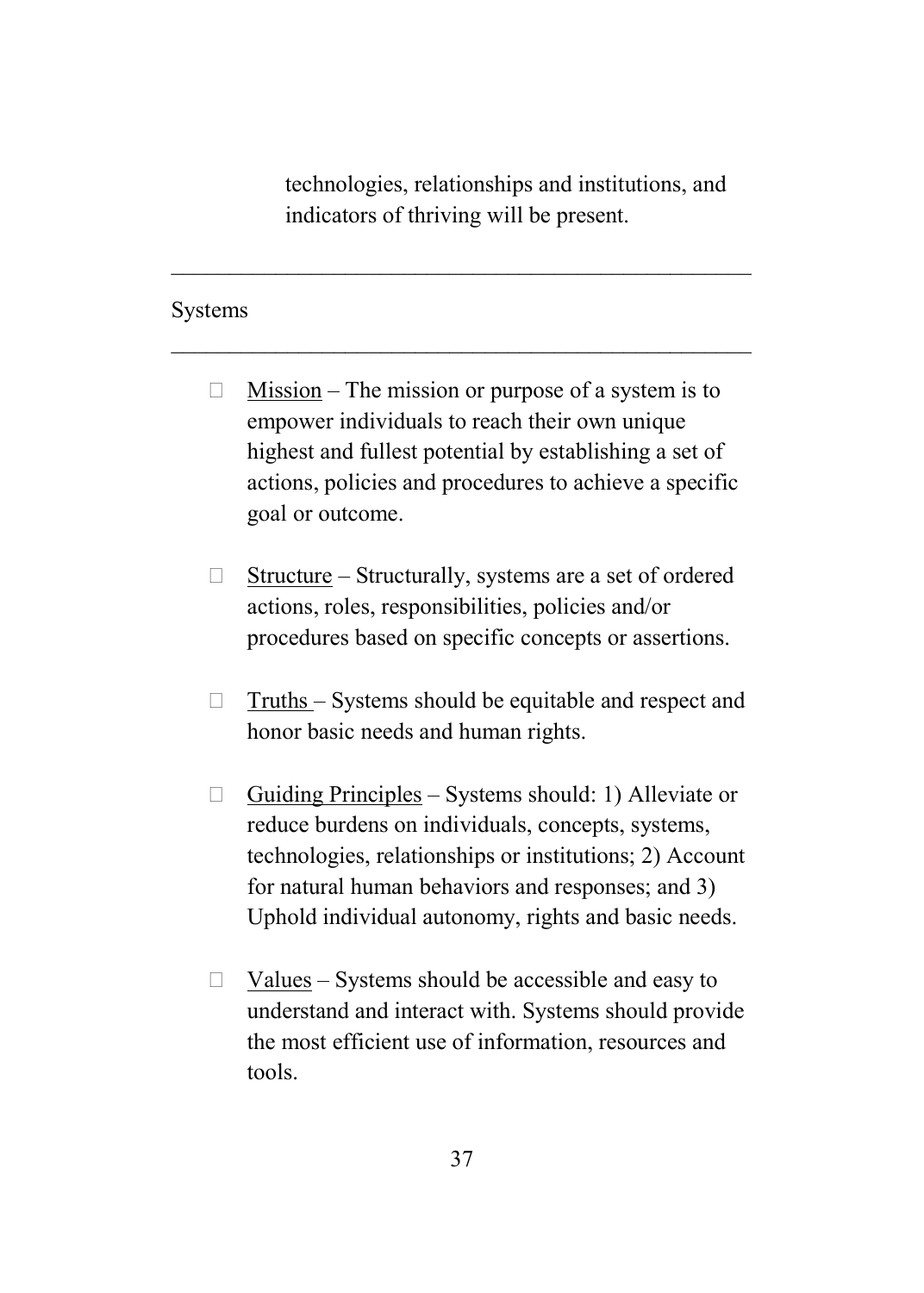technologies, relationships and institutions, and indicators of thriving will be present.

---

## Systems

---

- Mission – The mission or purpose of a system is to empower individuals to reach their own unique highest and fullest potential by establishing a set of actions, policies and procedures to achieve a specific goal or outcome.

- Structure – Structurally, systems are a set of ordered actions, roles, responsibilities, policies and/or procedures based on specific concepts or assertions.

- Truths – Systems should be equitable and respect and honor basic needs and human rights.

- Guiding Principles – Systems should: 1) Alleviate or reduce burdens on individuals, concepts, systems, technologies, relationships or institutions; 2) Account for natural human behaviors and responses; and 3) Uphold individual autonomy, rights and basic needs.

- Values – Systems should be accessible and easy to understand and interact with. Systems should provide the most efficient use of information, resources and tools.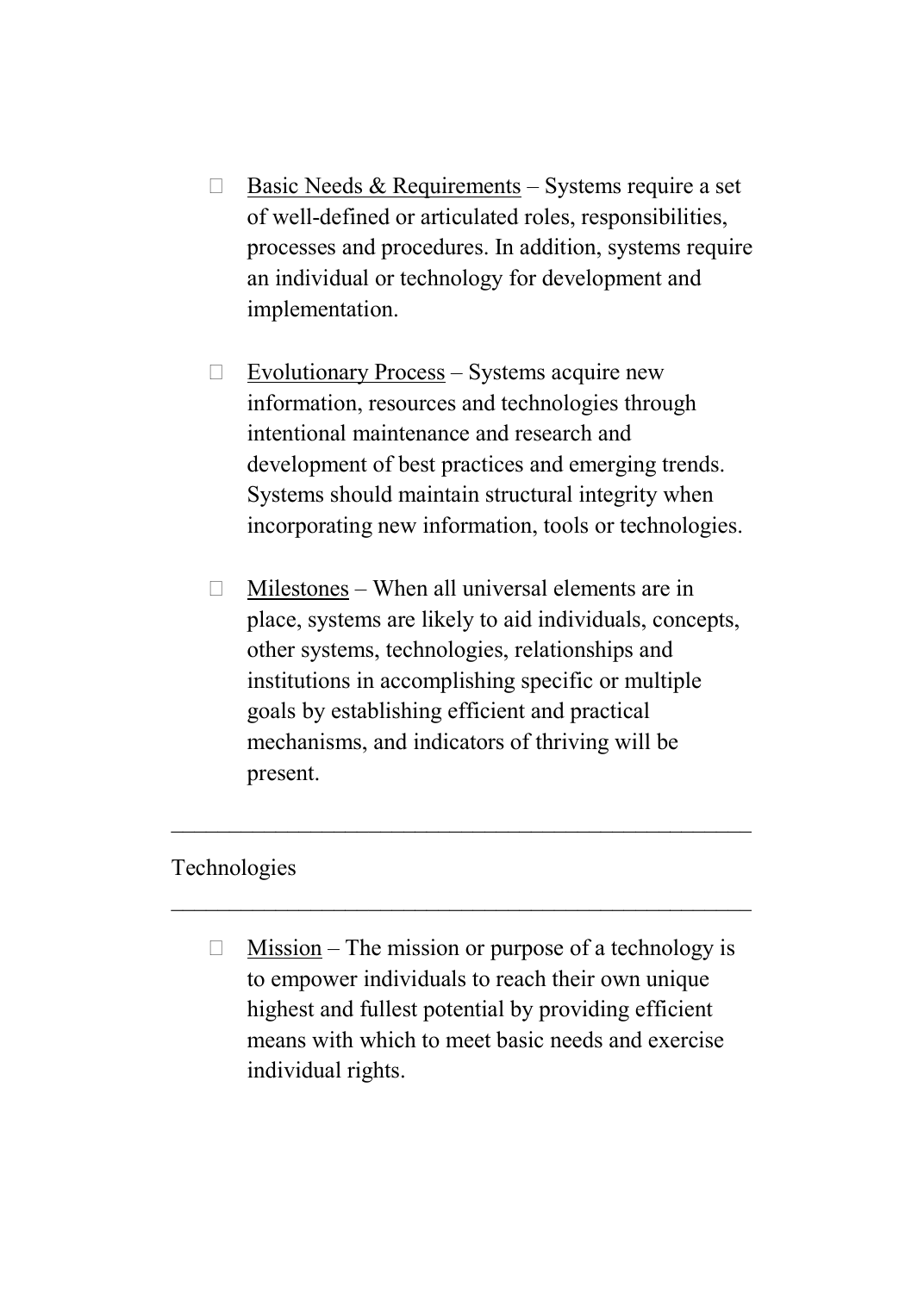- Basic Needs & Requirements – Systems require a set of well-defined or articulated roles, responsibilities, processes and procedures. In addition, systems require an individual or technology for development and implementation.

- Evolutionary Process – Systems acquire new information, resources and technologies through intentional maintenance and research and development of best practices and emerging trends. Systems should maintain structural integrity when incorporating new information, tools or technologies.

- Milestones – When all universal elements are in place, systems are likely to aid individuals, concepts, other systems, technologies, relationships and institutions in accomplishing specific or multiple goals by establishing efficient and practical mechanisms, and indicators of thriving will be present.

---

## Technologies

---

- Mission – The mission or purpose of a technology is to empower individuals to reach their own unique highest and fullest potential by providing efficient means with which to meet basic needs and exercise individual rights.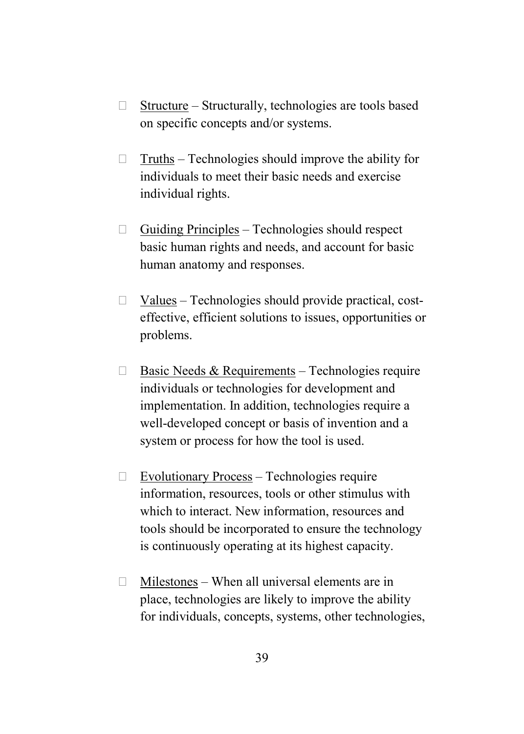- Structure – Structurally, technologies are tools based on specific concepts and/or systems.

- Truths – Technologies should improve the ability for individuals to meet their basic needs and exercise individual rights.

- Guiding Principles – Technologies should respect basic human rights and needs, and account for basic human anatomy and responses.

- Values – Technologies should provide practical, cost-effective, efficient solutions to issues, opportunities or problems.

- Basic Needs & Requirements – Technologies require individuals or technologies for development and implementation. In addition, technologies require a well-developed concept or basis of invention and a system or process for how the tool is used.

- Evolutionary Process – Technologies require information, resources, tools or other stimulus with which to interact. New information, resources and tools should be incorporated to ensure the technology is continuously operating at its highest capacity.

- Milestones – When all universal elements are in place, technologies are likely to improve the ability for individuals, concepts, systems, other technologies,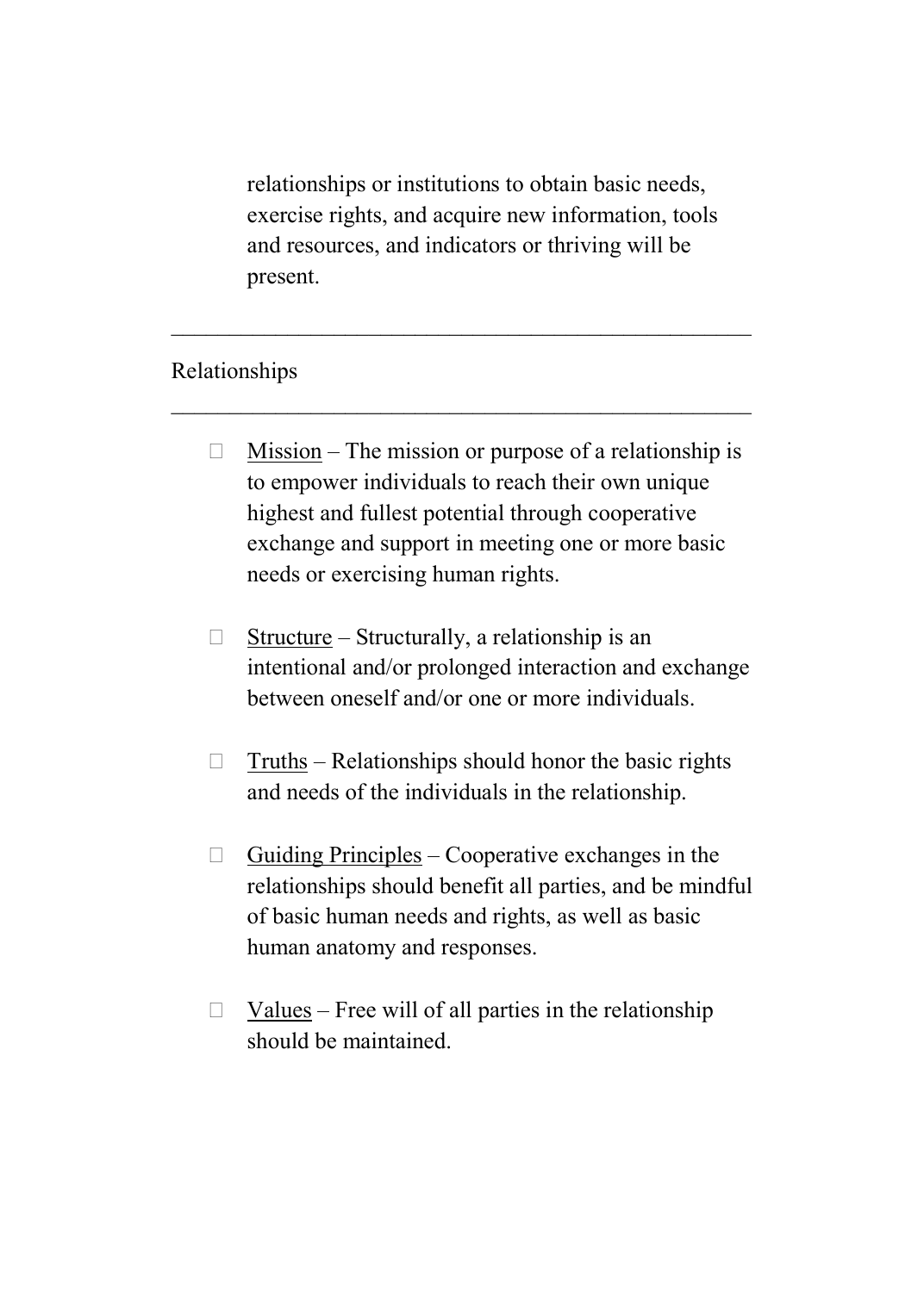relationships or institutions to obtain basic needs, exercise rights, and acquire new information, tools and resources, and indicators or thriving will be present.

---

Relationships

---

- Mission – The mission or purpose of a relationship is to empower individuals to reach their own unique highest and fullest potential through cooperative exchange and support in meeting one or more basic needs or exercising human rights.

- Structure – Structurally, a relationship is an intentional and/or prolonged interaction and exchange between oneself and/or one or more individuals.

- Truths – Relationships should honor the basic rights and needs of the individuals in the relationship.

- Guiding Principles – Cooperative exchanges in the relationships should benefit all parties, and be mindful of basic human needs and rights, as well as basic human anatomy and responses.

- Values – Free will of all parties in the relationship should be maintained.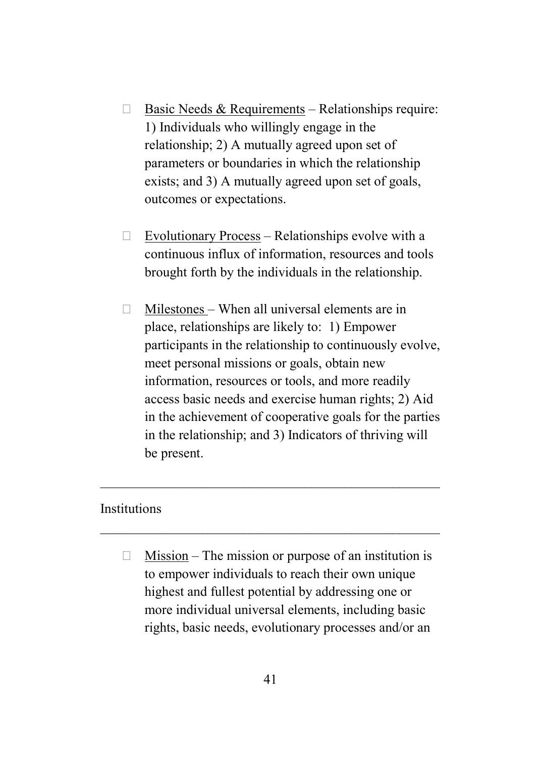- Basic Needs & Requirements – Relationships require: 1) Individuals who willingly engage in the relationship; 2) A mutually agreed upon set of parameters or boundaries in which the relationship exists; and 3) A mutually agreed upon set of goals, outcomes or expectations.

- Evolutionary Process – Relationships evolve with a continuous influx of information, resources and tools brought forth by the individuals in the relationship.

- Milestones – When all universal elements are in place, relationships are likely to: 1) Empower participants in the relationship to continuously evolve, meet personal missions or goals, obtain new information, resources or tools, and more readily access basic needs and exercise human rights; 2) Aid in the achievement of cooperative goals for the parties in the relationship; and 3) Indicators of thriving will be present.

---

## Institutions

---

- Mission – The mission or purpose of an institution is to empower individuals to reach their own unique highest and fullest potential by addressing one or more individual universal elements, including basic rights, basic needs, evolutionary processes and/or an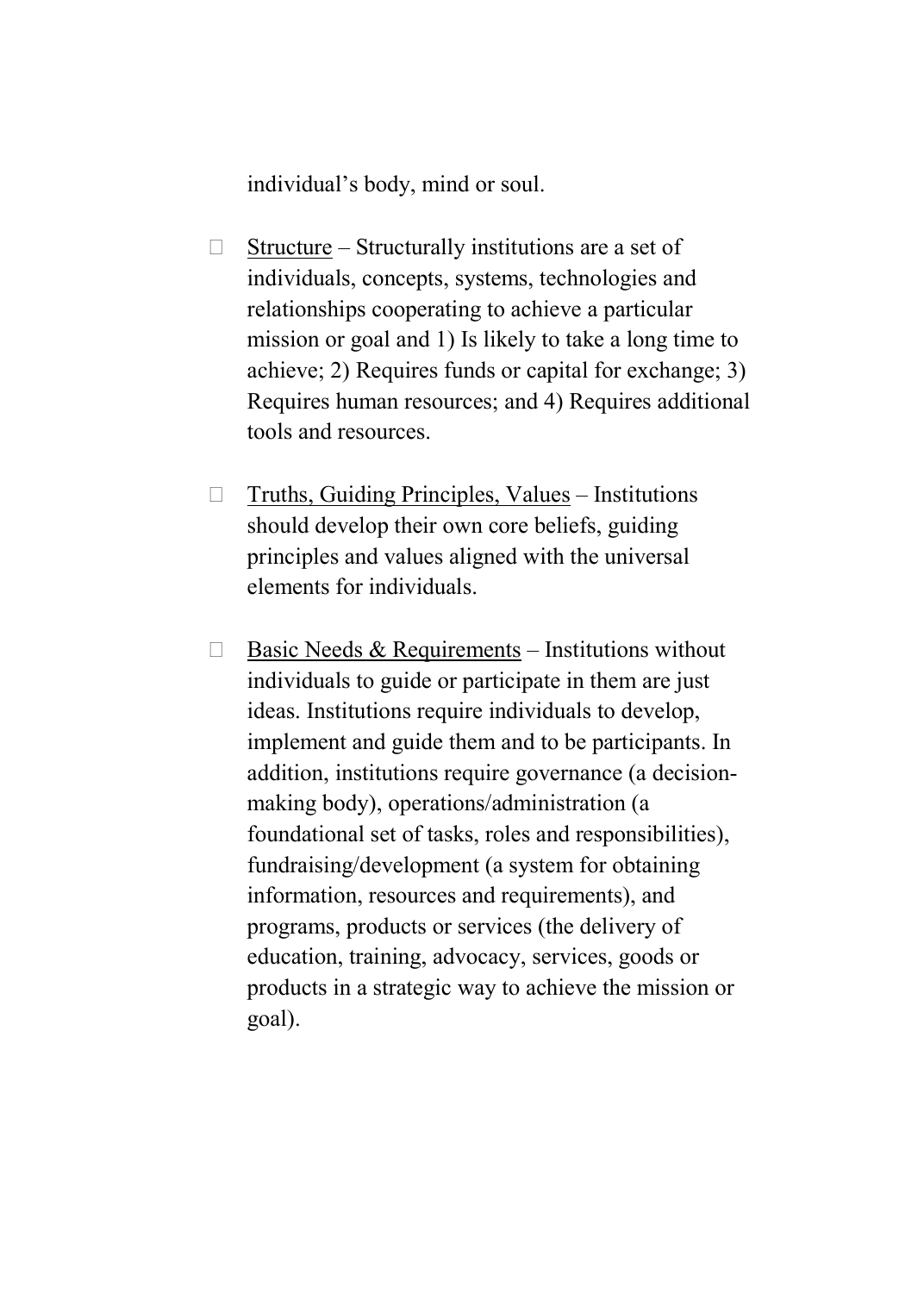individual's body, mind or soul.

- Structure – Structurally institutions are a set of individuals, concepts, systems, technologies and relationships cooperating to achieve a particular mission or goal and 1) Is likely to take a long time to achieve; 2) Requires funds or capital for exchange; 3) Requires human resources; and 4) Requires additional tools and resources.

- Truths, Guiding Principles, Values – Institutions should develop their own core beliefs, guiding principles and values aligned with the universal elements for individuals.

- Basic Needs & Requirements – Institutions without individuals to guide or participate in them are just ideas. Institutions require individuals to develop, implement and guide them and to be participants. In addition, institutions require governance (a decision-making body), operations/administration (a foundational set of tasks, roles and responsibilities), fundraising/development (a system for obtaining information, resources and requirements), and programs, products or services (the delivery of education, training, advocacy, services, goods or products in a strategic way to achieve the mission or goal).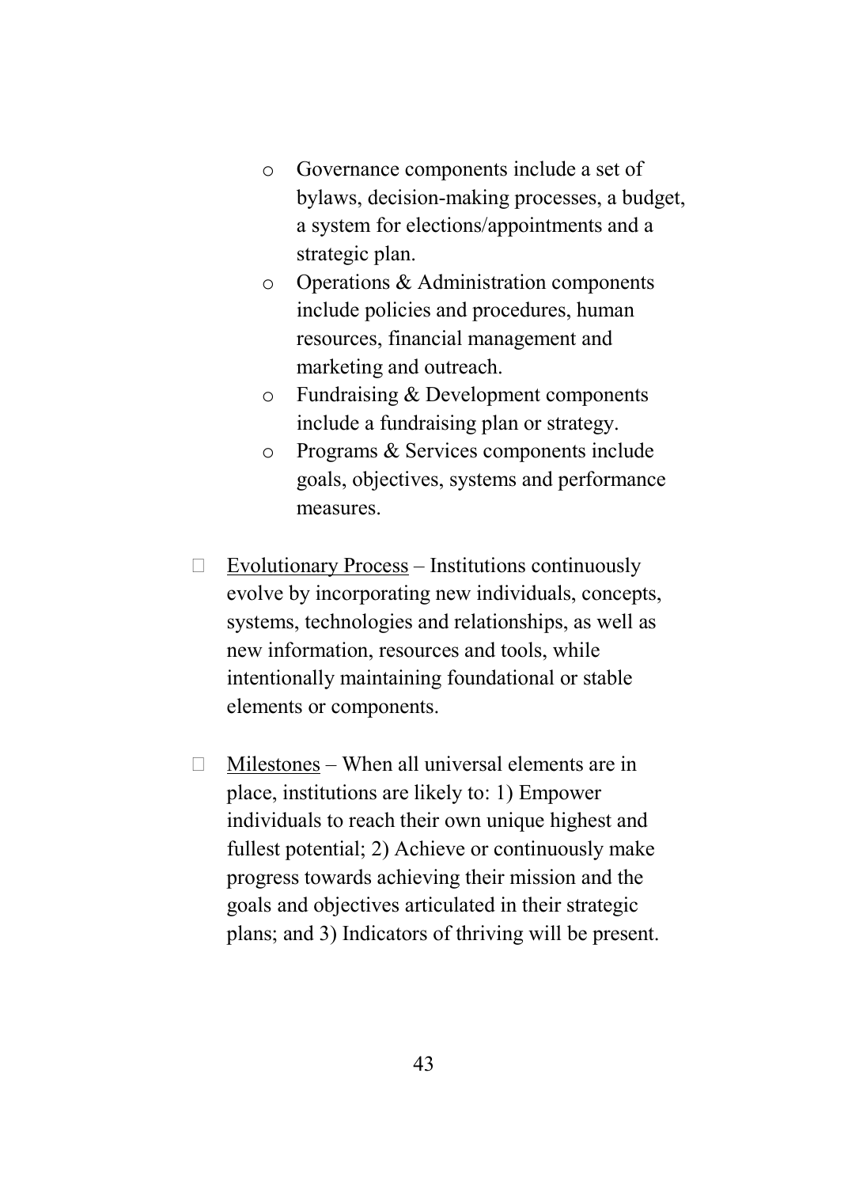- Governance components include a set of bylaws, decision-making processes, a budget, a system for elections/appointments and a strategic plan.
  - Operations & Administration components include policies and procedures, human resources, financial management and marketing and outreach.
  - Fundraising & Development components include a fundraising plan or strategy.
  - Programs & Services components include goals, objectives, systems and performance measures.

- <u>Evolutionary Process</u> – Institutions continuously evolve by incorporating new individuals, concepts, systems, technologies and relationships, as well as new information, resources and tools, while intentionally maintaining foundational or stable elements or components.

- <u>Milestones</u> – When all universal elements are in place, institutions are likely to: 1) Empower individuals to reach their own unique highest and fullest potential; 2) Achieve or continuously make progress towards achieving their mission and the goals and objectives articulated in their strategic plans; and 3) Indicators of thriving will be present.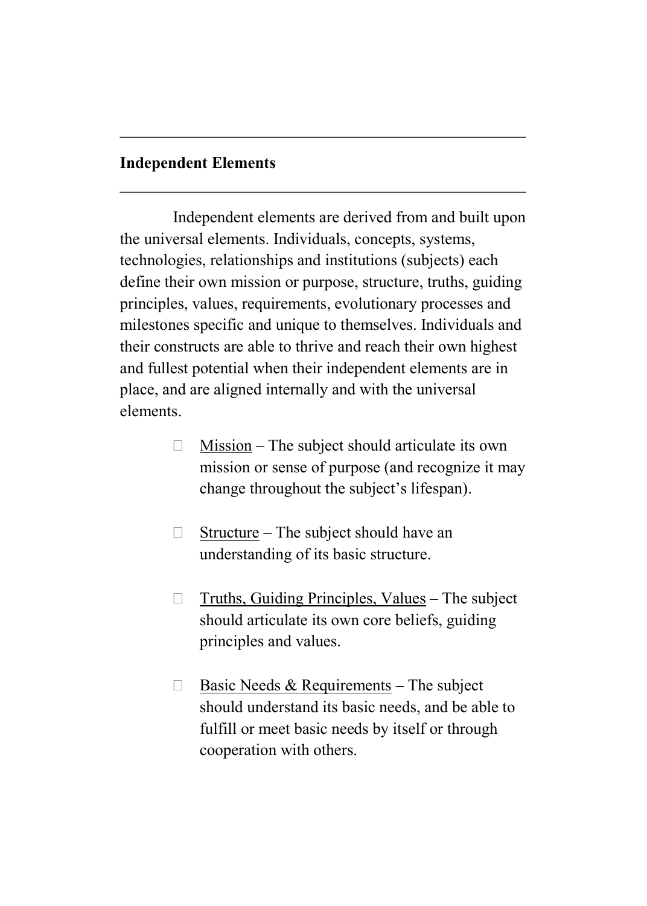## Independent Elements

Independent elements are derived from and built upon the universal elements. Individuals, concepts, systems, technologies, relationships and institutions (subjects) each define their own mission or purpose, structure, truths, guiding principles, values, requirements, evolutionary processes and milestones specific and unique to themselves. Individuals and their constructs are able to thrive and reach their own highest and fullest potential when their independent elements are in place, and are aligned internally and with the universal elements.

- <u>Mission</u> – The subject should articulate its own mission or sense of purpose (and recognize it may change throughout the subject's lifespan).

- <u>Structure</u> – The subject should have an understanding of its basic structure.

- <u>Truths, Guiding Principles, Values</u> – The subject should articulate its own core beliefs, guiding principles and values.

- <u>Basic Needs & Requirements</u> – The subject should understand its basic needs, and be able to fulfill or meet basic needs by itself or through cooperation with others.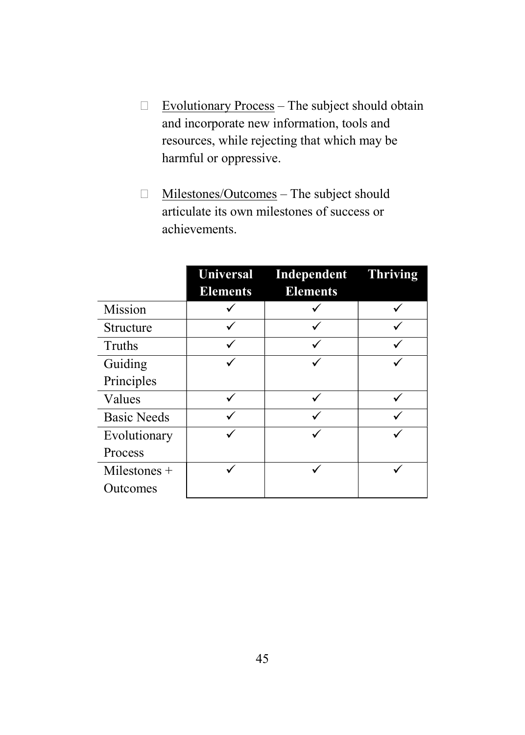- <u>Evolutionary Process</u> – The subject should obtain and incorporate new information, tools and resources, while rejecting that which may be harmful or oppressive.

- <u>Milestones/Outcomes</u> – The subject should articulate its own milestones of success or achievements.

| | **Universal Elements** | **Independent Elements** | **Thriving** |
|---|---|---|---|
| Mission | ✓ | ✓ | ✓ |
| Structure | ✓ | ✓ | ✓ |
| Truths | ✓ | ✓ | ✓ |
| Guiding Principles | ✓ | ✓ | ✓ |
| Values | ✓ | ✓ | ✓ |
| Basic Needs | ✓ | ✓ | ✓ |
| Evolutionary Process | ✓ | ✓ | ✓ |
| Milestones + Outcomes | ✓ | ✓ | ✓ |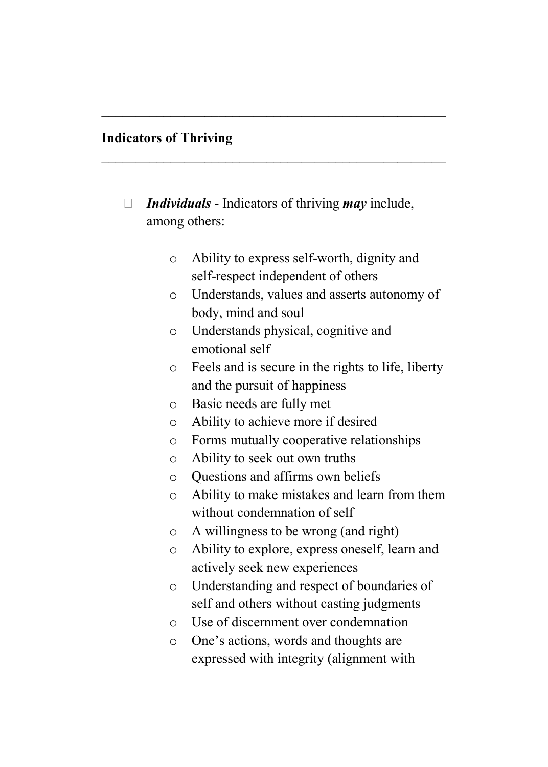---

**Indicators of Thriving**

---

- ***Individuals*** - Indicators of thriving ***may*** include, among others:

  - Ability to express self-worth, dignity and self-respect independent of others
  - Understands, values and asserts autonomy of body, mind and soul
  - Understands physical, cognitive and emotional self
  - Feels and is secure in the rights to life, liberty and the pursuit of happiness
  - Basic needs are fully met
  - Ability to achieve more if desired
  - Forms mutually cooperative relationships
  - Ability to seek out own truths
  - Questions and affirms own beliefs
  - Ability to make mistakes and learn from them without condemnation of self
  - A willingness to be wrong (and right)
  - Ability to explore, express oneself, learn and actively seek new experiences
  - Understanding and respect of boundaries of self and others without casting judgments
  - Use of discernment over condemnation
  - One's actions, words and thoughts are expressed with integrity (alignment with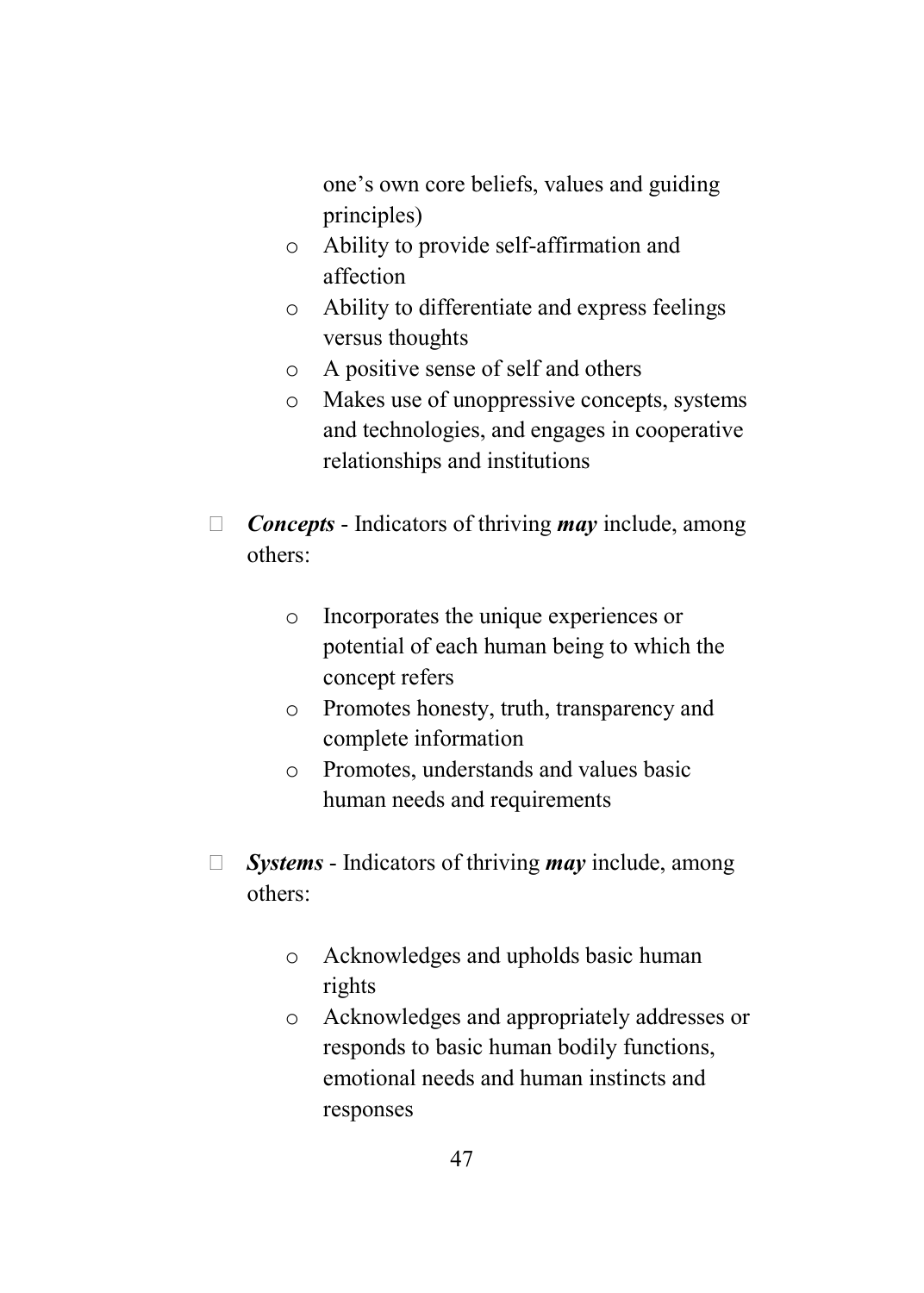one's own core beliefs, values and guiding principles)

  - Ability to provide self-affirmation and affection
  - Ability to differentiate and express feelings versus thoughts
  - A positive sense of self and others
  - Makes use of unoppressive concepts, systems and technologies, and engages in cooperative relationships and institutions

- ***Concepts*** - Indicators of thriving ***may*** include, among others:

  - Incorporates the unique experiences or potential of each human being to which the concept refers
  - Promotes honesty, truth, transparency and complete information
  - Promotes, understands and values basic human needs and requirements

- ***Systems*** - Indicators of thriving ***may*** include, among others:

  - Acknowledges and upholds basic human rights
  - Acknowledges and appropriately addresses or responds to basic human bodily functions, emotional needs and human instincts and responses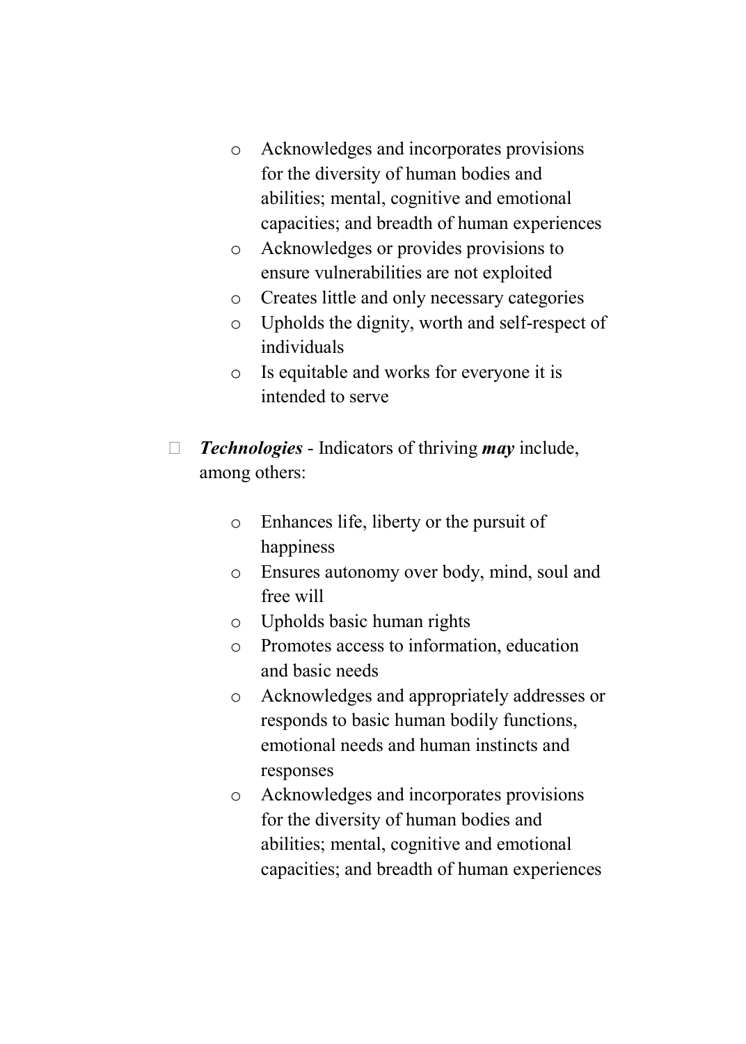- Acknowledges and incorporates provisions for the diversity of human bodies and abilities; mental, cognitive and emotional capacities; and breadth of human experiences
  - Acknowledges or provides provisions to ensure vulnerabilities are not exploited
  - Creates little and only necessary categories
  - Upholds the dignity, worth and self-respect of individuals
  - Is equitable and works for everyone it is intended to serve

- ***Technologies*** - Indicators of thriving ***may*** include, among others:

  - Enhances life, liberty or the pursuit of happiness
  - Ensures autonomy over body, mind, soul and free will
  - Upholds basic human rights
  - Promotes access to information, education and basic needs
  - Acknowledges and appropriately addresses or responds to basic human bodily functions, emotional needs and human instincts and responses
  - Acknowledges and incorporates provisions for the diversity of human bodies and abilities; mental, cognitive and emotional capacities; and breadth of human experiences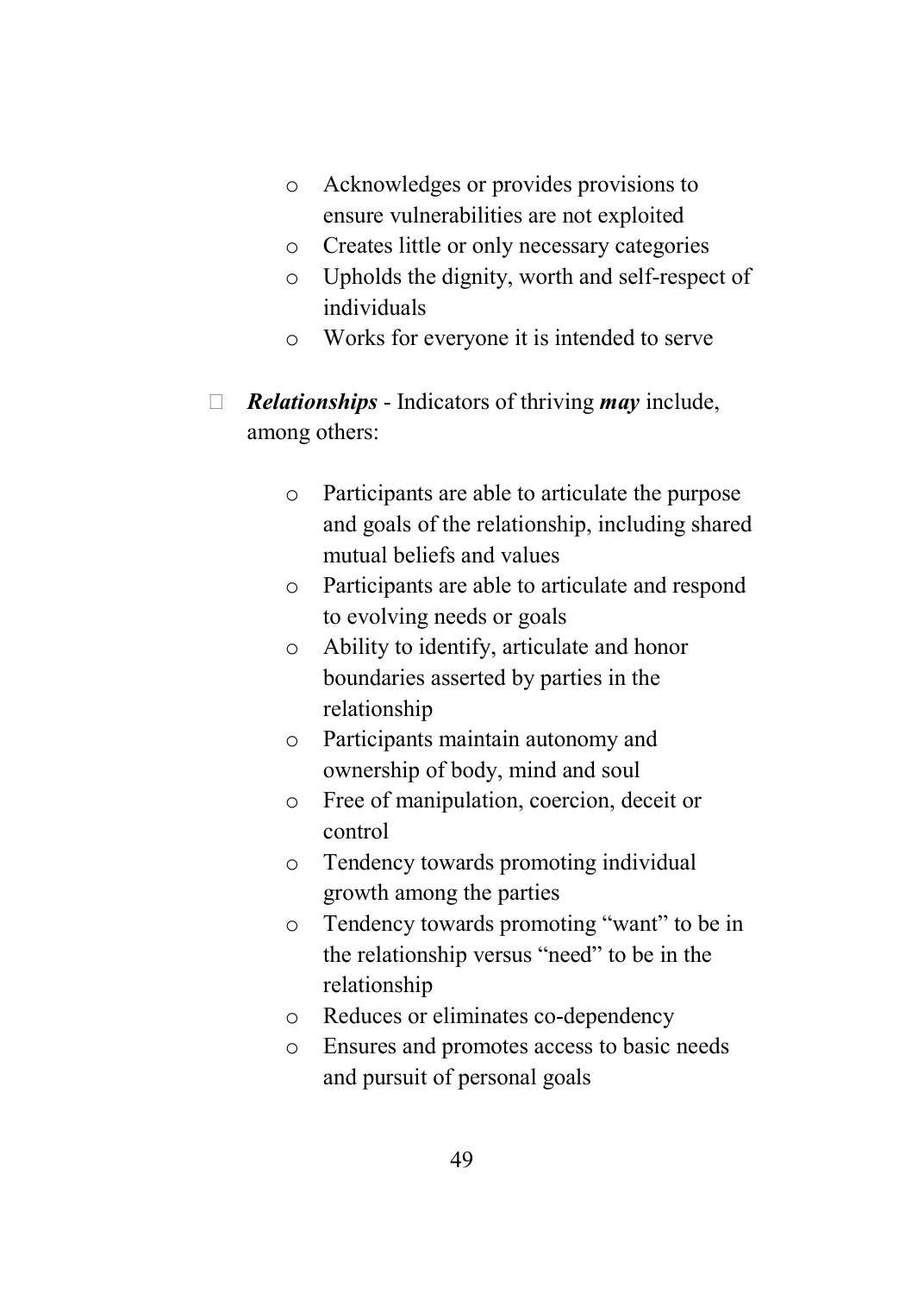- Acknowledges or provides provisions to ensure vulnerabilities are not exploited
    - Creates little or only necessary categories
    - Upholds the dignity, worth and self-respect of individuals
    - Works for everyone it is intended to serve

- ***Relationships*** - Indicators of thriving ***may*** include, among others:

    - Participants are able to articulate the purpose and goals of the relationship, including shared mutual beliefs and values
    - Participants are able to articulate and respond to evolving needs or goals
    - Ability to identify, articulate and honor boundaries asserted by parties in the relationship
    - Participants maintain autonomy and ownership of body, mind and soul
    - Free of manipulation, coercion, deceit or control
    - Tendency towards promoting individual growth among the parties
    - Tendency towards promoting "want" to be in the relationship versus "need" to be in the relationship
    - Reduces or eliminates co-dependency
    - Ensures and promotes access to basic needs and pursuit of personal goals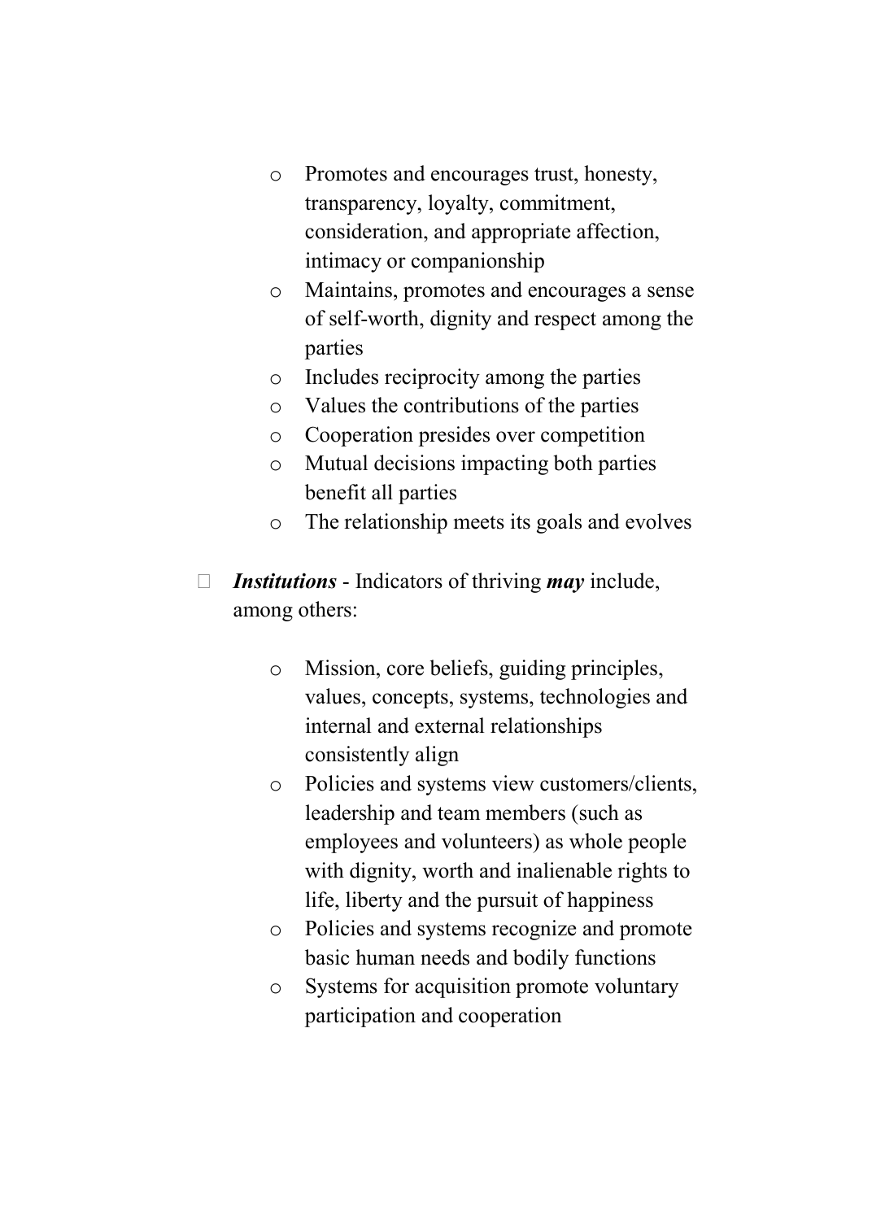- Promotes and encourages trust, honesty, transparency, loyalty, commitment, consideration, and appropriate affection, intimacy or companionship
    - Maintains, promotes and encourages a sense of self-worth, dignity and respect among the parties
    - Includes reciprocity among the parties
    - Values the contributions of the parties
    - Cooperation presides over competition
    - Mutual decisions impacting both parties benefit all parties
    - The relationship meets its goals and evolves

- ***Institutions*** - Indicators of thriving ***may*** include, among others:

    - Mission, core beliefs, guiding principles, values, concepts, systems, technologies and internal and external relationships consistently align
    - Policies and systems view customers/clients, leadership and team members (such as employees and volunteers) as whole people with dignity, worth and inalienable rights to life, liberty and the pursuit of happiness
    - Policies and systems recognize and promote basic human needs and bodily functions
    - Systems for acquisition promote voluntary participation and cooperation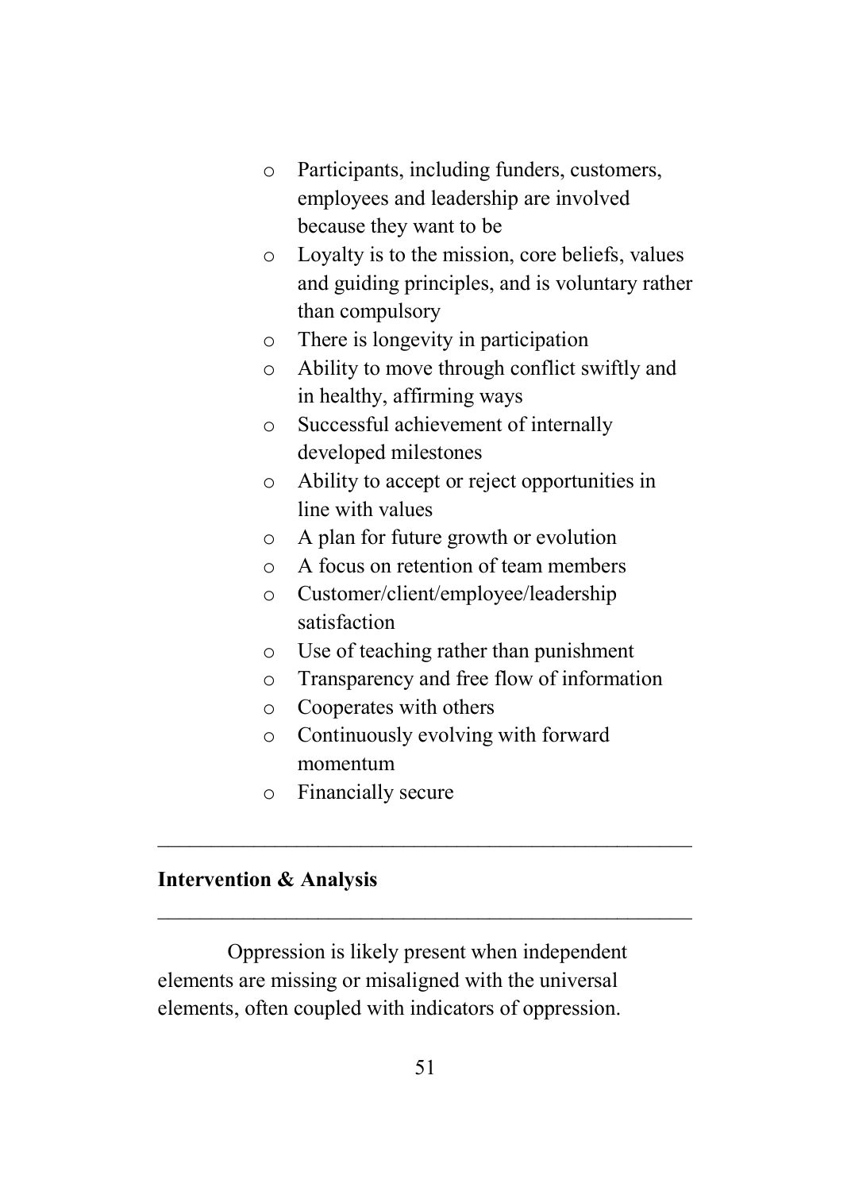- Participants, including funders, customers, employees and leadership are involved because they want to be
- Loyalty is to the mission, core beliefs, values and guiding principles, and is voluntary rather than compulsory
- There is longevity in participation
- Ability to move through conflict swiftly and in healthy, affirming ways
- Successful achievement of internally developed milestones
- Ability to accept or reject opportunities in line with values
- A plan for future growth or evolution
- A focus on retention of team members
- Customer/client/employee/leadership satisfaction
- Use of teaching rather than punishment
- Transparency and free flow of information
- Cooperates with others
- Continuously evolving with forward momentum
- Financially secure

---

**Intervention & Analysis**

---

Oppression is likely present when independent elements are missing or misaligned with the universal elements, often coupled with indicators of oppression.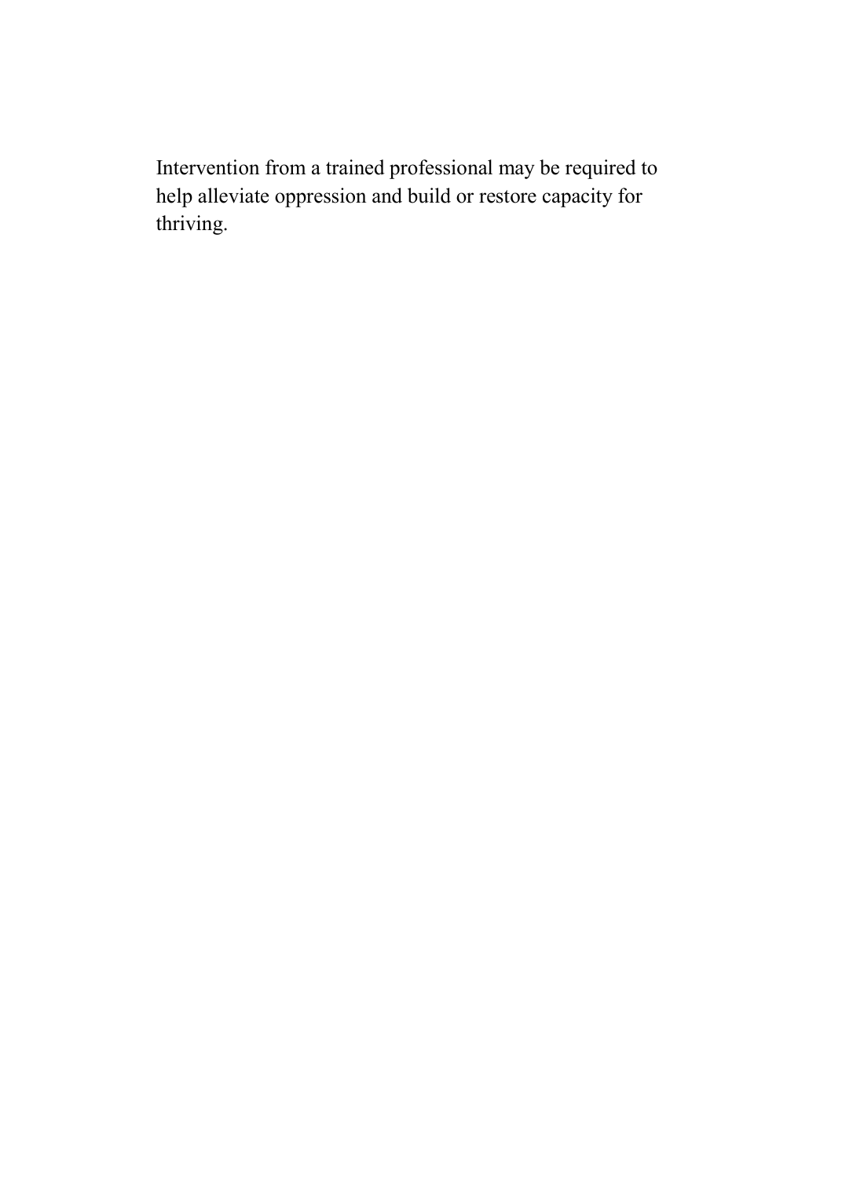Intervention from a trained professional may be required to help alleviate oppression and build or restore capacity for thriving.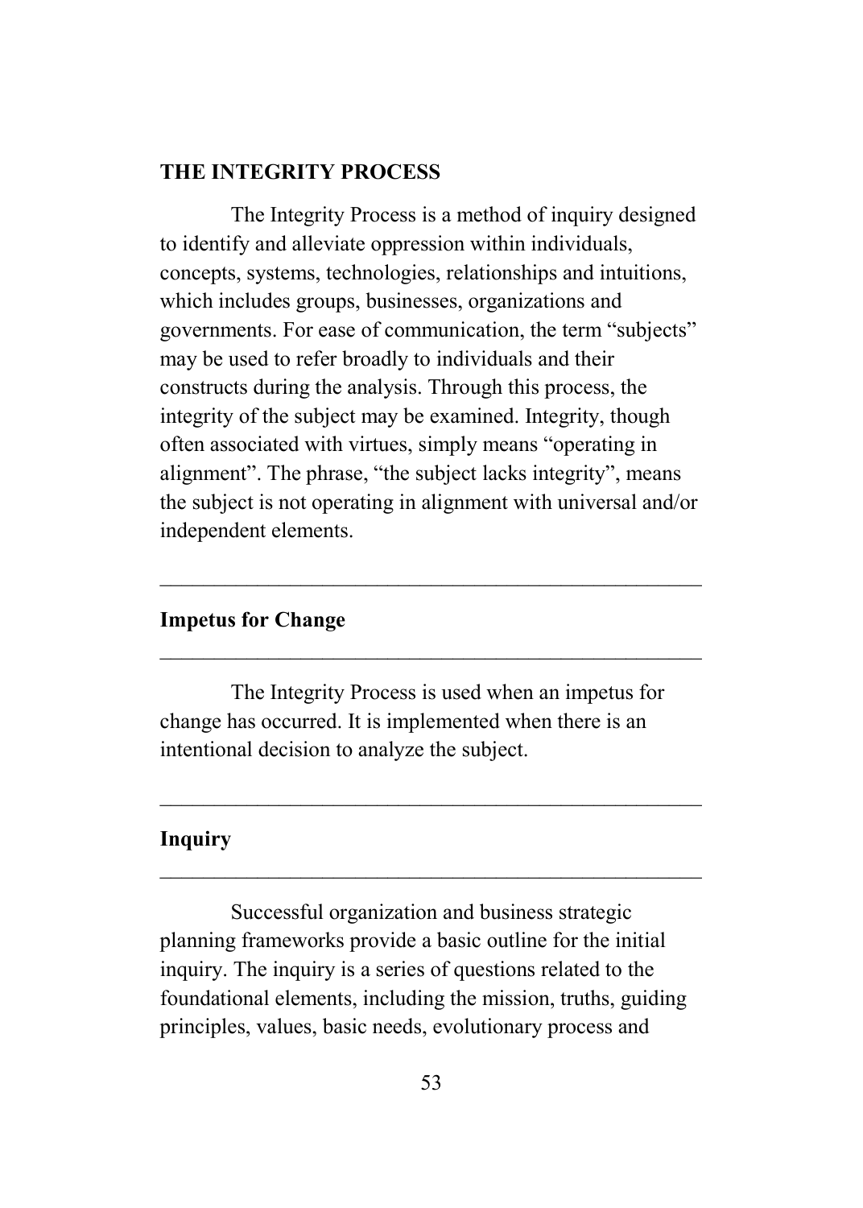## THE INTEGRITY PROCESS

The Integrity Process is a method of inquiry designed to identify and alleviate oppression within individuals, concepts, systems, technologies, relationships and intuitions, which includes groups, businesses, organizations and governments. For ease of communication, the term “subjects” may be used to refer broadly to individuals and their constructs during the analysis. Through this process, the integrity of the subject may be examined. Integrity, though often associated with virtues, simply means “operating in alignment”. The phrase, “the subject lacks integrity”, means the subject is not operating in alignment with universal and/or independent elements.

---

### Impetus for Change

---

The Integrity Process is used when an impetus for change has occurred. It is implemented when there is an intentional decision to analyze the subject.

---

### Inquiry

---

Successful organization and business strategic planning frameworks provide a basic outline for the initial inquiry. The inquiry is a series of questions related to the foundational elements, including the mission, truths, guiding principles, values, basic needs, evolutionary process and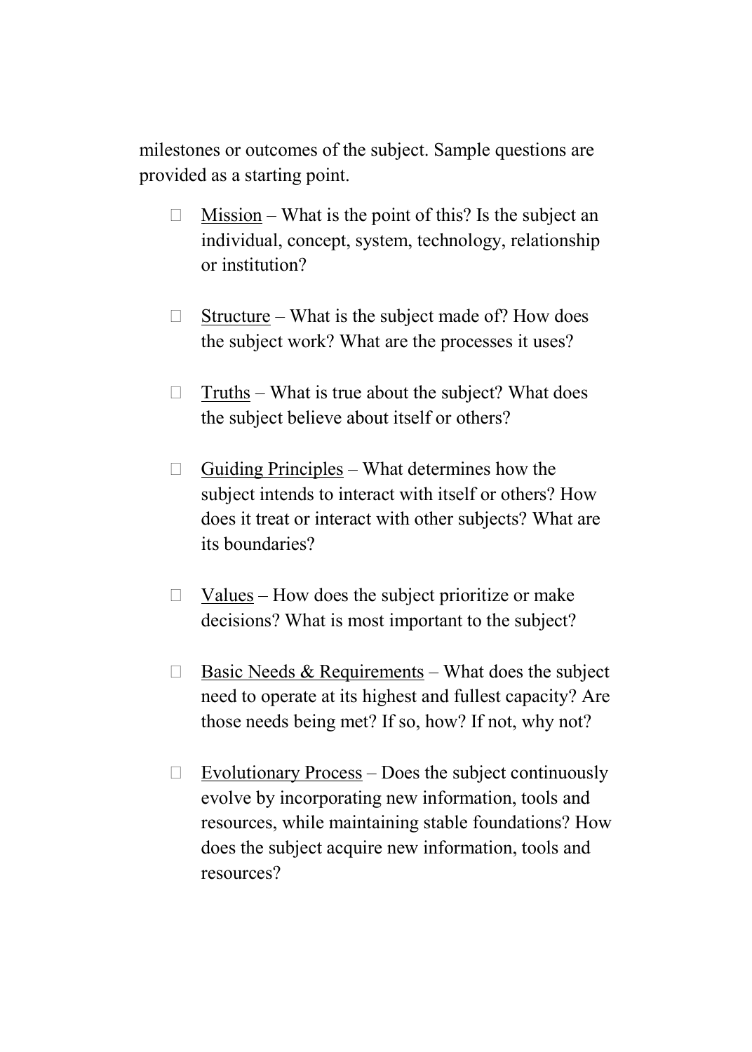milestones or outcomes of the subject. Sample questions are provided as a starting point.

- Mission – What is the point of this? Is the subject an individual, concept, system, technology, relationship or institution?

- Structure – What is the subject made of? How does the subject work? What are the processes it uses?

- Truths – What is true about the subject? What does the subject believe about itself or others?

- Guiding Principles – What determines how the subject intends to interact with itself or others? How does it treat or interact with other subjects? What are its boundaries?

- Values – How does the subject prioritize or make decisions? What is most important to the subject?

- Basic Needs & Requirements – What does the subject need to operate at its highest and fullest capacity? Are those needs being met? If so, how? If not, why not?

- Evolutionary Process – Does the subject continuously evolve by incorporating new information, tools and resources, while maintaining stable foundations? How does the subject acquire new information, tools and resources?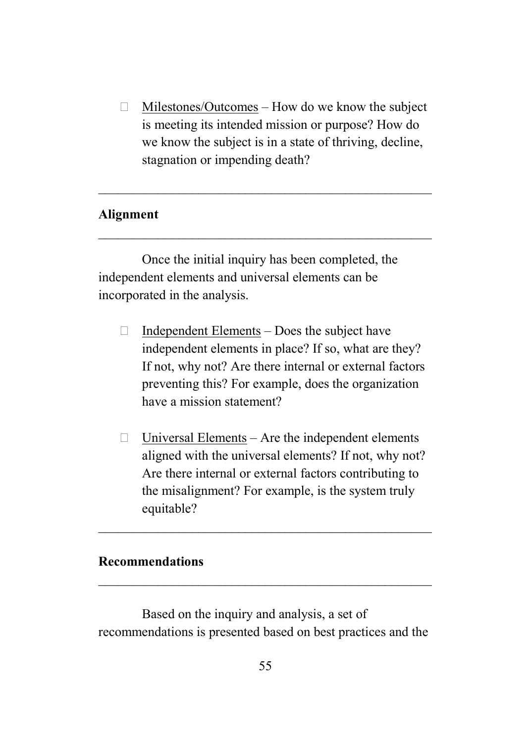- Milestones/Outcomes – How do we know the subject is meeting its intended mission or purpose? How do we know the subject is in a state of thriving, decline, stagnation or impending death?

---

## Alignment

---

Once the initial inquiry has been completed, the independent elements and universal elements can be incorporated in the analysis.

- Independent Elements – Does the subject have independent elements in place? If so, what are they? If not, why not? Are there internal or external factors preventing this? For example, does the organization have a mission statement?

- Universal Elements – Are the independent elements aligned with the universal elements? If not, why not? Are there internal or external factors contributing to the misalignment? For example, is the system truly equitable?

---

## Recommendations

---

Based on the inquiry and analysis, a set of recommendations is presented based on best practices and the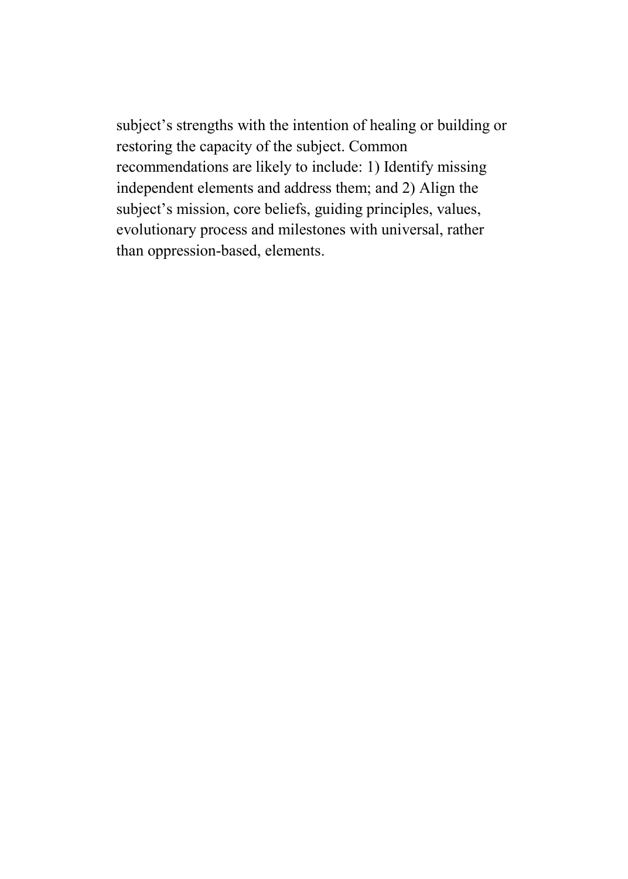subject's strengths with the intention of healing or building or restoring the capacity of the subject. Common recommendations are likely to include: 1) Identify missing independent elements and address them; and 2) Align the subject's mission, core beliefs, guiding principles, values, evolutionary process and milestones with universal, rather than oppression-based, elements.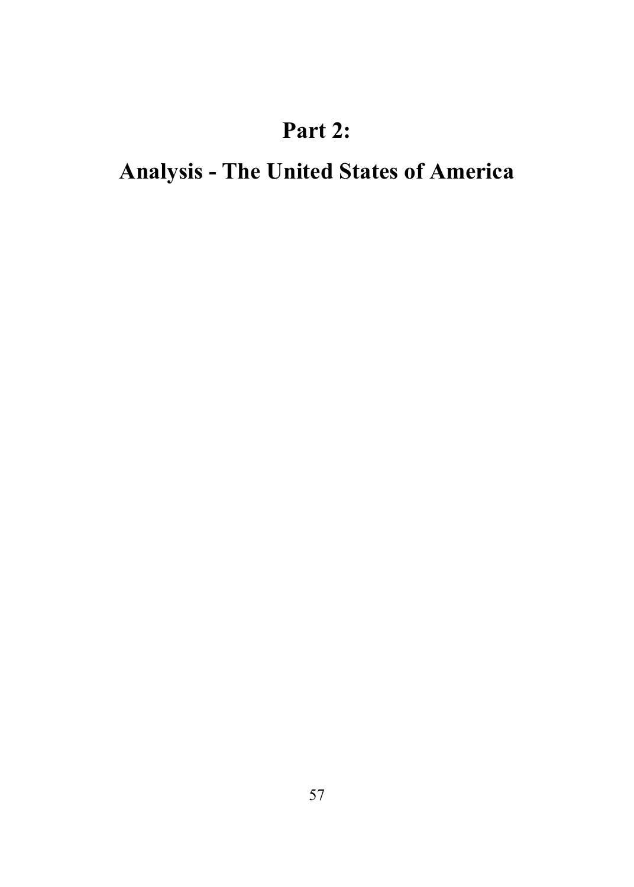# Part 2:

# Analysis - The United States of America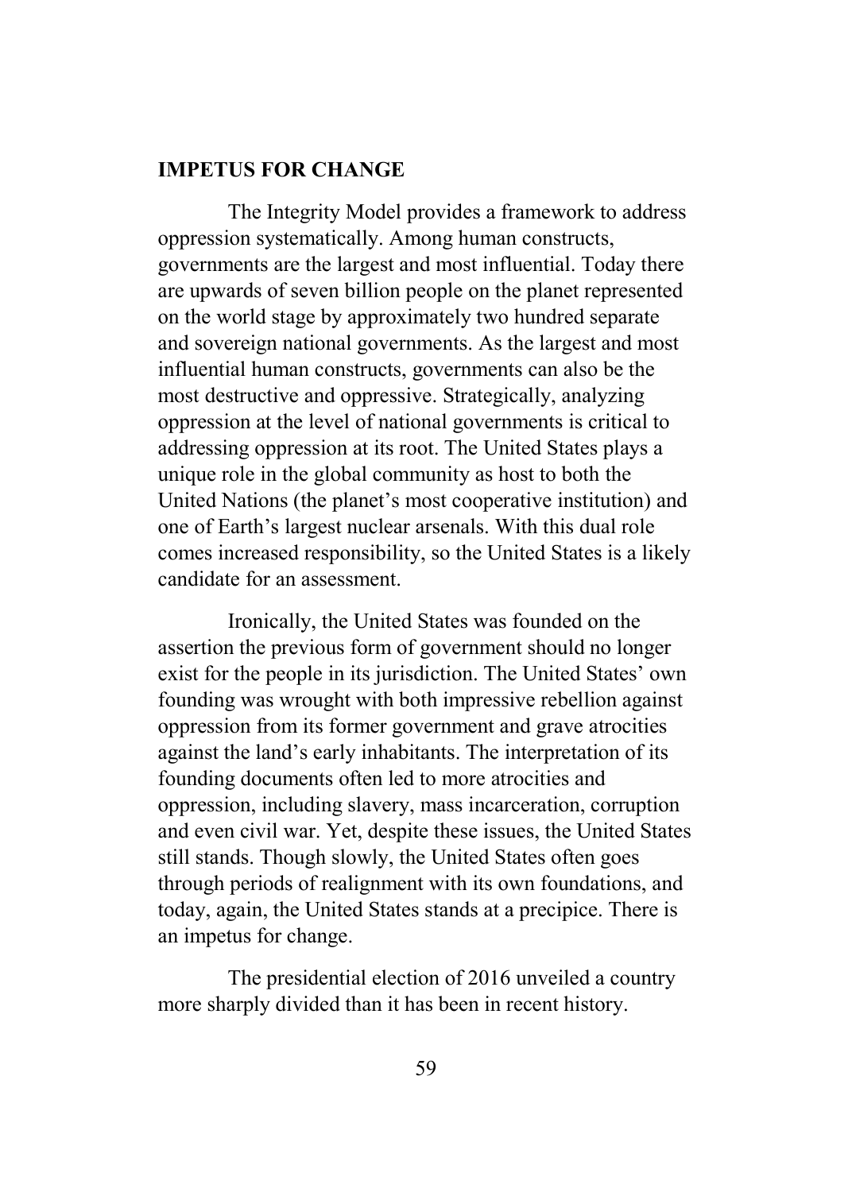## IMPETUS FOR CHANGE

The Integrity Model provides a framework to address oppression systematically. Among human constructs, governments are the largest and most influential. Today there are upwards of seven billion people on the planet represented on the world stage by approximately two hundred separate and sovereign national governments. As the largest and most influential human constructs, governments can also be the most destructive and oppressive. Strategically, analyzing oppression at the level of national governments is critical to addressing oppression at its root. The United States plays a unique role in the global community as host to both the United Nations (the planet's most cooperative institution) and one of Earth's largest nuclear arsenals. With this dual role comes increased responsibility, so the United States is a likely candidate for an assessment.

Ironically, the United States was founded on the assertion the previous form of government should no longer exist for the people in its jurisdiction. The United States' own founding was wrought with both impressive rebellion against oppression from its former government and grave atrocities against the land's early inhabitants. The interpretation of its founding documents often led to more atrocities and oppression, including slavery, mass incarceration, corruption and even civil war. Yet, despite these issues, the United States still stands. Though slowly, the United States often goes through periods of realignment with its own foundations, and today, again, the United States stands at a precipice. There is an impetus for change.

The presidential election of 2016 unveiled a country more sharply divided than it has been in recent history.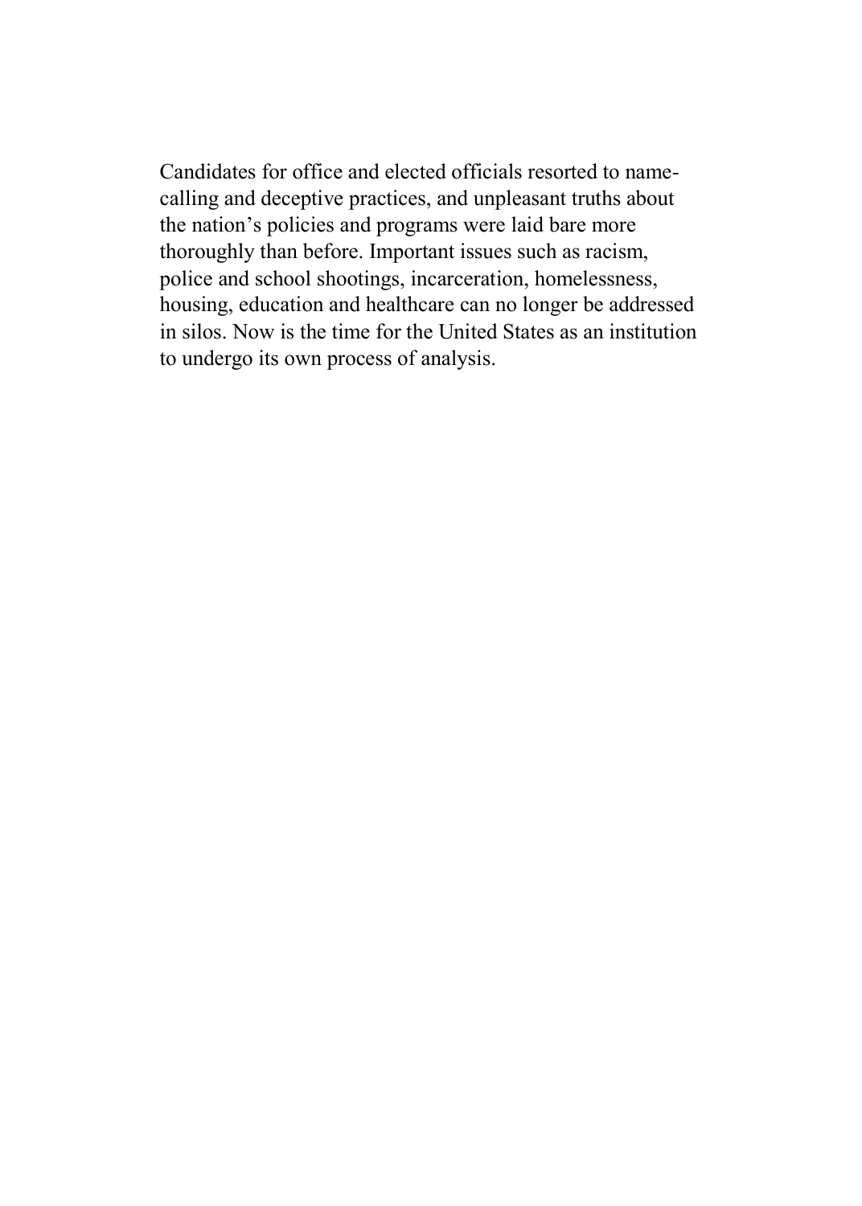Candidates for office and elected officials resorted to name-calling and deceptive practices, and unpleasant truths about the nation's policies and programs were laid bare more thoroughly than before. Important issues such as racism, police and school shootings, incarceration, homelessness, housing, education and healthcare can no longer be addressed in silos. Now is the time for the United States as an institution to undergo its own process of analysis.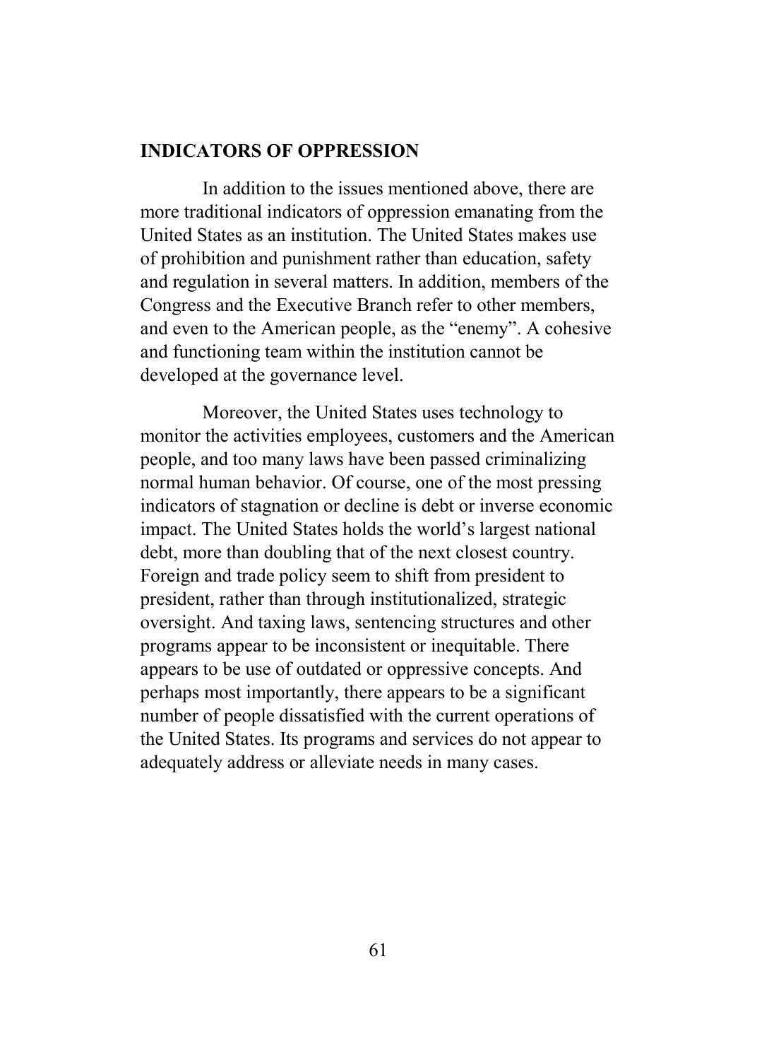## INDICATORS OF OPPRESSION

In addition to the issues mentioned above, there are more traditional indicators of oppression emanating from the United States as an institution. The United States makes use of prohibition and punishment rather than education, safety and regulation in several matters. In addition, members of the Congress and the Executive Branch refer to other members, and even to the American people, as the "enemy". A cohesive and functioning team within the institution cannot be developed at the governance level.

Moreover, the United States uses technology to monitor the activities employees, customers and the American people, and too many laws have been passed criminalizing normal human behavior. Of course, one of the most pressing indicators of stagnation or decline is debt or inverse economic impact. The United States holds the world's largest national debt, more than doubling that of the next closest country. Foreign and trade policy seem to shift from president to president, rather than through institutionalized, strategic oversight. And taxing laws, sentencing structures and other programs appear to be inconsistent or inequitable. There appears to be use of outdated or oppressive concepts. And perhaps most importantly, there appears to be a significant number of people dissatisfied with the current operations of the United States. Its programs and services do not appear to adequately address or alleviate needs in many cases.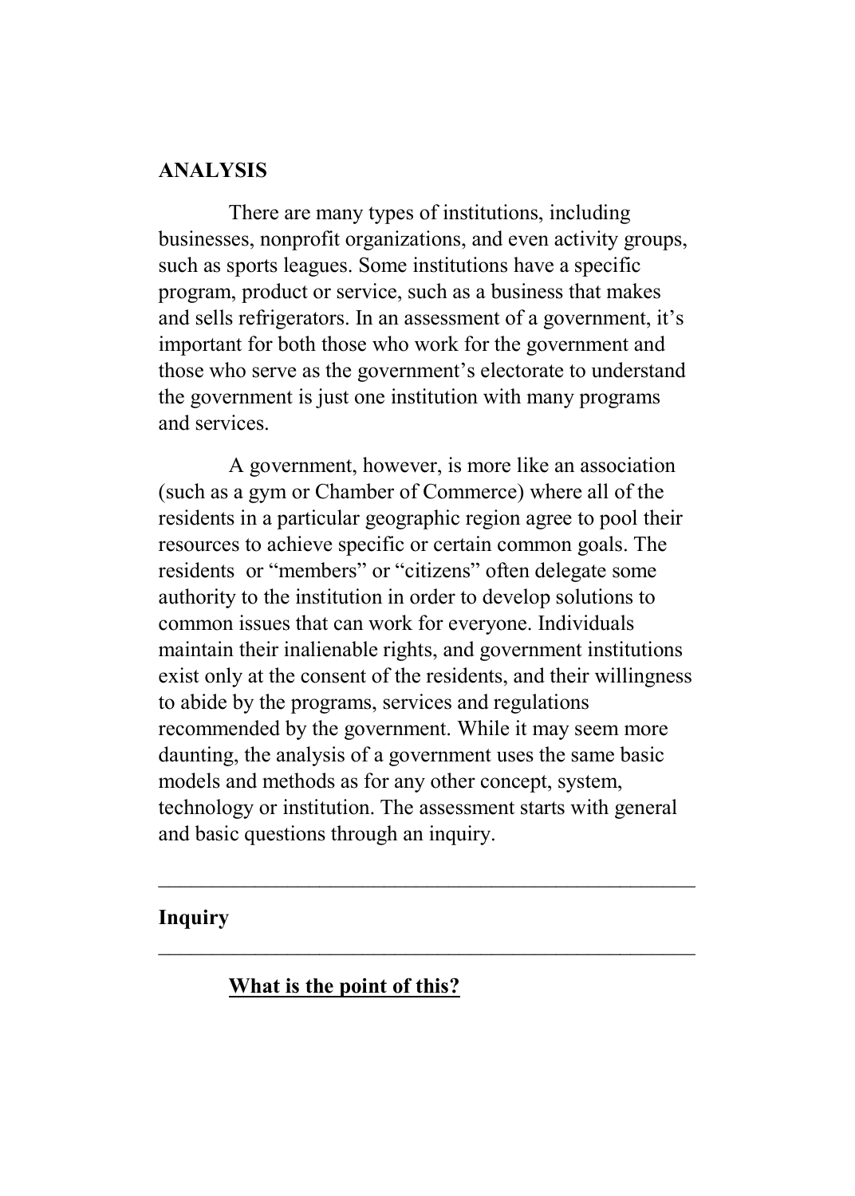## ANALYSIS

There are many types of institutions, including businesses, nonprofit organizations, and even activity groups, such as sports leagues. Some institutions have a specific program, product or service, such as a business that makes and sells refrigerators. In an assessment of a government, it's important for both those who work for the government and those who serve as the government's electorate to understand the government is just one institution with many programs and services.

A government, however, is more like an association (such as a gym or Chamber of Commerce) where all of the residents in a particular geographic region agree to pool their resources to achieve specific or certain common goals. The residents or "members" or "citizens" often delegate some authority to the institution in order to develop solutions to common issues that can work for everyone. Individuals maintain their inalienable rights, and government institutions exist only at the consent of the residents, and their willingness to abide by the programs, services and regulations recommended by the government. While it may seem more daunting, the analysis of a government uses the same basic models and methods as for any other concept, system, technology or institution. The assessment starts with general and basic questions through an inquiry.

---

### Inquiry

---

**<u>What is the point of this?</u>**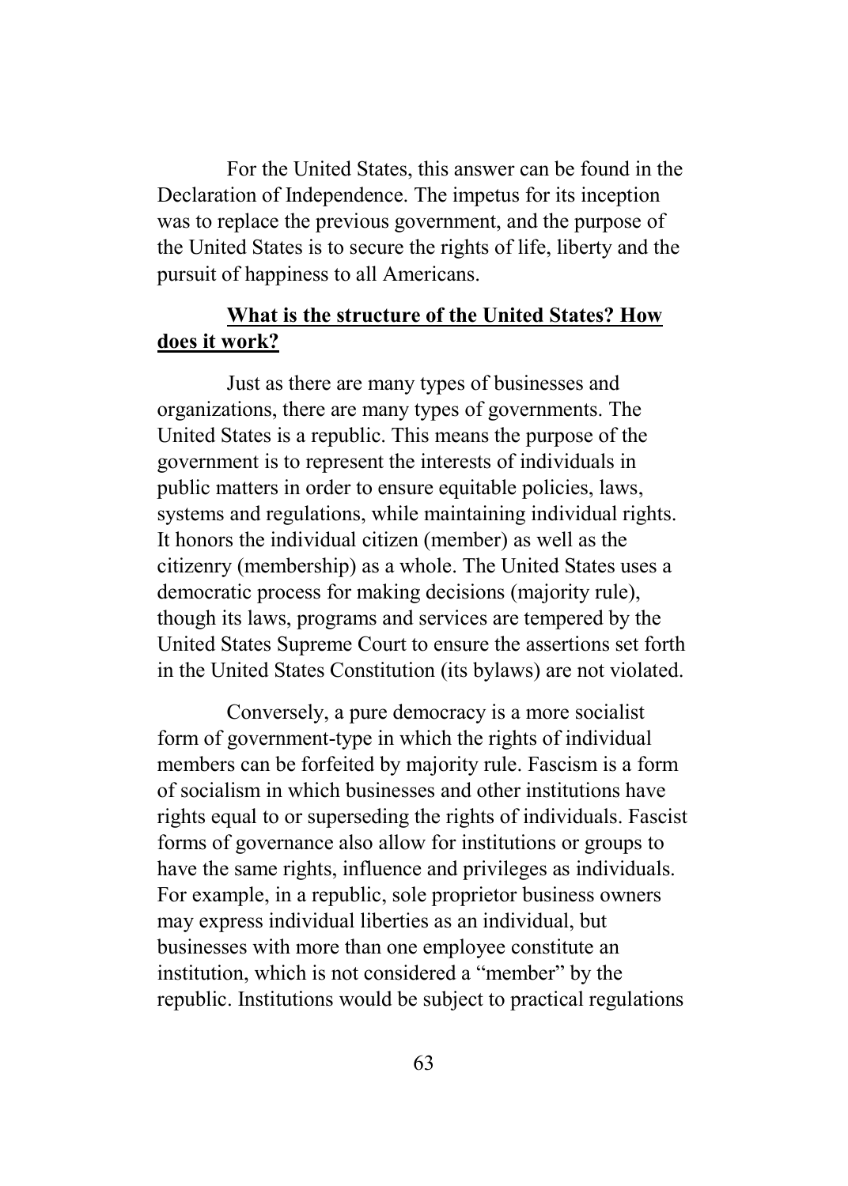For the United States, this answer can be found in the Declaration of Independence. The impetus for its inception was to replace the previous government, and the purpose of the United States is to secure the rights of life, liberty and the pursuit of happiness to all Americans.

**<u>What is the structure of the United States? How does it work?</u>**

Just as there are many types of businesses and organizations, there are many types of governments. The United States is a republic. This means the purpose of the government is to represent the interests of individuals in public matters in order to ensure equitable policies, laws, systems and regulations, while maintaining individual rights. It honors the individual citizen (member) as well as the citizenry (membership) as a whole. The United States uses a democratic process for making decisions (majority rule), though its laws, programs and services are tempered by the United States Supreme Court to ensure the assertions set forth in the United States Constitution (its bylaws) are not violated.

Conversely, a pure democracy is a more socialist form of government-type in which the rights of individual members can be forfeited by majority rule. Fascism is a form of socialism in which businesses and other institutions have rights equal to or superseding the rights of individuals. Fascist forms of governance also allow for institutions or groups to have the same rights, influence and privileges as individuals. For example, in a republic, sole proprietor business owners may express individual liberties as an individual, but businesses with more than one employee constitute an institution, which is not considered a "member" by the republic. Institutions would be subject to practical regulations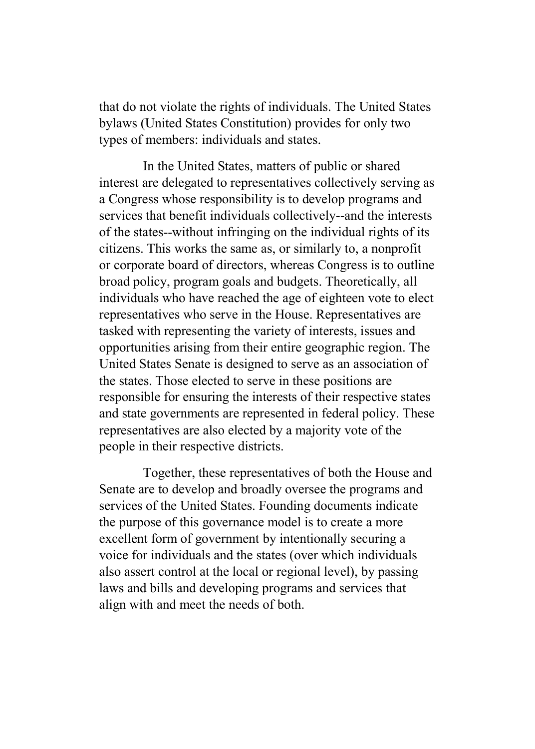that do not violate the rights of individuals. The United States bylaws (United States Constitution) provides for only two types of members: individuals and states.

In the United States, matters of public or shared interest are delegated to representatives collectively serving as a Congress whose responsibility is to develop programs and services that benefit individuals collectively--and the interests of the states--without infringing on the individual rights of its citizens. This works the same as, or similarly to, a nonprofit or corporate board of directors, whereas Congress is to outline broad policy, program goals and budgets. Theoretically, all individuals who have reached the age of eighteen vote to elect representatives who serve in the House. Representatives are tasked with representing the variety of interests, issues and opportunities arising from their entire geographic region. The United States Senate is designed to serve as an association of the states. Those elected to serve in these positions are responsible for ensuring the interests of their respective states and state governments are represented in federal policy. These representatives are also elected by a majority vote of the people in their respective districts.

Together, these representatives of both the House and Senate are to develop and broadly oversee the programs and services of the United States. Founding documents indicate the purpose of this governance model is to create a more excellent form of government by intentionally securing a voice for individuals and the states (over which individuals also assert control at the local or regional level), by passing laws and bills and developing programs and services that align with and meet the needs of both.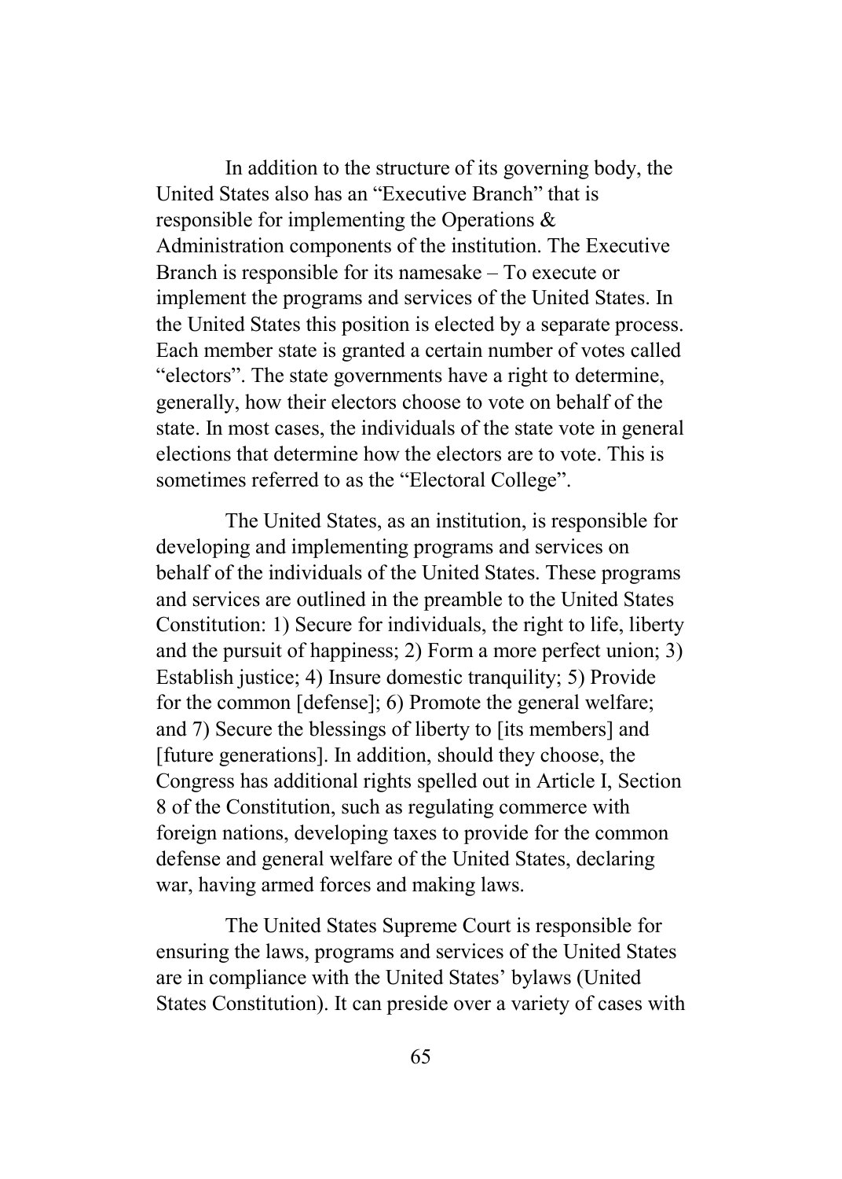In addition to the structure of its governing body, the United States also has an "Executive Branch" that is responsible for implementing the Operations & Administration components of the institution. The Executive Branch is responsible for its namesake – To execute or implement the programs and services of the United States. In the United States this position is elected by a separate process. Each member state is granted a certain number of votes called "electors". The state governments have a right to determine, generally, how their electors choose to vote on behalf of the state. In most cases, the individuals of the state vote in general elections that determine how the electors are to vote. This is sometimes referred to as the "Electoral College".

The United States, as an institution, is responsible for developing and implementing programs and services on behalf of the individuals of the United States. These programs and services are outlined in the preamble to the United States Constitution: 1) Secure for individuals, the right to life, liberty and the pursuit of happiness; 2) Form a more perfect union; 3) Establish justice; 4) Insure domestic tranquility; 5) Provide for the common [defense]; 6) Promote the general welfare; and 7) Secure the blessings of liberty to [its members] and [future generations]. In addition, should they choose, the Congress has additional rights spelled out in Article I, Section 8 of the Constitution, such as regulating commerce with foreign nations, developing taxes to provide for the common defense and general welfare of the United States, declaring war, having armed forces and making laws.

The United States Supreme Court is responsible for ensuring the laws, programs and services of the United States are in compliance with the United States' bylaws (United States Constitution). It can preside over a variety of cases with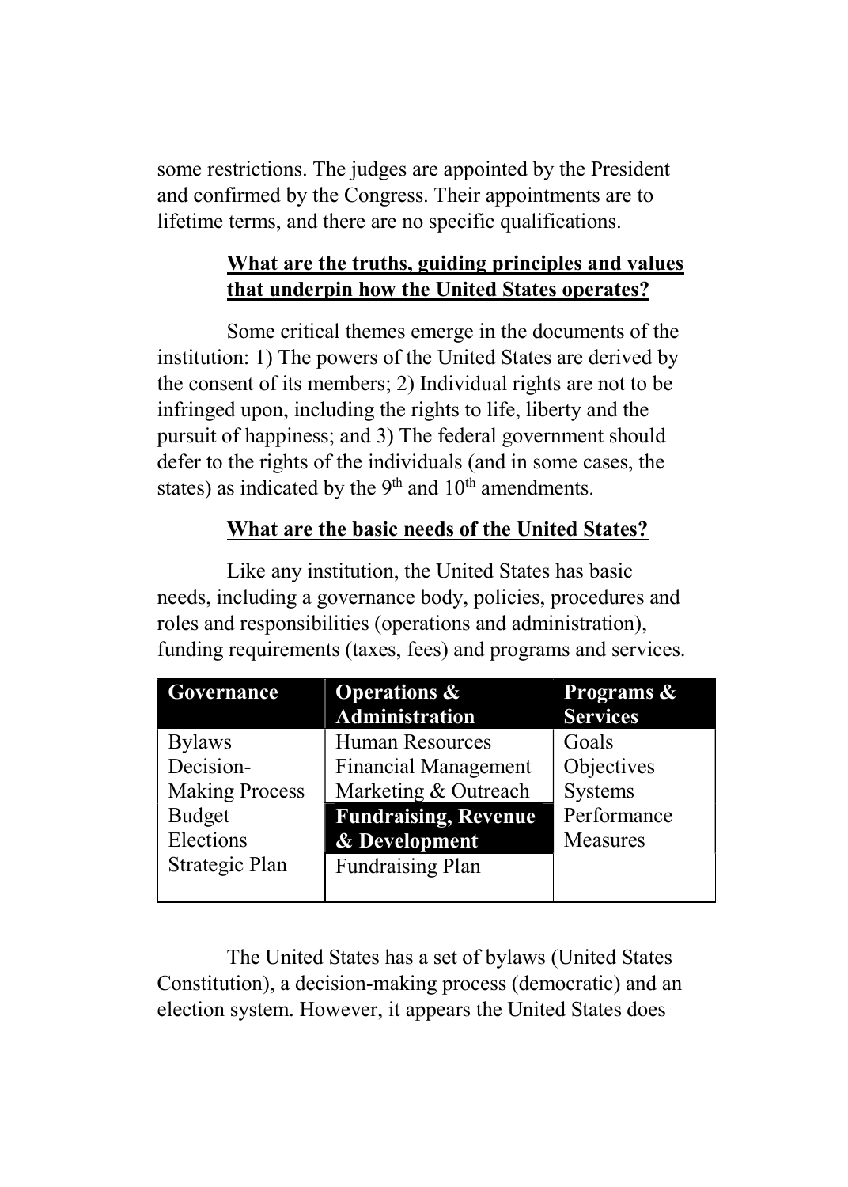some restrictions. The judges are appointed by the President and confirmed by the Congress. Their appointments are to lifetime terms, and there are no specific qualifications.

## What are the truths, guiding principles and values that underpin how the United States operates?

Some critical themes emerge in the documents of the institution: 1) The powers of the United States are derived by the consent of its members; 2) Individual rights are not to be infringed upon, including the rights to life, liberty and the pursuit of happiness; and 3) The federal government should defer to the rights of the individuals (and in some cases, the states) as indicated by the 9th and 10th amendments.

## What are the basic needs of the United States?

Like any institution, the United States has basic needs, including a governance body, policies, procedures and roles and responsibilities (operations and administration), funding requirements (taxes, fees) and programs and services.

| Governance | Operations & Administration | Programs & Services |
| --- | --- | --- |
| Bylaws | Human Resources | Goals |
| Decision-Making Process | Financial Management | Objectives |
| Budget | Marketing & Outreach | Systems |
| Elections | **Fundraising, Revenue & Development** | Performance Measures |
| Strategic Plan | Fundraising Plan | |

The United States has a set of bylaws (United States Constitution), a decision-making process (democratic) and an election system. However, it appears the United States does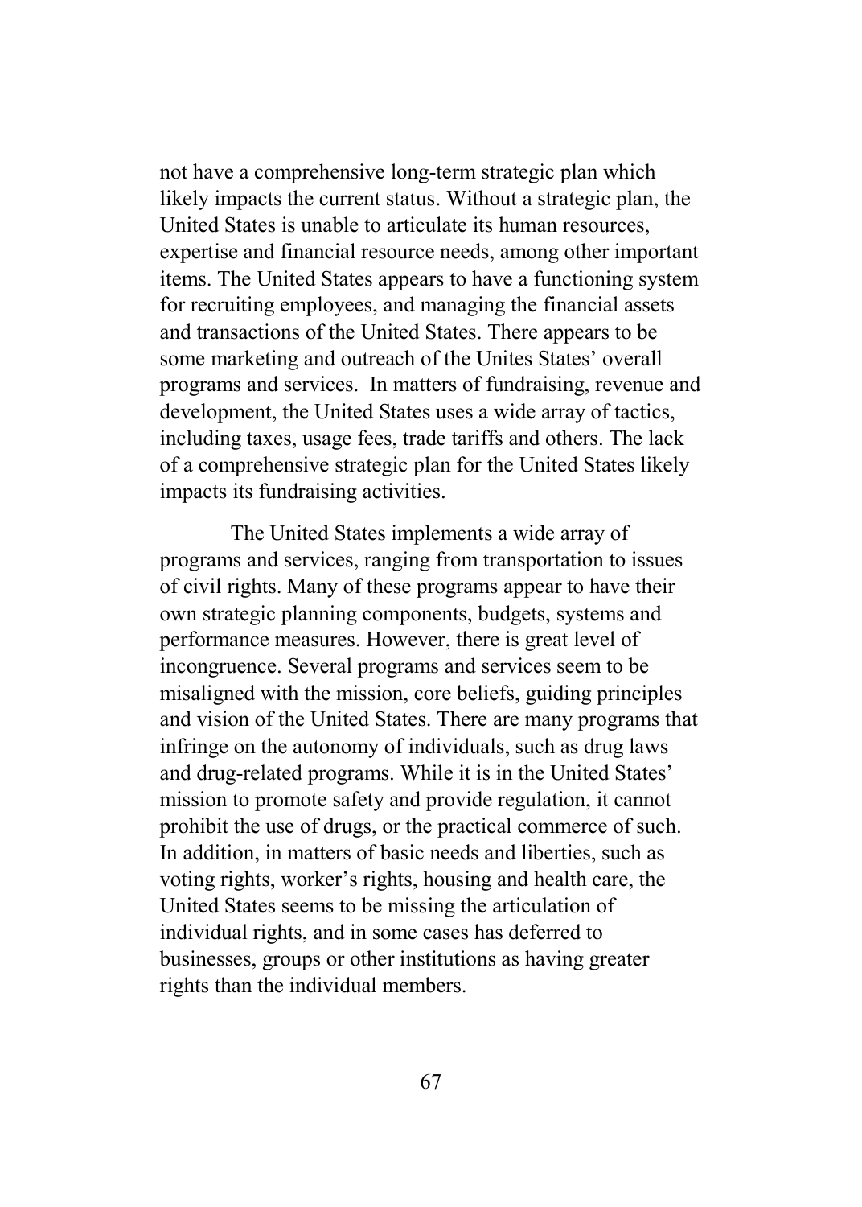not have a comprehensive long-term strategic plan which likely impacts the current status. Without a strategic plan, the United States is unable to articulate its human resources, expertise and financial resource needs, among other important items. The United States appears to have a functioning system for recruiting employees, and managing the financial assets and transactions of the United States. There appears to be some marketing and outreach of the Unites States' overall programs and services. In matters of fundraising, revenue and development, the United States uses a wide array of tactics, including taxes, usage fees, trade tariffs and others. The lack of a comprehensive strategic plan for the United States likely impacts its fundraising activities.

The United States implements a wide array of programs and services, ranging from transportation to issues of civil rights. Many of these programs appear to have their own strategic planning components, budgets, systems and performance measures. However, there is great level of incongruence. Several programs and services seem to be misaligned with the mission, core beliefs, guiding principles and vision of the United States. There are many programs that infringe on the autonomy of individuals, such as drug laws and drug-related programs. While it is in the United States' mission to promote safety and provide regulation, it cannot prohibit the use of drugs, or the practical commerce of such. In addition, in matters of basic needs and liberties, such as voting rights, worker's rights, housing and health care, the United States seems to be missing the articulation of individual rights, and in some cases has deferred to businesses, groups or other institutions as having greater rights than the individual members.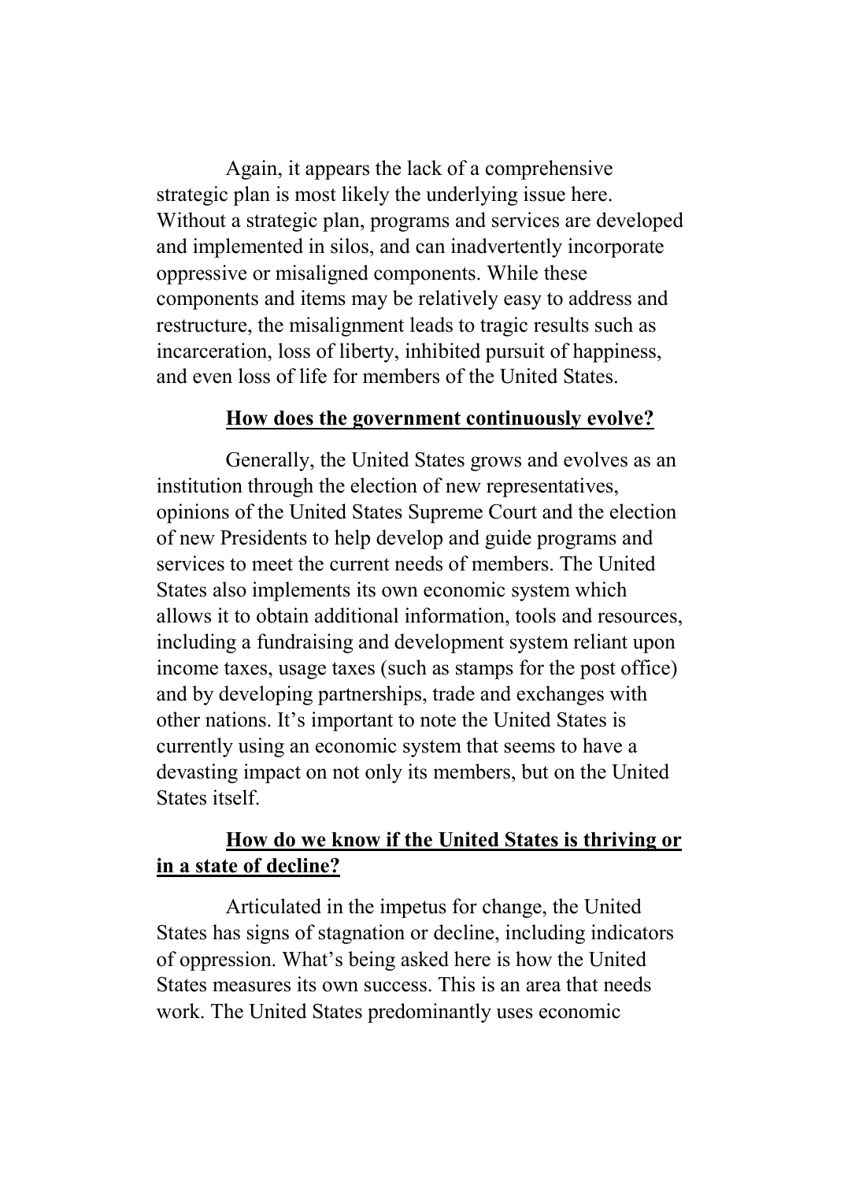Again, it appears the lack of a comprehensive strategic plan is most likely the underlying issue here. Without a strategic plan, programs and services are developed and implemented in silos, and can inadvertently incorporate oppressive or misaligned components. While these components and items may be relatively easy to address and restructure, the misalignment leads to tragic results such as incarceration, loss of liberty, inhibited pursuit of happiness, and even loss of life for members of the United States.

## How does the government continuously evolve?

Generally, the United States grows and evolves as an institution through the election of new representatives, opinions of the United States Supreme Court and the election of new Presidents to help develop and guide programs and services to meet the current needs of members. The United States also implements its own economic system which allows it to obtain additional information, tools and resources, including a fundraising and development system reliant upon income taxes, usage taxes (such as stamps for the post office) and by developing partnerships, trade and exchanges with other nations. It's important to note the United States is currently using an economic system that seems to have a devasting impact on not only its members, but on the United States itself.

## How do we know if the United States is thriving or in a state of decline?

Articulated in the impetus for change, the United States has signs of stagnation or decline, including indicators of oppression. What's being asked here is how the United States measures its own success. This is an area that needs work. The United States predominantly uses economic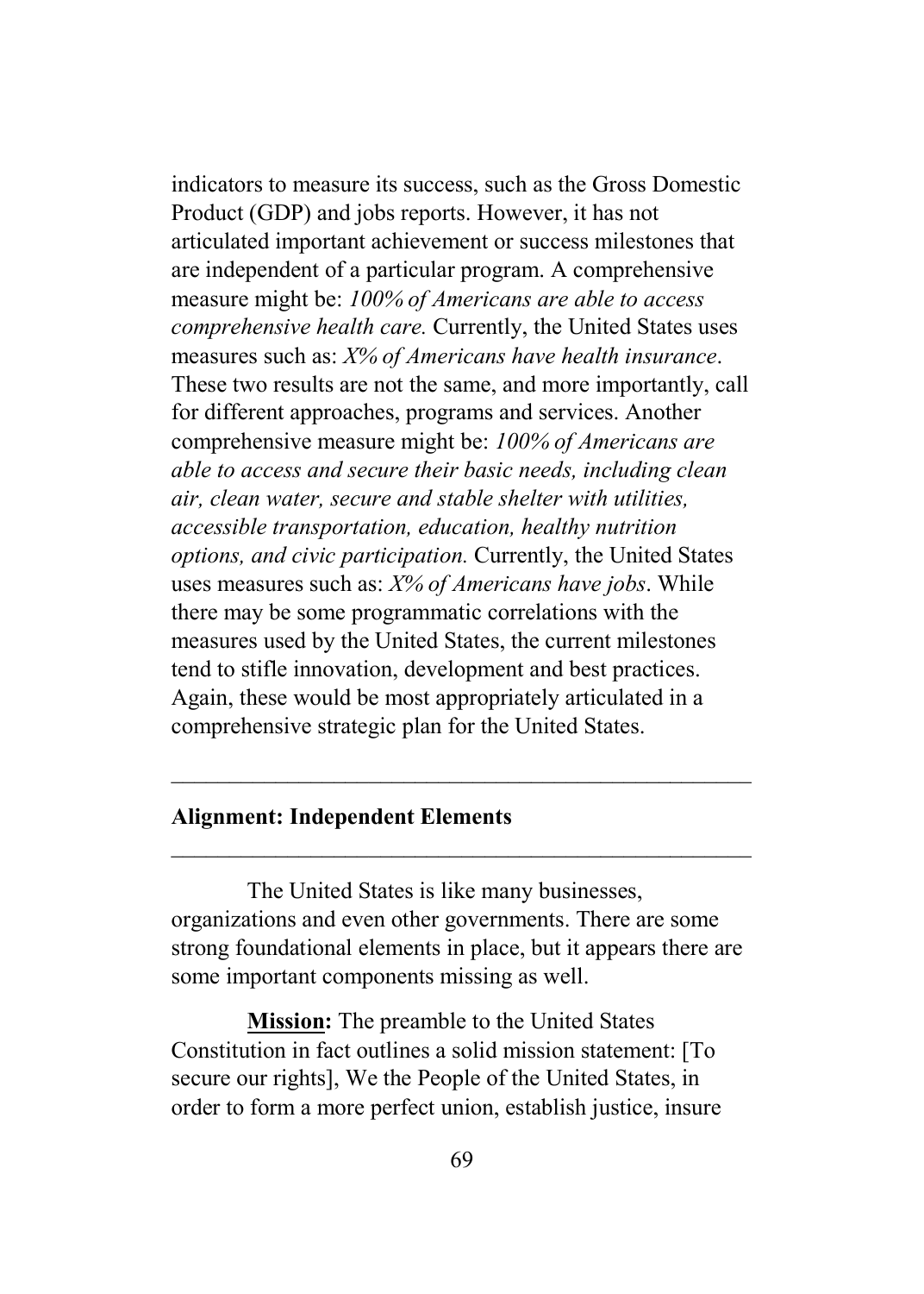indicators to measure its success, such as the Gross Domestic Product (GDP) and jobs reports. However, it has not articulated important achievement or success milestones that are independent of a particular program. A comprehensive measure might be: *100% of Americans are able to access comprehensive health care.* Currently, the United States uses measures such as: *X% of Americans have health insurance*. These two results are not the same, and more importantly, call for different approaches, programs and services. Another comprehensive measure might be: *100% of Americans are able to access and secure their basic needs, including clean air, clean water, secure and stable shelter with utilities, accessible transportation, education, healthy nutrition options, and civic participation.* Currently, the United States uses measures such as: *X% of Americans have jobs*. While there may be some programmatic correlations with the measures used by the United States, the current milestones tend to stifle innovation, development and best practices. Again, these would be most appropriately articulated in a comprehensive strategic plan for the United States.

---

## Alignment: Independent Elements

---

The United States is like many businesses, organizations and even other governments. There are some strong foundational elements in place, but it appears there are some important components missing as well.

**Mission:** The preamble to the United States Constitution in fact outlines a solid mission statement: [To secure our rights], We the People of the United States, in order to form a more perfect union, establish justice, insure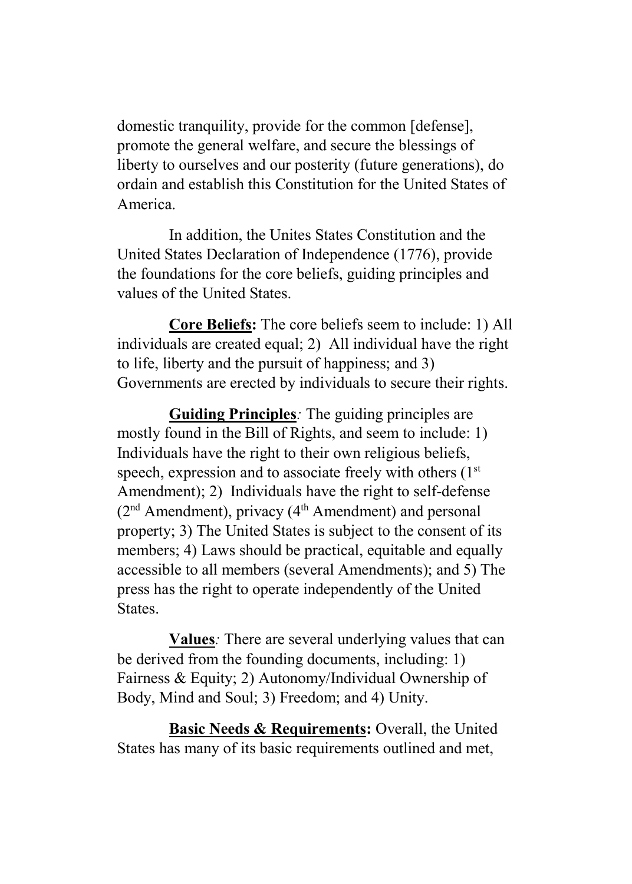domestic tranquility, provide for the common [defense], promote the general welfare, and secure the blessings of liberty to ourselves and our posterity (future generations), do ordain and establish this Constitution for the United States of America.

In addition, the Unites States Constitution and the United States Declaration of Independence (1776), provide the foundations for the core beliefs, guiding principles and values of the United States.

**Core Beliefs:** The core beliefs seem to include: 1) All individuals are created equal; 2) All individual have the right to life, liberty and the pursuit of happiness; and 3) Governments are erected by individuals to secure their rights.

**Guiding Principles***:* The guiding principles are mostly found in the Bill of Rights, and seem to include: 1) Individuals have the right to their own religious beliefs, speech, expression and to associate freely with others (1st Amendment); 2) Individuals have the right to self-defense (2nd Amendment), privacy (4th Amendment) and personal property; 3) The United States is subject to the consent of its members; 4) Laws should be practical, equitable and equally accessible to all members (several Amendments); and 5) The press has the right to operate independently of the United States.

**Values***:* There are several underlying values that can be derived from the founding documents, including: 1) Fairness & Equity; 2) Autonomy/Individual Ownership of Body, Mind and Soul; 3) Freedom; and 4) Unity.

**Basic Needs & Requirements:** Overall, the United States has many of its basic requirements outlined and met,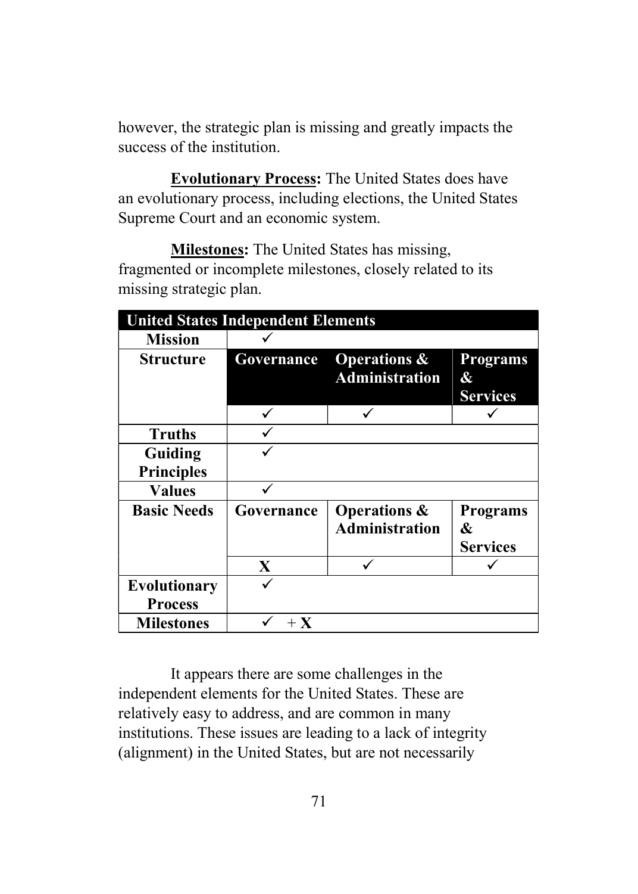however, the strategic plan is missing and greatly impacts the success of the institution.

**<u>Evolutionary Process</u>:** The United States does have an evolutionary process, including elections, the United States Supreme Court and an economic system.

**<u>Milestones</u>:** The United States has missing, fragmented or incomplete milestones, closely related to its missing strategic plan.

| United States Independent Elements | | | |
|---|---|---|---|
| **Mission** | ✓ | | |
| **Structure** | **Governance** | **Operations & Administration** | **Programs & Services** |
| | ✓ | ✓ | ✓ |
| **Truths** | ✓ | | |
| **Guiding Principles** | ✓ | | |
| **Values** | ✓ | | |
| **Basic Needs** | **Governance** | **Operations & Administration** | **Programs & Services** |
| | **X** | ✓ | ✓ |
| **Evolutionary Process** | ✓ | | |
| **Milestones** | ✓ + **X** | | |

It appears there are some challenges in the independent elements for the United States. These are relatively easy to address, and are common in many institutions. These issues are leading to a lack of integrity (alignment) in the United States, but are not necessarily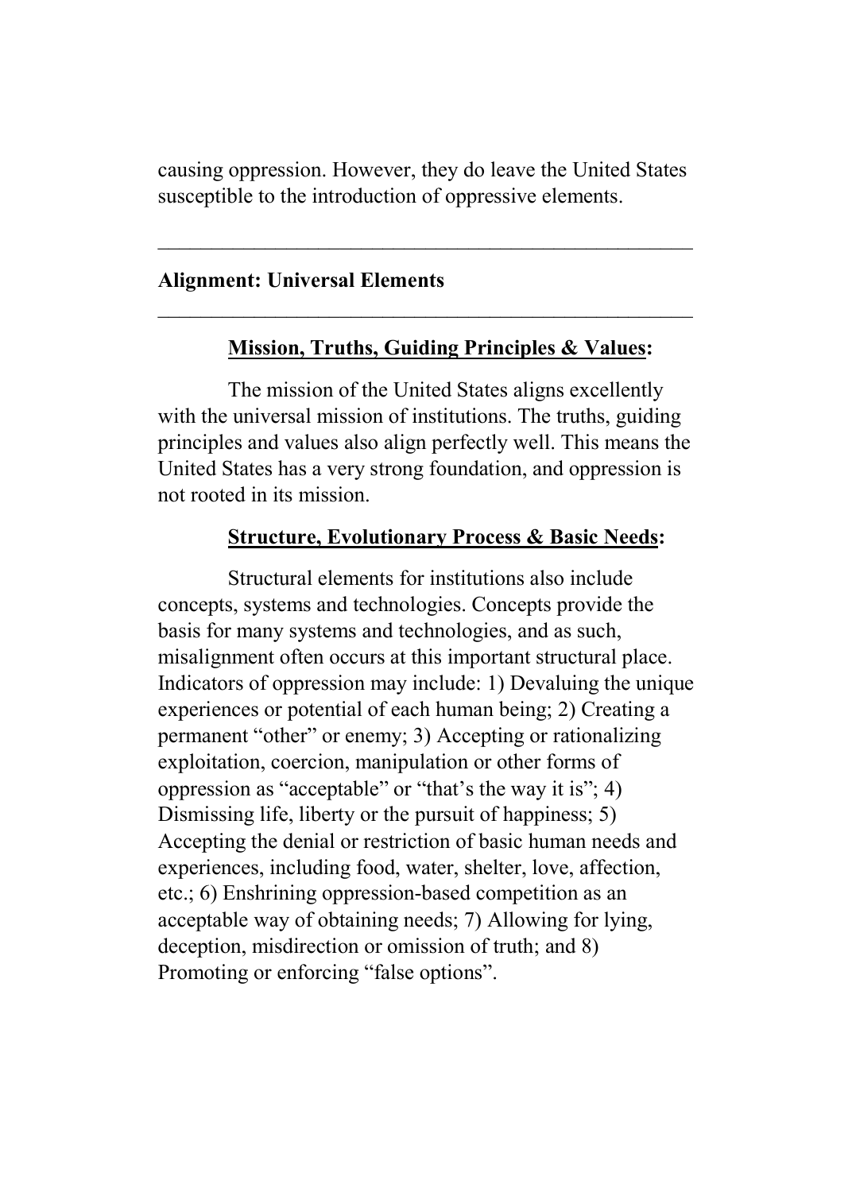causing oppression. However, they do leave the United States susceptible to the introduction of oppressive elements.

---

**Alignment: Universal Elements**

---

**<u>Mission, Truths, Guiding Principles & Values</u>:**

The mission of the United States aligns excellently with the universal mission of institutions. The truths, guiding principles and values also align perfectly well. This means the United States has a very strong foundation, and oppression is not rooted in its mission.

**<u>Structure, Evolutionary Process & Basic Needs</u>:**

Structural elements for institutions also include concepts, systems and technologies. Concepts provide the basis for many systems and technologies, and as such, misalignment often occurs at this important structural place. Indicators of oppression may include: 1) Devaluing the unique experiences or potential of each human being; 2) Creating a permanent "other" or enemy; 3) Accepting or rationalizing exploitation, coercion, manipulation or other forms of oppression as "acceptable" or "that's the way it is"; 4) Dismissing life, liberty or the pursuit of happiness; 5) Accepting the denial or restriction of basic human needs and experiences, including food, water, shelter, love, affection, etc.; 6) Enshrining oppression-based competition as an acceptable way of obtaining needs; 7) Allowing for lying, deception, misdirection or omission of truth; and 8) Promoting or enforcing "false options".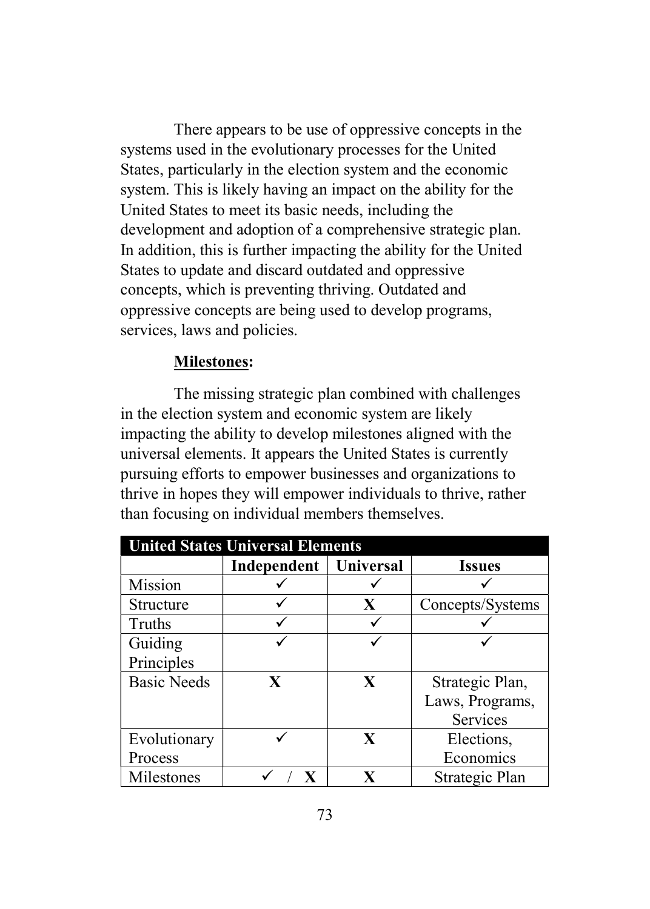There appears to be use of oppressive concepts in the systems used in the evolutionary processes for the United States, particularly in the election system and the economic system. This is likely having an impact on the ability for the United States to meet its basic needs, including the development and adoption of a comprehensive strategic plan. In addition, this is further impacting the ability for the United States to update and discard outdated and oppressive concepts, which is preventing thriving. Outdated and oppressive concepts are being used to develop programs, services, laws and policies.

**Milestones:**

The missing strategic plan combined with challenges in the election system and economic system are likely impacting the ability to develop milestones aligned with the universal elements. It appears the United States is currently pursuing efforts to empower businesses and organizations to thrive in hopes they will empower individuals to thrive, rather than focusing on individual members themselves.

| United States Universal Elements | | | |
|---|---|---|---|
| | **Independent** | **Universal** | **Issues** |
| Mission | ✓ | ✓ | ✓ |
| Structure | ✓ | **X** | Concepts/Systems |
| Truths | ✓ | ✓ | ✓ |
| Guiding Principles | ✓ | ✓ | ✓ |
| Basic Needs | **X** | **X** | Strategic Plan, Laws, Programs, Services |
| Evolutionary Process | ✓ | **X** | Elections, Economics |
| Milestones | ✓ / **X** | **X** | Strategic Plan |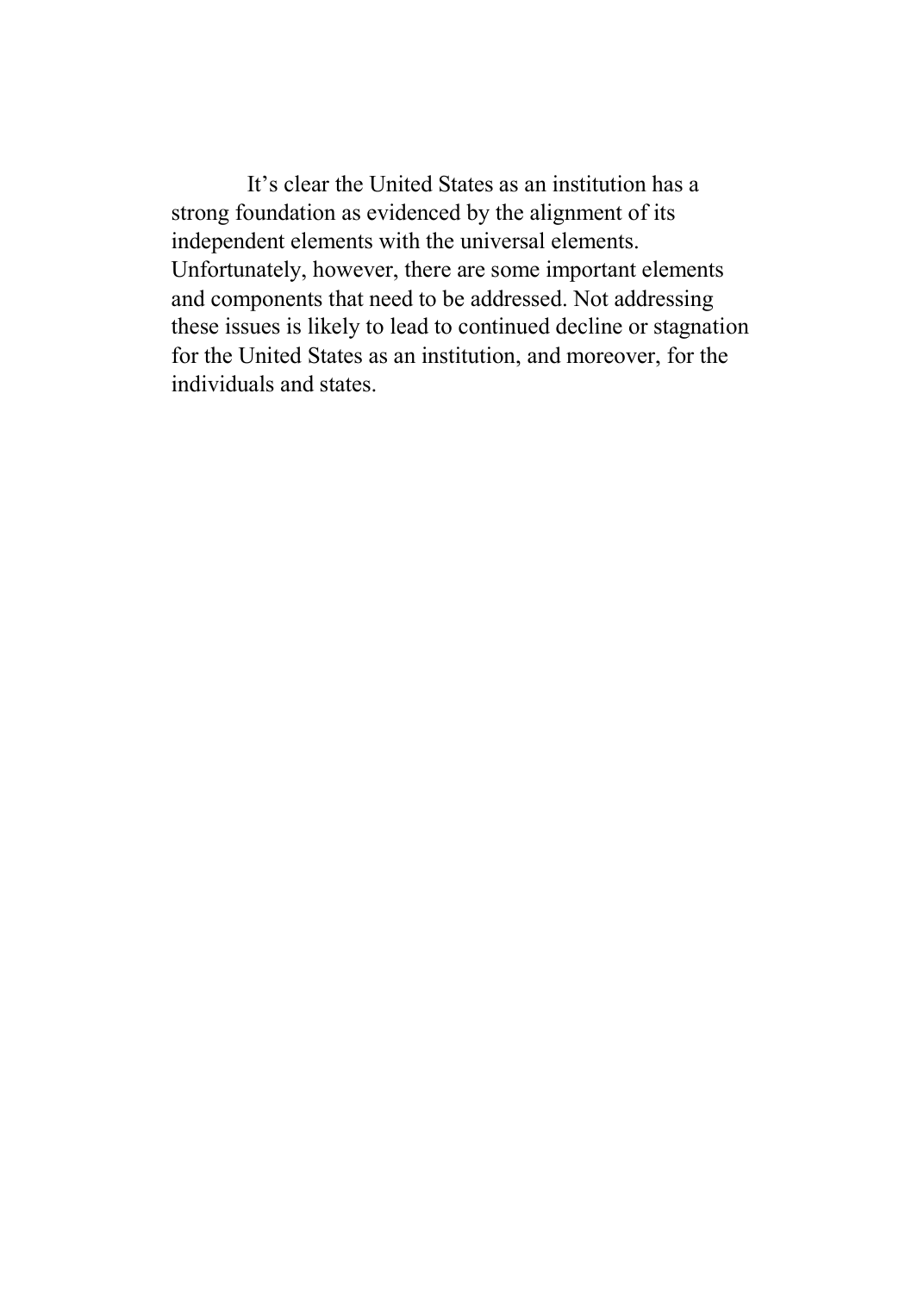It's clear the United States as an institution has a strong foundation as evidenced by the alignment of its independent elements with the universal elements. Unfortunately, however, there are some important elements and components that need to be addressed. Not addressing these issues is likely to lead to continued decline or stagnation for the United States as an institution, and moreover, for the individuals and states.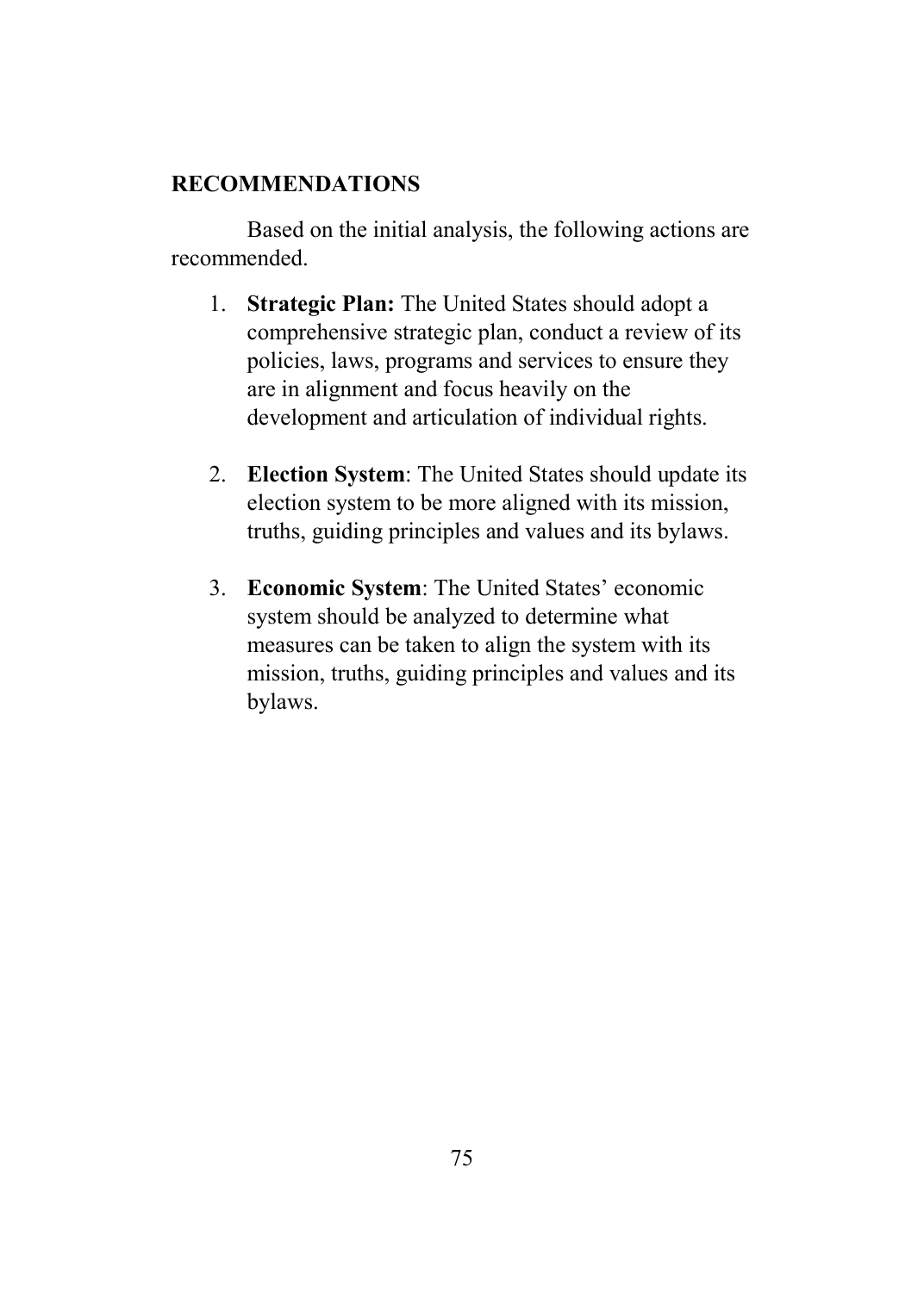## RECOMMENDATIONS

Based on the initial analysis, the following actions are recommended.

1. **Strategic Plan:** The United States should adopt a comprehensive strategic plan, conduct a review of its policies, laws, programs and services to ensure they are in alignment and focus heavily on the development and articulation of individual rights.

2. **Election System**: The United States should update its election system to be more aligned with its mission, truths, guiding principles and values and its bylaws.

3. **Economic System**: The United States' economic system should be analyzed to determine what measures can be taken to align the system with its mission, truths, guiding principles and values and its bylaws.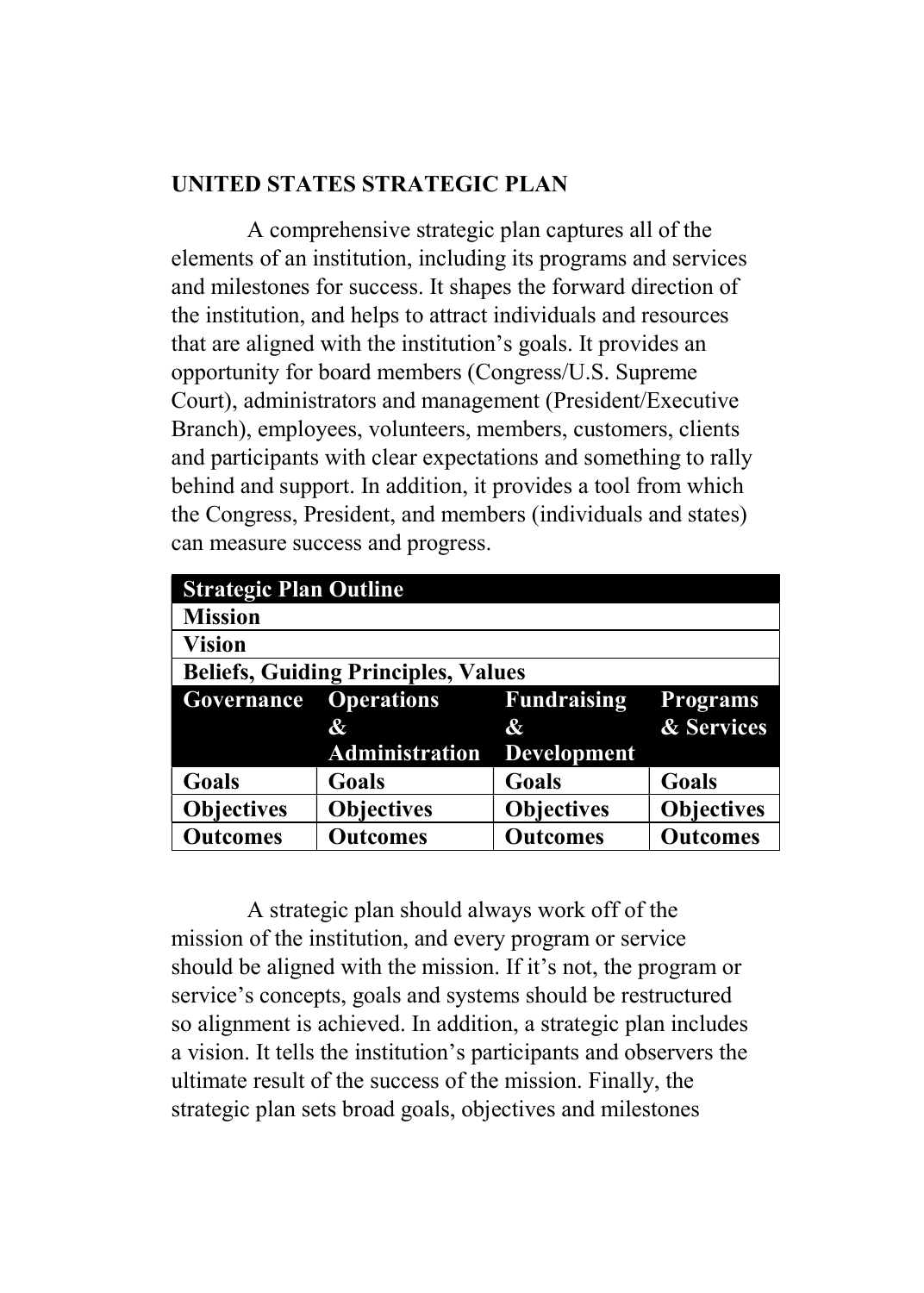## UNITED STATES STRATEGIC PLAN

A comprehensive strategic plan captures all of the elements of an institution, including its programs and services and milestones for success. It shapes the forward direction of the institution, and helps to attract individuals and resources that are aligned with the institution's goals. It provides an opportunity for board members (Congress/U.S. Supreme Court), administrators and management (President/Executive Branch), employees, volunteers, members, customers, clients and participants with clear expectations and something to rally behind and support. In addition, it provides a tool from which the Congress, President, and members (individuals and states) can measure success and progress.

| **Strategic Plan Outline** | | | |
|---|---|---|---|
| **Mission** | | | |
| **Vision** | | | |
| **Beliefs, Guiding Principles, Values** | | | |
| **Governance** | **Operations & Administration** | **Fundraising & Development** | **Programs & Services** |
| **Goals** | **Goals** | **Goals** | **Goals** |
| **Objectives** | **Objectives** | **Objectives** | **Objectives** |
| **Outcomes** | **Outcomes** | **Outcomes** | **Outcomes** |

A strategic plan should always work off of the mission of the institution, and every program or service should be aligned with the mission. If it's not, the program or service's concepts, goals and systems should be restructured so alignment is achieved. In addition, a strategic plan includes a vision. It tells the institution's participants and observers the ultimate result of the success of the mission. Finally, the strategic plan sets broad goals, objectives and milestones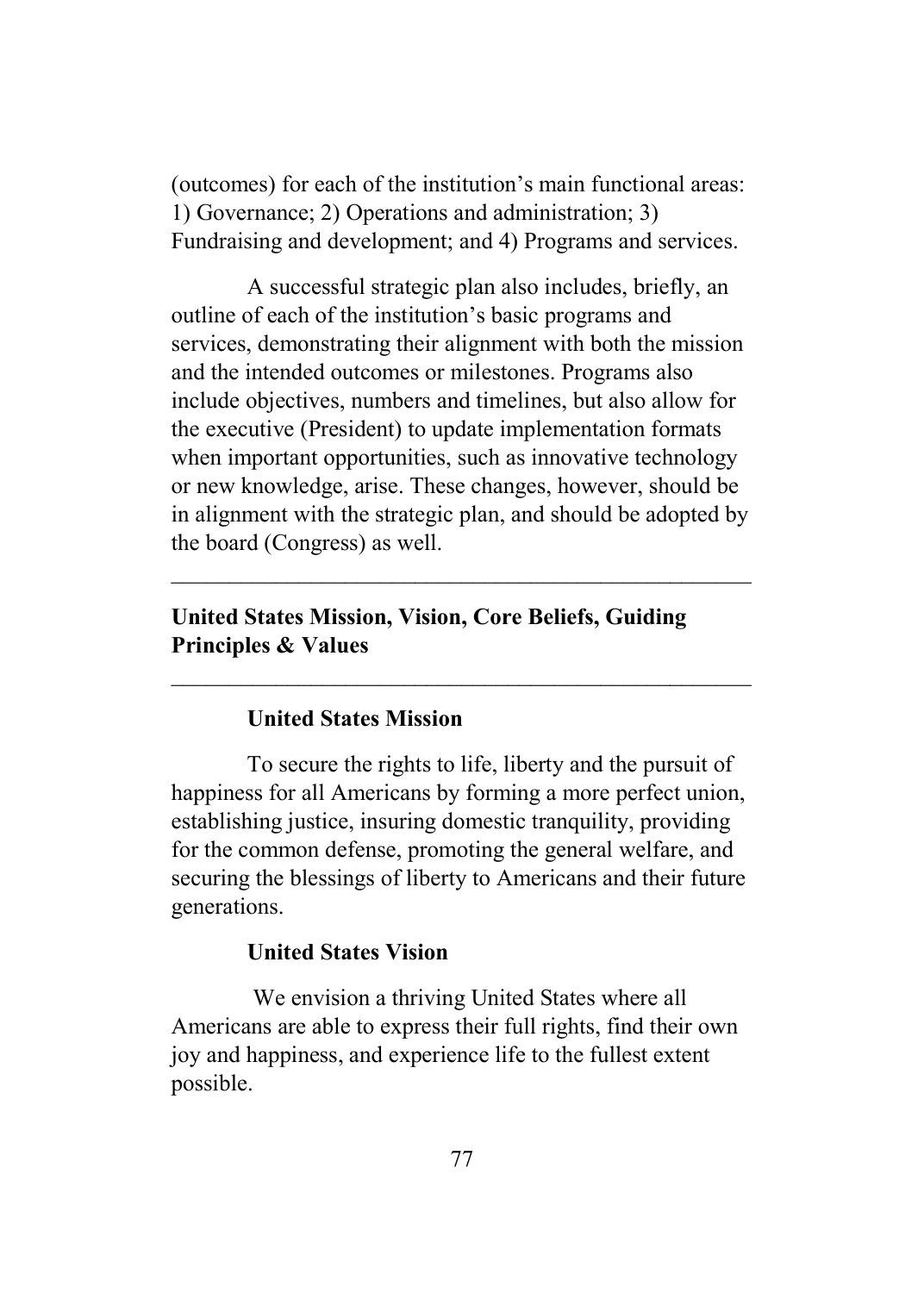(outcomes) for each of the institution's main functional areas: 1) Governance; 2) Operations and administration; 3) Fundraising and development; and 4) Programs and services.

A successful strategic plan also includes, briefly, an outline of each of the institution's basic programs and services, demonstrating their alignment with both the mission and the intended outcomes or milestones. Programs also include objectives, numbers and timelines, but also allow for the executive (President) to update implementation formats when important opportunities, such as innovative technology or new knowledge, arise. These changes, however, should be in alignment with the strategic plan, and should be adopted by the board (Congress) as well.

---

## United States Mission, Vision, Core Beliefs, Guiding Principles & Values

---

### United States Mission

To secure the rights to life, liberty and the pursuit of happiness for all Americans by forming a more perfect union, establishing justice, insuring domestic tranquility, providing for the common defense, promoting the general welfare, and securing the blessings of liberty to Americans and their future generations.

### United States Vision

We envision a thriving United States where all Americans are able to express their full rights, find their own joy and happiness, and experience life to the fullest extent possible.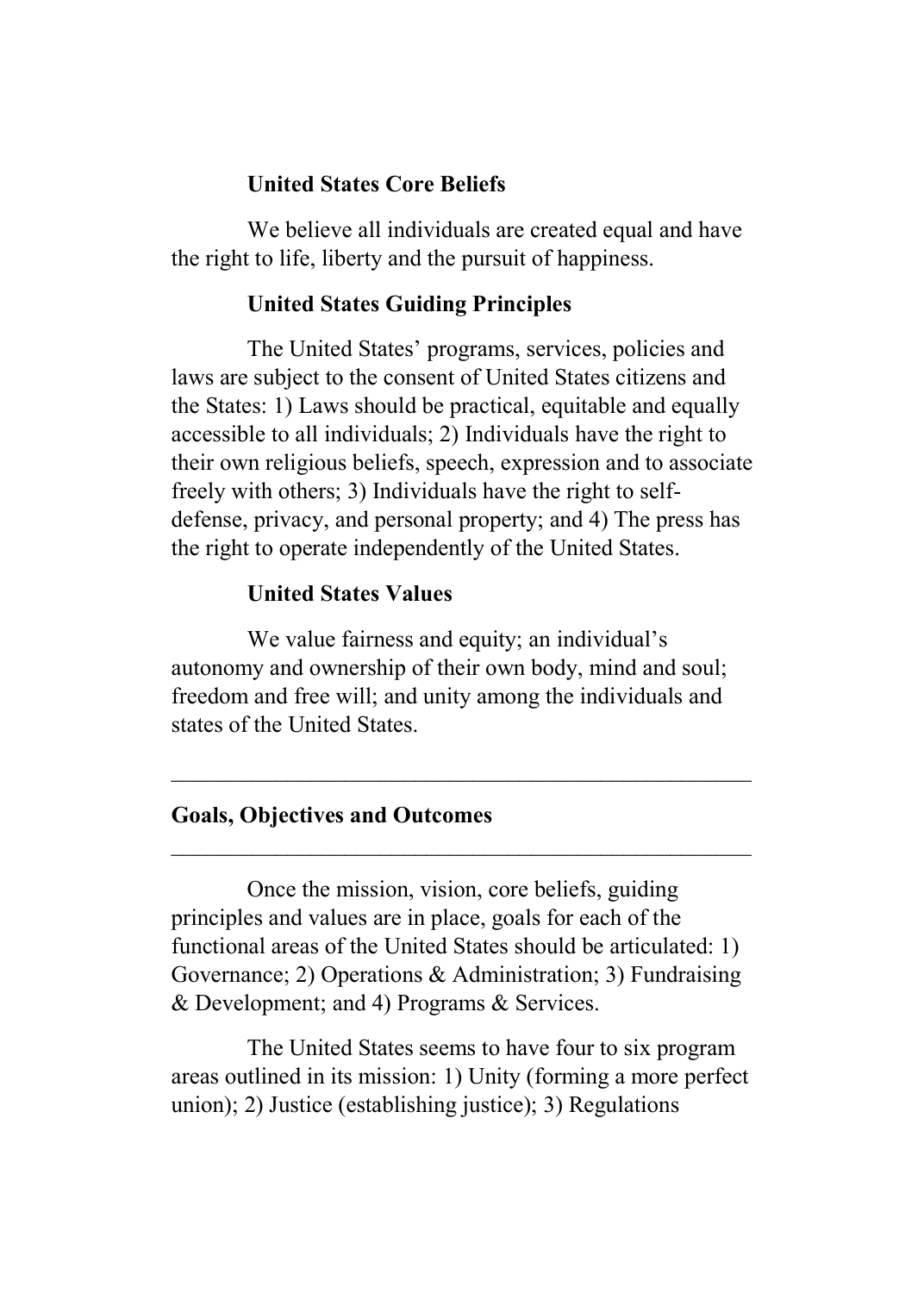### United States Core Beliefs

We believe all individuals are created equal and have the right to life, liberty and the pursuit of happiness.

### United States Guiding Principles

The United States' programs, services, policies and laws are subject to the consent of United States citizens and the States: 1) Laws should be practical, equitable and equally accessible to all individuals; 2) Individuals have the right to their own religious beliefs, speech, expression and to associate freely with others; 3) Individuals have the right to self-defense, privacy, and personal property; and 4) The press has the right to operate independently of the United States.

### United States Values

We value fairness and equity; an individual's autonomy and ownership of their own body, mind and soul; freedom and free will; and unity among the individuals and states of the United States.

---

## Goals, Objectives and Outcomes

---

Once the mission, vision, core beliefs, guiding principles and values are in place, goals for each of the functional areas of the United States should be articulated: 1) Governance; 2) Operations & Administration; 3) Fundraising & Development; and 4) Programs & Services.

The United States seems to have four to six program areas outlined in its mission: 1) Unity (forming a more perfect union); 2) Justice (establishing justice); 3) Regulations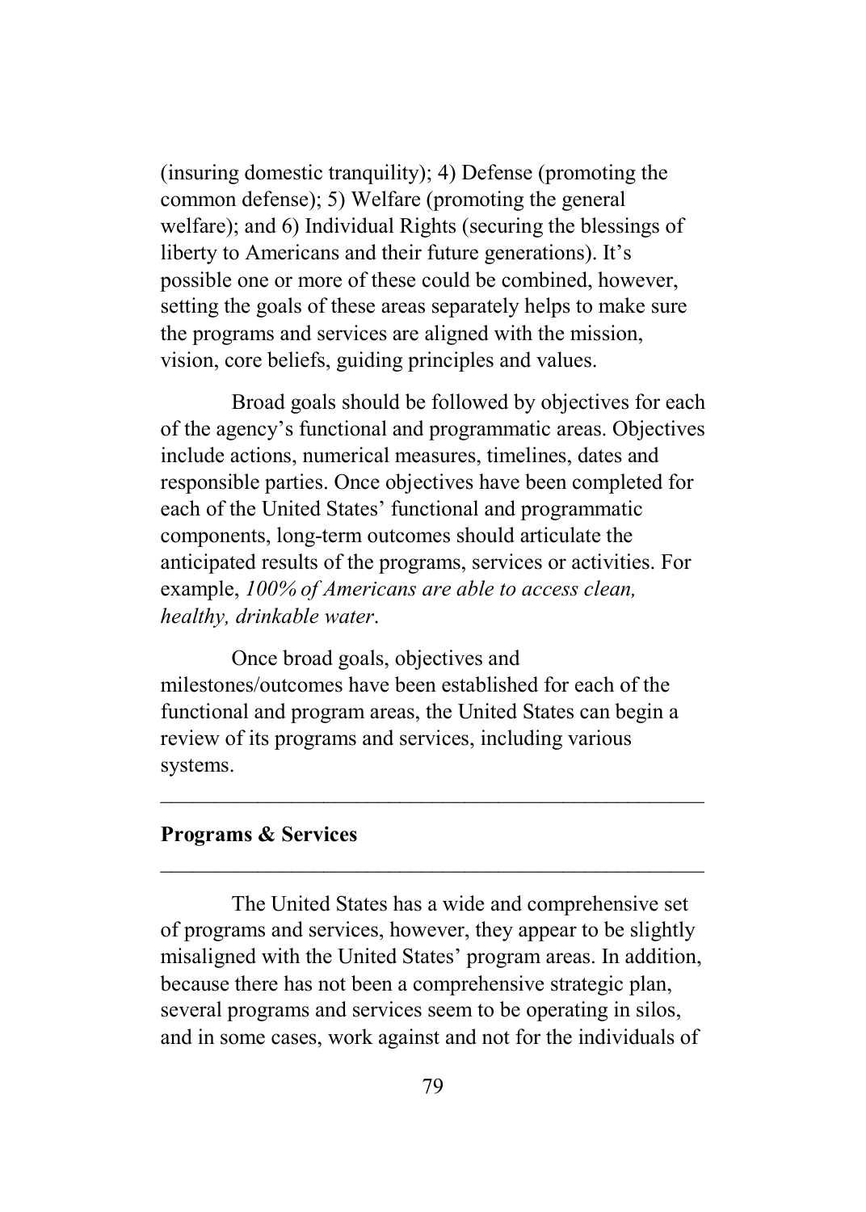(insuring domestic tranquility); 4) Defense (promoting the common defense); 5) Welfare (promoting the general welfare); and 6) Individual Rights (securing the blessings of liberty to Americans and their future generations). It's possible one or more of these could be combined, however, setting the goals of these areas separately helps to make sure the programs and services are aligned with the mission, vision, core beliefs, guiding principles and values.

Broad goals should be followed by objectives for each of the agency's functional and programmatic areas. Objectives include actions, numerical measures, timelines, dates and responsible parties. Once objectives have been completed for each of the United States' functional and programmatic components, long-term outcomes should articulate the anticipated results of the programs, services or activities. For example, *100% of Americans are able to access clean, healthy, drinkable water*.

Once broad goals, objectives and milestones/outcomes have been established for each of the functional and program areas, the United States can begin a review of its programs and services, including various systems.

---

## Programs & Services

---

The United States has a wide and comprehensive set of programs and services, however, they appear to be slightly misaligned with the United States' program areas. In addition, because there has not been a comprehensive strategic plan, several programs and services seem to be operating in silos, and in some cases, work against and not for the individuals of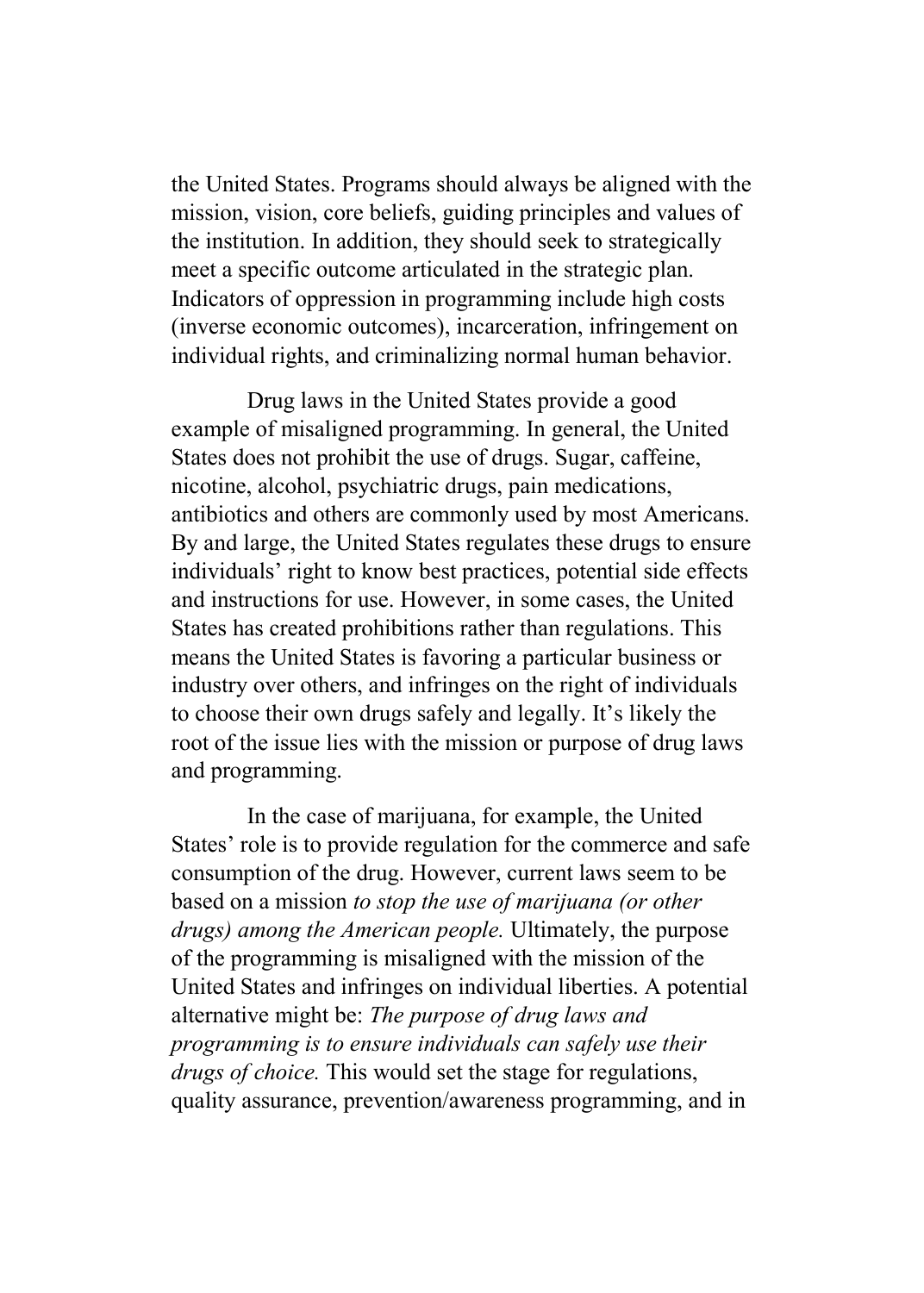the United States. Programs should always be aligned with the mission, vision, core beliefs, guiding principles and values of the institution. In addition, they should seek to strategically meet a specific outcome articulated in the strategic plan. Indicators of oppression in programming include high costs (inverse economic outcomes), incarceration, infringement on individual rights, and criminalizing normal human behavior.

Drug laws in the United States provide a good example of misaligned programming. In general, the United States does not prohibit the use of drugs. Sugar, caffeine, nicotine, alcohol, psychiatric drugs, pain medications, antibiotics and others are commonly used by most Americans. By and large, the United States regulates these drugs to ensure individuals' right to know best practices, potential side effects and instructions for use. However, in some cases, the United States has created prohibitions rather than regulations. This means the United States is favoring a particular business or industry over others, and infringes on the right of individuals to choose their own drugs safely and legally. It's likely the root of the issue lies with the mission or purpose of drug laws and programming.

In the case of marijuana, for example, the United States' role is to provide regulation for the commerce and safe consumption of the drug. However, current laws seem to be based on a mission *to stop the use of marijuana (or other drugs) among the American people.* Ultimately, the purpose of the programming is misaligned with the mission of the United States and infringes on individual liberties. A potential alternative might be: *The purpose of drug laws and programming is to ensure individuals can safely use their drugs of choice.* This would set the stage for regulations, quality assurance, prevention/awareness programming, and in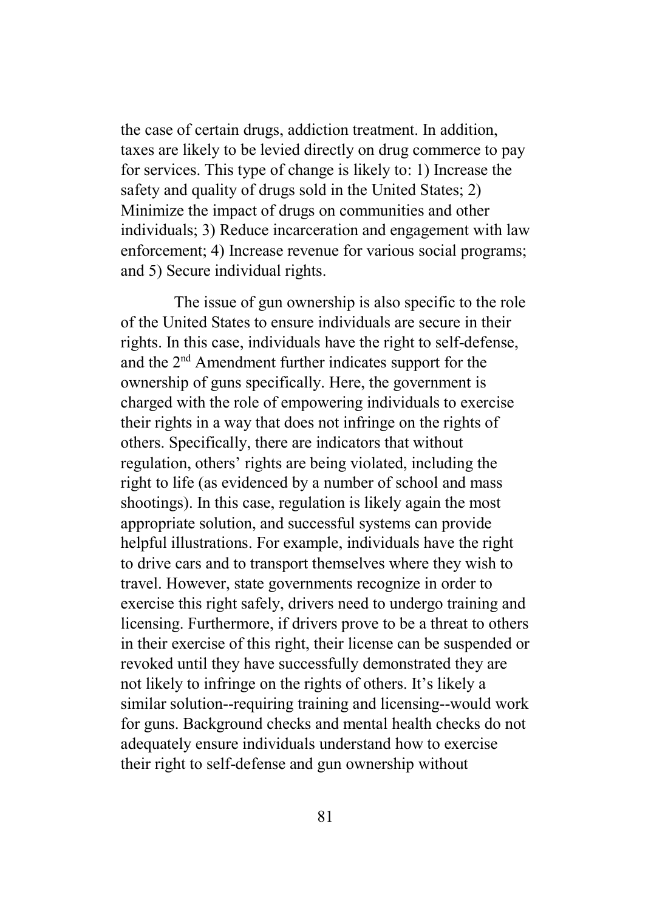the case of certain drugs, addiction treatment. In addition, taxes are likely to be levied directly on drug commerce to pay for services. This type of change is likely to: 1) Increase the safety and quality of drugs sold in the United States; 2) Minimize the impact of drugs on communities and other individuals; 3) Reduce incarceration and engagement with law enforcement; 4) Increase revenue for various social programs; and 5) Secure individual rights.

The issue of gun ownership is also specific to the role of the United States to ensure individuals are secure in their rights. In this case, individuals have the right to self-defense, and the 2nd Amendment further indicates support for the ownership of guns specifically. Here, the government is charged with the role of empowering individuals to exercise their rights in a way that does not infringe on the rights of others. Specifically, there are indicators that without regulation, others' rights are being violated, including the right to life (as evidenced by a number of school and mass shootings). In this case, regulation is likely again the most appropriate solution, and successful systems can provide helpful illustrations. For example, individuals have the right to drive cars and to transport themselves where they wish to travel. However, state governments recognize in order to exercise this right safely, drivers need to undergo training and licensing. Furthermore, if drivers prove to be a threat to others in their exercise of this right, their license can be suspended or revoked until they have successfully demonstrated they are not likely to infringe on the rights of others. It's likely a similar solution--requiring training and licensing--would work for guns. Background checks and mental health checks do not adequately ensure individuals understand how to exercise their right to self-defense and gun ownership without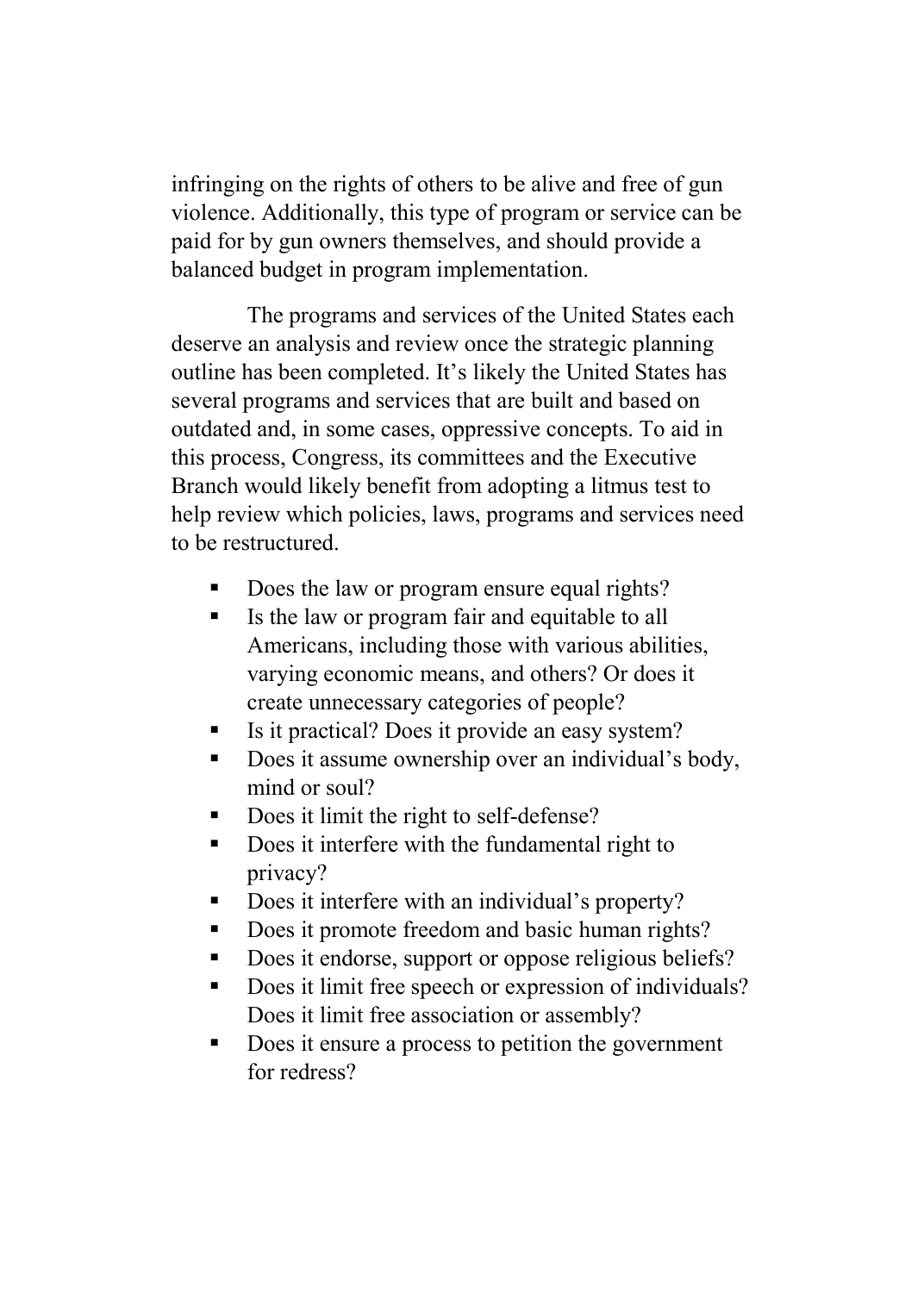infringing on the rights of others to be alive and free of gun violence. Additionally, this type of program or service can be paid for by gun owners themselves, and should provide a balanced budget in program implementation.

The programs and services of the United States each deserve an analysis and review once the strategic planning outline has been completed. It's likely the United States has several programs and services that are built and based on outdated and, in some cases, oppressive concepts. To aid in this process, Congress, its committees and the Executive Branch would likely benefit from adopting a litmus test to help review which policies, laws, programs and services need to be restructured.

- Does the law or program ensure equal rights?
- Is the law or program fair and equitable to all Americans, including those with various abilities, varying economic means, and others? Or does it create unnecessary categories of people?
- Is it practical? Does it provide an easy system?
- Does it assume ownership over an individual's body, mind or soul?
- Does it limit the right to self-defense?
- Does it interfere with the fundamental right to privacy?
- Does it interfere with an individual's property?
- Does it promote freedom and basic human rights?
- Does it endorse, support or oppose religious beliefs?
- Does it limit free speech or expression of individuals? Does it limit free association or assembly?
- Does it ensure a process to petition the government for redress?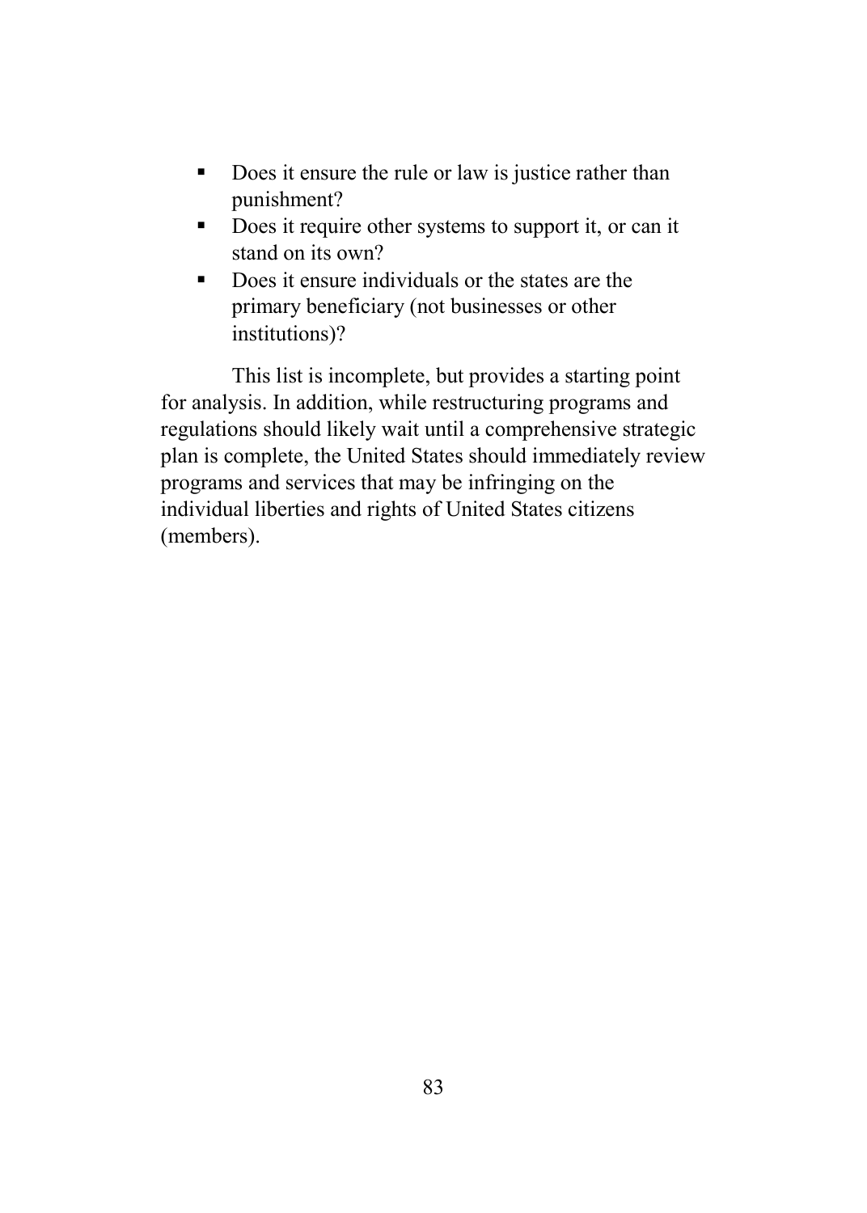- Does it ensure the rule or law is justice rather than punishment?
- Does it require other systems to support it, or can it stand on its own?
- Does it ensure individuals or the states are the primary beneficiary (not businesses or other institutions)?

This list is incomplete, but provides a starting point for analysis. In addition, while restructuring programs and regulations should likely wait until a comprehensive strategic plan is complete, the United States should immediately review programs and services that may be infringing on the individual liberties and rights of United States citizens (members).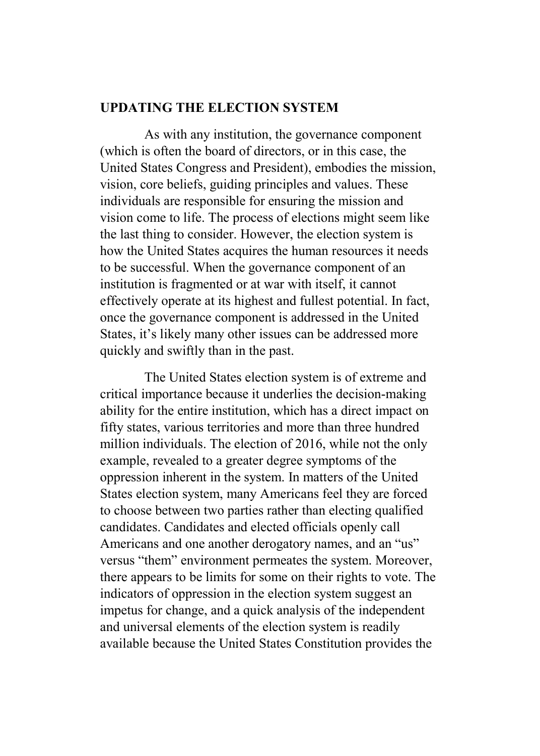## UPDATING THE ELECTION SYSTEM

As with any institution, the governance component (which is often the board of directors, or in this case, the United States Congress and President), embodies the mission, vision, core beliefs, guiding principles and values. These individuals are responsible for ensuring the mission and vision come to life. The process of elections might seem like the last thing to consider. However, the election system is how the United States acquires the human resources it needs to be successful. When the governance component of an institution is fragmented or at war with itself, it cannot effectively operate at its highest and fullest potential. In fact, once the governance component is addressed in the United States, it's likely many other issues can be addressed more quickly and swiftly than in the past.

The United States election system is of extreme and critical importance because it underlies the decision-making ability for the entire institution, which has a direct impact on fifty states, various territories and more than three hundred million individuals. The election of 2016, while not the only example, revealed to a greater degree symptoms of the oppression inherent in the system. In matters of the United States election system, many Americans feel they are forced to choose between two parties rather than electing qualified candidates. Candidates and elected officials openly call Americans and one another derogatory names, and an "us" versus "them" environment permeates the system. Moreover, there appears to be limits for some on their rights to vote. The indicators of oppression in the election system suggest an impetus for change, and a quick analysis of the independent and universal elements of the election system is readily available because the United States Constitution provides the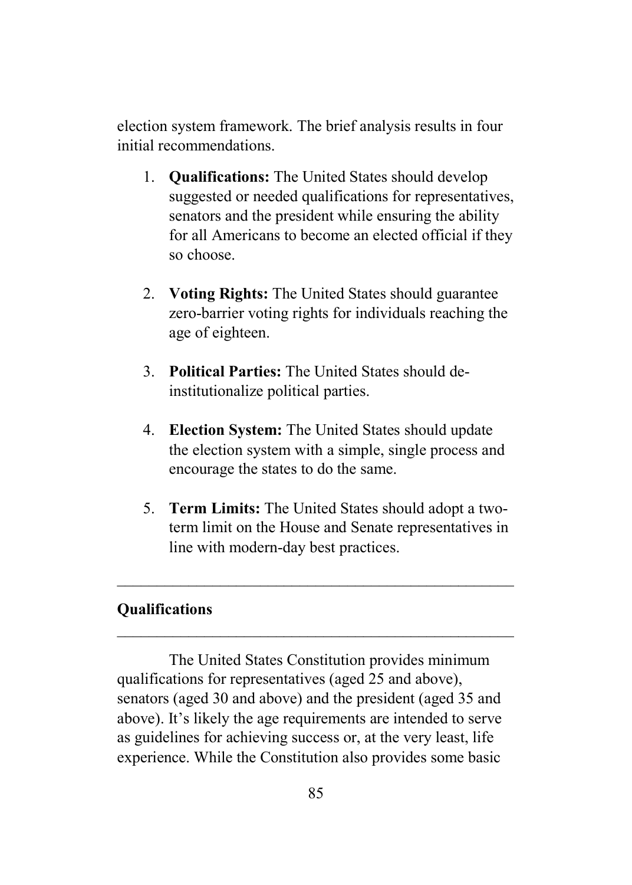election system framework. The brief analysis results in four initial recommendations.

1. **Qualifications:** The United States should develop suggested or needed qualifications for representatives, senators and the president while ensuring the ability for all Americans to become an elected official if they so choose.

2. **Voting Rights:** The United States should guarantee zero-barrier voting rights for individuals reaching the age of eighteen.

3. **Political Parties:** The United States should de-institutionalize political parties.

4. **Election System:** The United States should update the election system with a simple, single process and encourage the states to do the same.

5. **Term Limits:** The United States should adopt a two-term limit on the House and Senate representatives in line with modern-day best practices.

---

## Qualifications

---

The United States Constitution provides minimum qualifications for representatives (aged 25 and above), senators (aged 30 and above) and the president (aged 35 and above). It's likely the age requirements are intended to serve as guidelines for achieving success or, at the very least, life experience. While the Constitution also provides some basic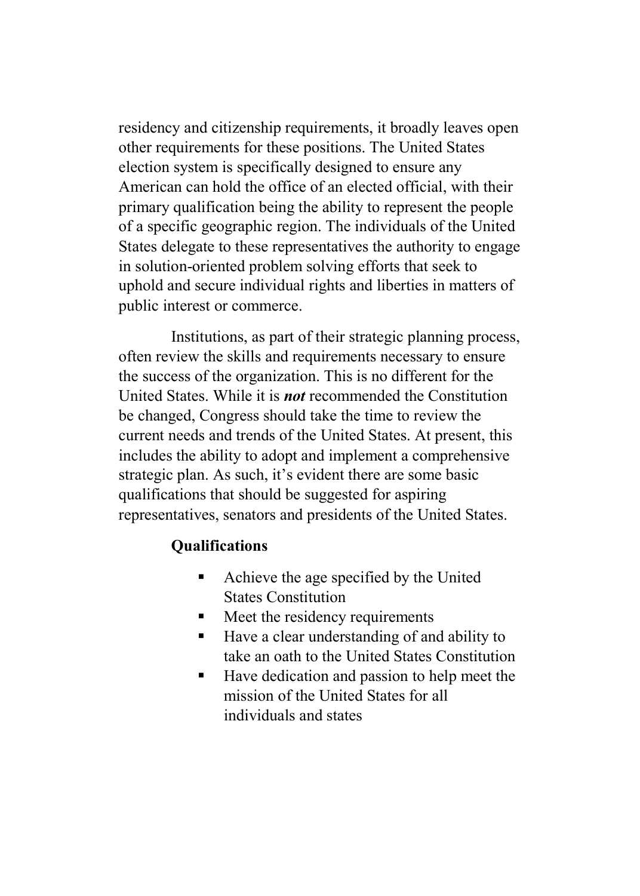residency and citizenship requirements, it broadly leaves open other requirements for these positions. The United States election system is specifically designed to ensure any American can hold the office of an elected official, with their primary qualification being the ability to represent the people of a specific geographic region. The individuals of the United States delegate to these representatives the authority to engage in solution-oriented problem solving efforts that seek to uphold and secure individual rights and liberties in matters of public interest or commerce.

Institutions, as part of their strategic planning process, often review the skills and requirements necessary to ensure the success of the organization. This is no different for the United States. While it is ***not*** recommended the Constitution be changed, Congress should take the time to review the current needs and trends of the United States. At present, this includes the ability to adopt and implement a comprehensive strategic plan. As such, it's evident there are some basic qualifications that should be suggested for aspiring representatives, senators and presidents of the United States.

**Qualifications**

- Achieve the age specified by the United States Constitution
- Meet the residency requirements
- Have a clear understanding of and ability to take an oath to the United States Constitution
- Have dedication and passion to help meet the mission of the United States for all individuals and states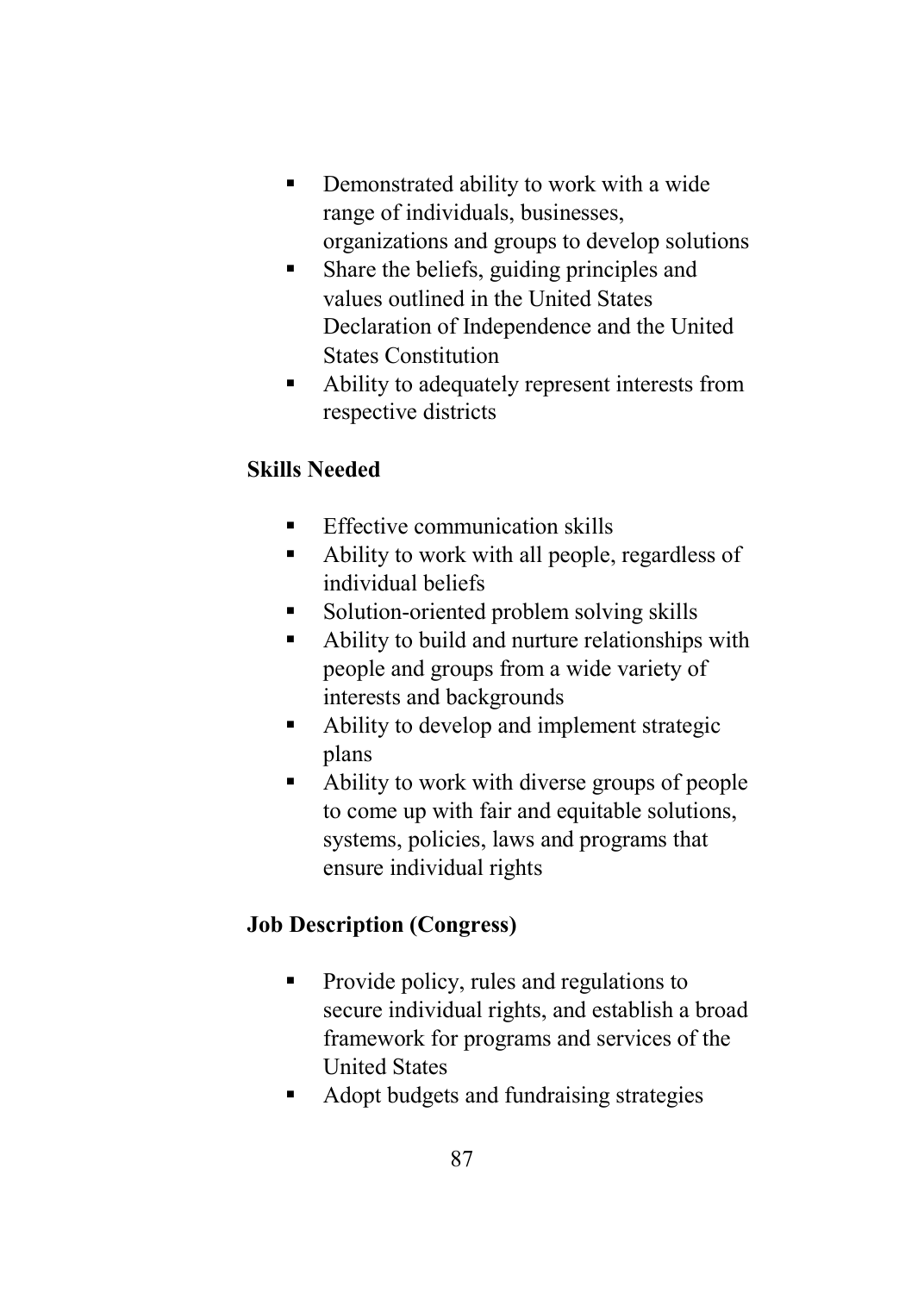- Demonstrated ability to work with a wide range of individuals, businesses, organizations and groups to develop solutions
- Share the beliefs, guiding principles and values outlined in the United States Declaration of Independence and the United States Constitution
- Ability to adequately represent interests from respective districts

**Skills Needed**

- Effective communication skills
- Ability to work with all people, regardless of individual beliefs
- Solution-oriented problem solving skills
- Ability to build and nurture relationships with people and groups from a wide variety of interests and backgrounds
- Ability to develop and implement strategic plans
- Ability to work with diverse groups of people to come up with fair and equitable solutions, systems, policies, laws and programs that ensure individual rights

**Job Description (Congress)**

- Provide policy, rules and regulations to secure individual rights, and establish a broad framework for programs and services of the United States
- Adopt budgets and fundraising strategies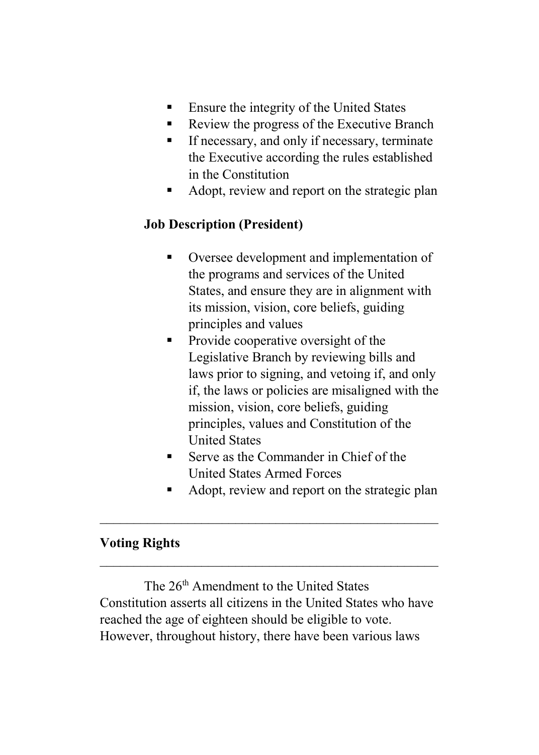- Ensure the integrity of the United States
- Review the progress of the Executive Branch
- If necessary, and only if necessary, terminate the Executive according the rules established in the Constitution
- Adopt, review and report on the strategic plan

**Job Description (President)**

- Oversee development and implementation of the programs and services of the United States, and ensure they are in alignment with its mission, vision, core beliefs, guiding principles and values
- Provide cooperative oversight of the Legislative Branch by reviewing bills and laws prior to signing, and vetoing if, and only if, the laws or policies are misaligned with the mission, vision, core beliefs, guiding principles, values and Constitution of the United States
- Serve as the Commander in Chief of the United States Armed Forces
- Adopt, review and report on the strategic plan

---

## Voting Rights

---

The 26th Amendment to the United States Constitution asserts all citizens in the United States who have reached the age of eighteen should be eligible to vote. However, throughout history, there have been various laws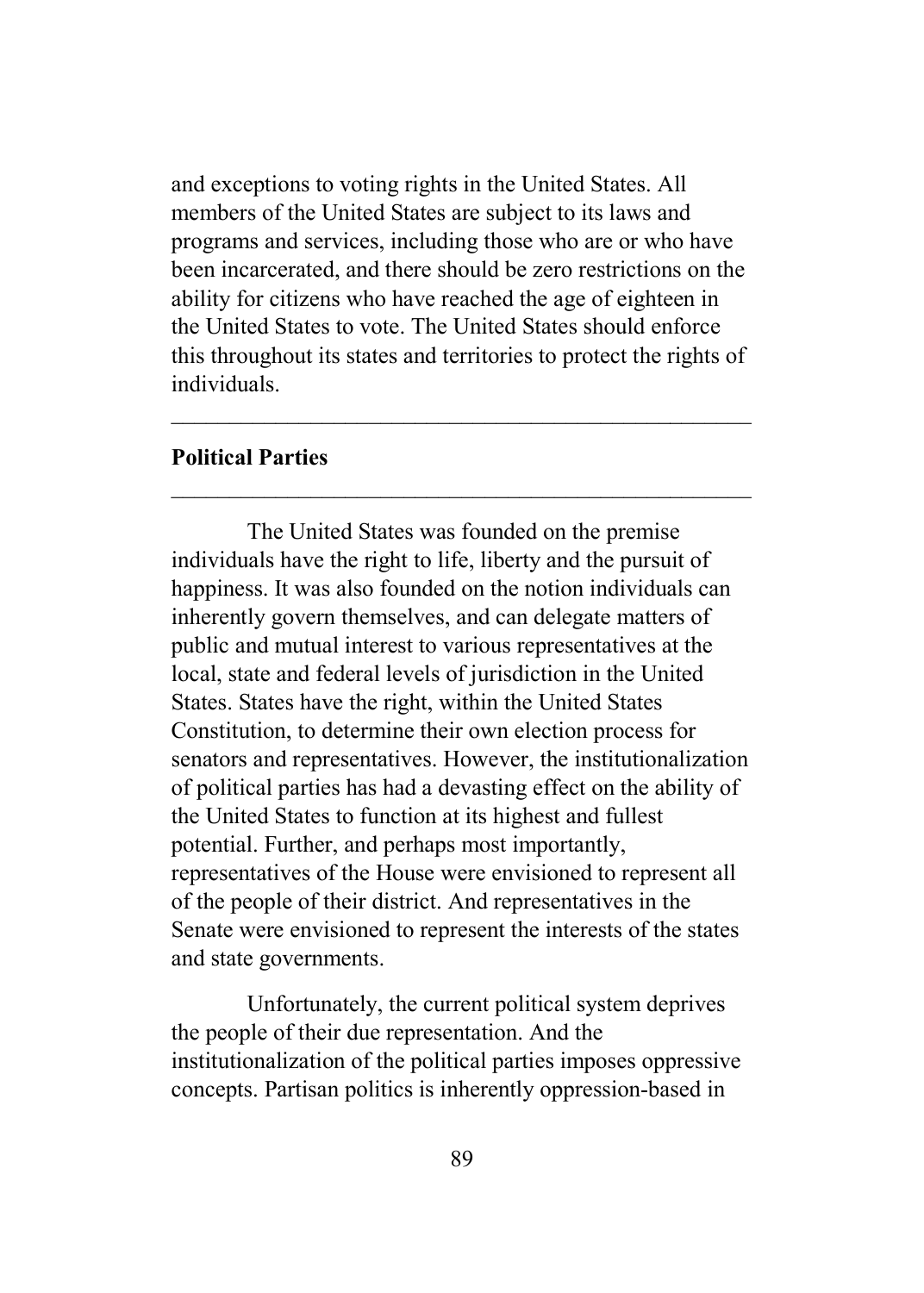and exceptions to voting rights in the United States. All members of the United States are subject to its laws and programs and services, including those who are or who have been incarcerated, and there should be zero restrictions on the ability for citizens who have reached the age of eighteen in the United States to vote. The United States should enforce this throughout its states and territories to protect the rights of individuals.

---

**Political Parties**

---

The United States was founded on the premise individuals have the right to life, liberty and the pursuit of happiness. It was also founded on the notion individuals can inherently govern themselves, and can delegate matters of public and mutual interest to various representatives at the local, state and federal levels of jurisdiction in the United States. States have the right, within the United States Constitution, to determine their own election process for senators and representatives. However, the institutionalization of political parties has had a devasting effect on the ability of the United States to function at its highest and fullest potential. Further, and perhaps most importantly, representatives of the House were envisioned to represent all of the people of their district. And representatives in the Senate were envisioned to represent the interests of the states and state governments.

Unfortunately, the current political system deprives the people of their due representation. And the institutionalization of the political parties imposes oppressive concepts. Partisan politics is inherently oppression-based in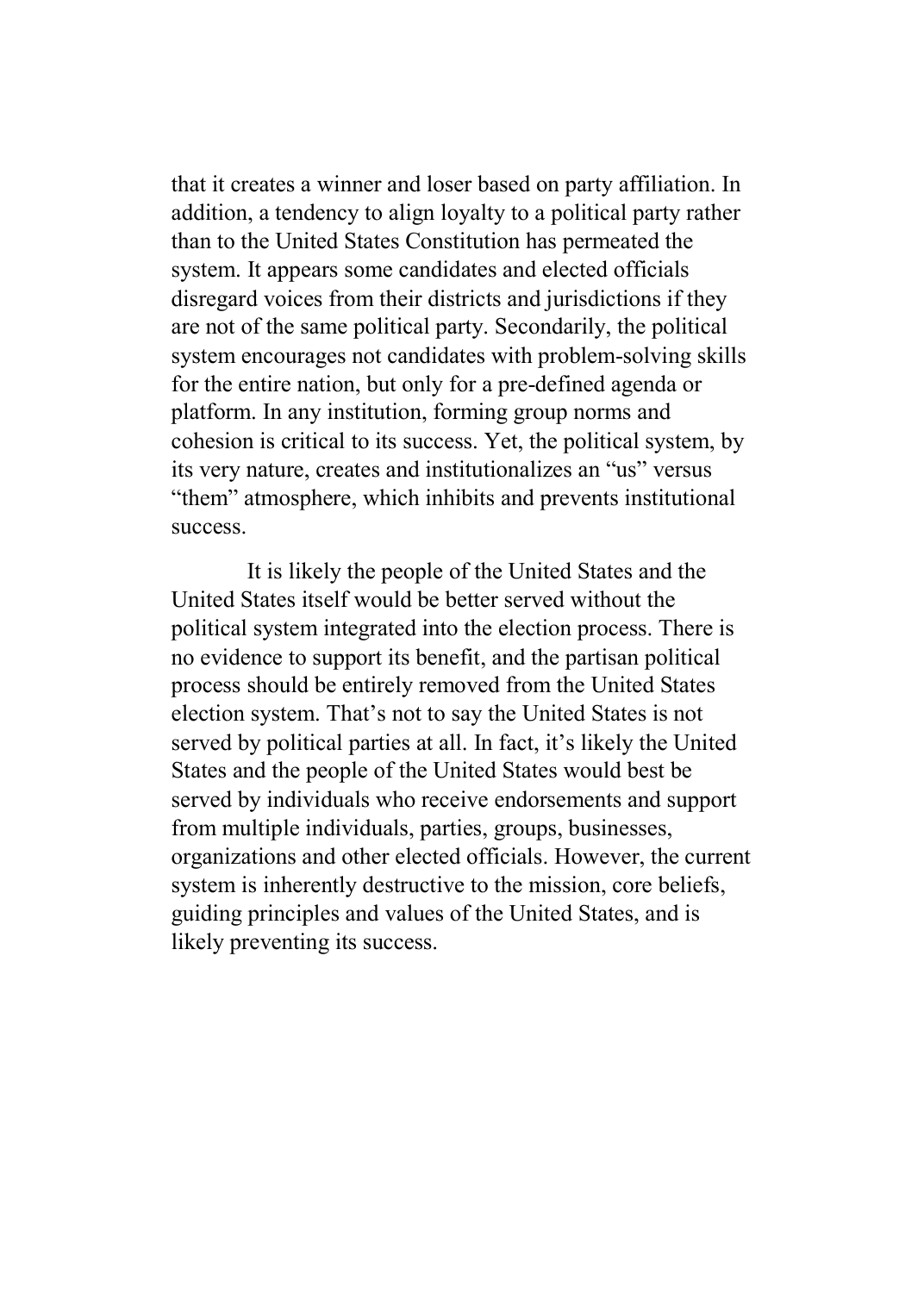that it creates a winner and loser based on party affiliation. In addition, a tendency to align loyalty to a political party rather than to the United States Constitution has permeated the system. It appears some candidates and elected officials disregard voices from their districts and jurisdictions if they are not of the same political party. Secondarily, the political system encourages not candidates with problem-solving skills for the entire nation, but only for a pre-defined agenda or platform. In any institution, forming group norms and cohesion is critical to its success. Yet, the political system, by its very nature, creates and institutionalizes an "us" versus "them" atmosphere, which inhibits and prevents institutional success.

It is likely the people of the United States and the United States itself would be better served without the political system integrated into the election process. There is no evidence to support its benefit, and the partisan political process should be entirely removed from the United States election system. That's not to say the United States is not served by political parties at all. In fact, it's likely the United States and the people of the United States would best be served by individuals who receive endorsements and support from multiple individuals, parties, groups, businesses, organizations and other elected officials. However, the current system is inherently destructive to the mission, core beliefs, guiding principles and values of the United States, and is likely preventing its success.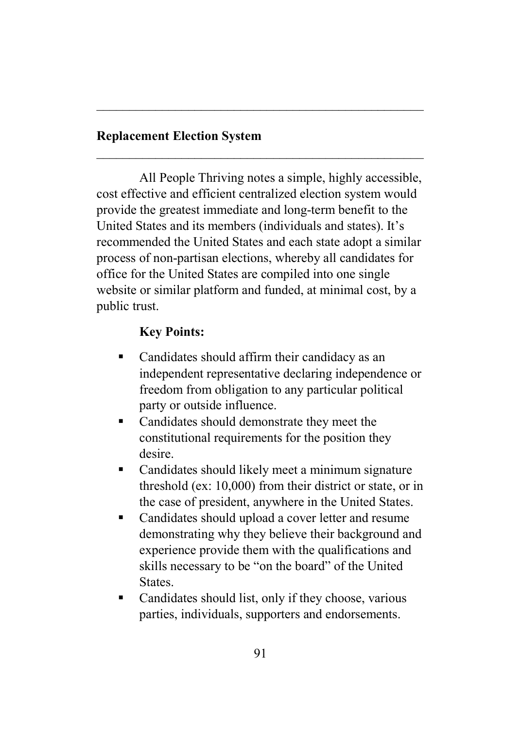## Replacement Election System

All People Thriving notes a simple, highly accessible, cost effective and efficient centralized election system would provide the greatest immediate and long-term benefit to the United States and its members (individuals and states). It's recommended the United States and each state adopt a similar process of non-partisan elections, whereby all candidates for office for the United States are compiled into one single website or similar platform and funded, at minimal cost, by a public trust.

**Key Points:**

- Candidates should affirm their candidacy as an independent representative declaring independence or freedom from obligation to any particular political party or outside influence.
- Candidates should demonstrate they meet the constitutional requirements for the position they desire.
- Candidates should likely meet a minimum signature threshold (ex: 10,000) from their district or state, or in the case of president, anywhere in the United States.
- Candidates should upload a cover letter and resume demonstrating why they believe their background and experience provide them with the qualifications and skills necessary to be "on the board" of the United States.
- Candidates should list, only if they choose, various parties, individuals, supporters and endorsements.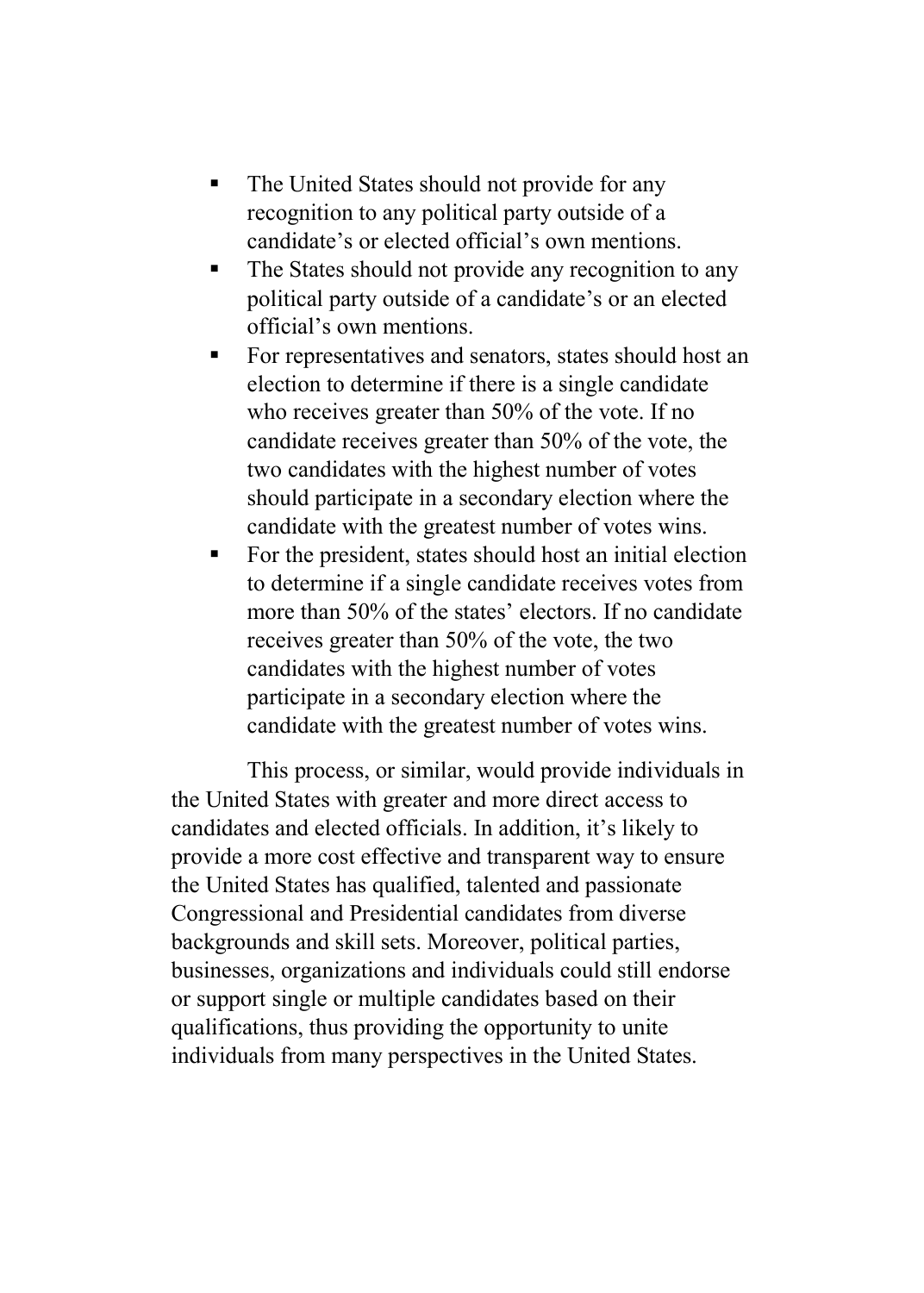- The United States should not provide for any recognition to any political party outside of a candidate's or elected official's own mentions.
- The States should not provide any recognition to any political party outside of a candidate's or an elected official's own mentions.
- For representatives and senators, states should host an election to determine if there is a single candidate who receives greater than 50% of the vote. If no candidate receives greater than 50% of the vote, the two candidates with the highest number of votes should participate in a secondary election where the candidate with the greatest number of votes wins.
- For the president, states should host an initial election to determine if a single candidate receives votes from more than 50% of the states' electors. If no candidate receives greater than 50% of the vote, the two candidates with the highest number of votes participate in a secondary election where the candidate with the greatest number of votes wins.

This process, or similar, would provide individuals in the United States with greater and more direct access to candidates and elected officials. In addition, it's likely to provide a more cost effective and transparent way to ensure the United States has qualified, talented and passionate Congressional and Presidential candidates from diverse backgrounds and skill sets. Moreover, political parties, businesses, organizations and individuals could still endorse or support single or multiple candidates based on their qualifications, thus providing the opportunity to unite individuals from many perspectives in the United States.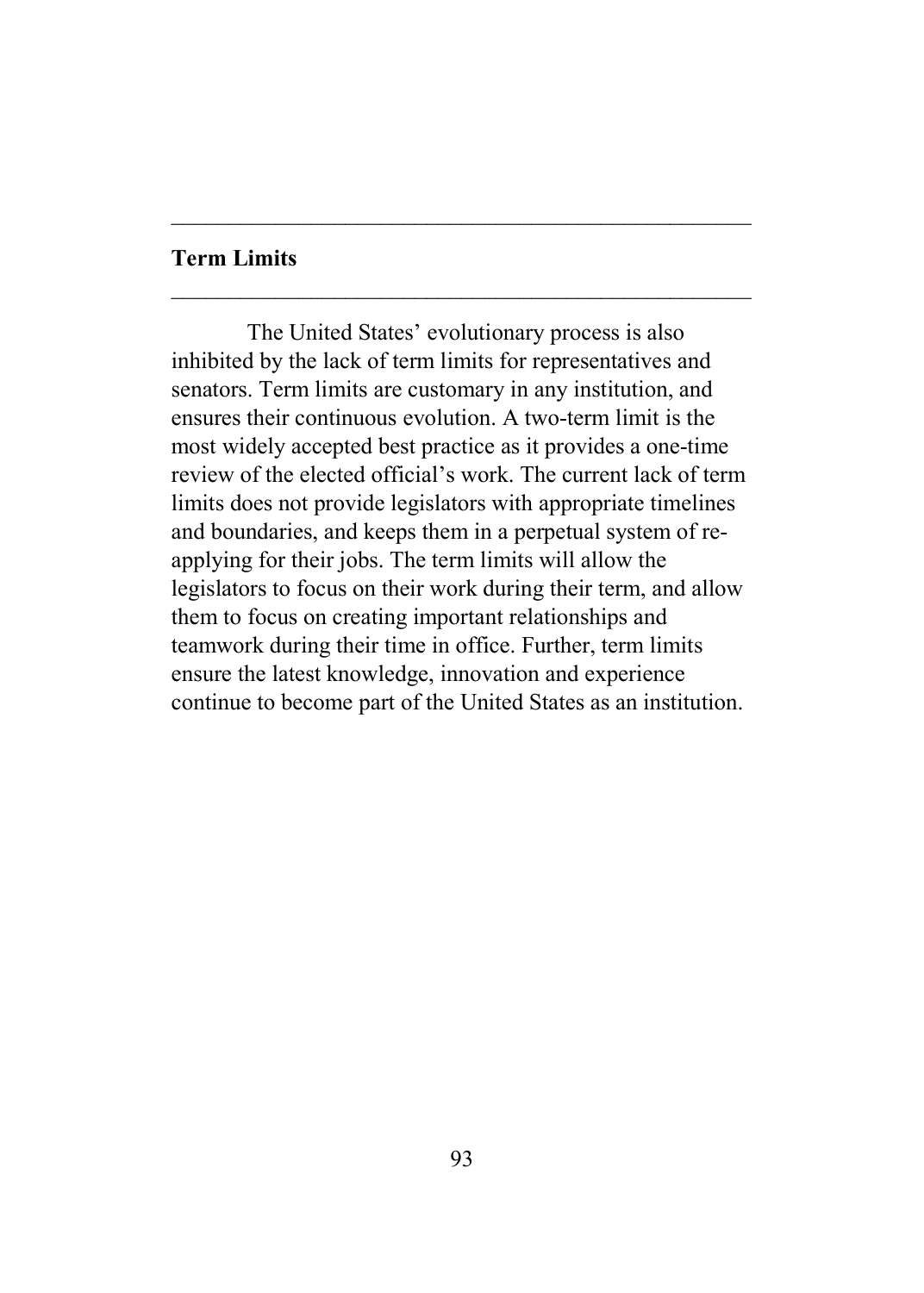## Term Limits

The United States' evolutionary process is also inhibited by the lack of term limits for representatives and senators. Term limits are customary in any institution, and ensures their continuous evolution. A two-term limit is the most widely accepted best practice as it provides a one-time review of the elected official's work. The current lack of term limits does not provide legislators with appropriate timelines and boundaries, and keeps them in a perpetual system of re-applying for their jobs. The term limits will allow the legislators to focus on their work during their term, and allow them to focus on creating important relationships and teamwork during their time in office. Further, term limits ensure the latest knowledge, innovation and experience continue to become part of the United States as an institution.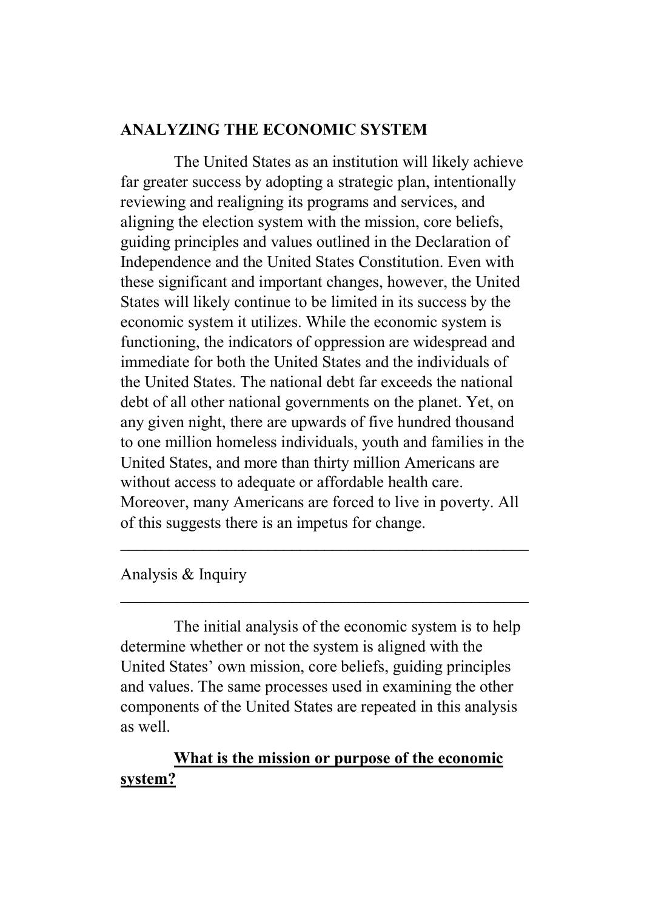## ANALYZING THE ECONOMIC SYSTEM

The United States as an institution will likely achieve far greater success by adopting a strategic plan, intentionally reviewing and realigning its programs and services, and aligning the election system with the mission, core beliefs, guiding principles and values outlined in the Declaration of Independence and the United States Constitution. Even with these significant and important changes, however, the United States will likely continue to be limited in its success by the economic system it utilizes. While the economic system is functioning, the indicators of oppression are widespread and immediate for both the United States and the individuals of the United States. The national debt far exceeds the national debt of all other national governments on the planet. Yet, on any given night, there are upwards of five hundred thousand to one million homeless individuals, youth and families in the United States, and more than thirty million Americans are without access to adequate or affordable health care. Moreover, many Americans are forced to live in poverty. All of this suggests there is an impetus for change.

---

### Analysis & Inquiry

---

The initial analysis of the economic system is to help determine whether or not the system is aligned with the United States' own mission, core beliefs, guiding principles and values. The same processes used in examining the other components of the United States are repeated in this analysis as well.

**<u>What is the mission or purpose of the economic system?</u>**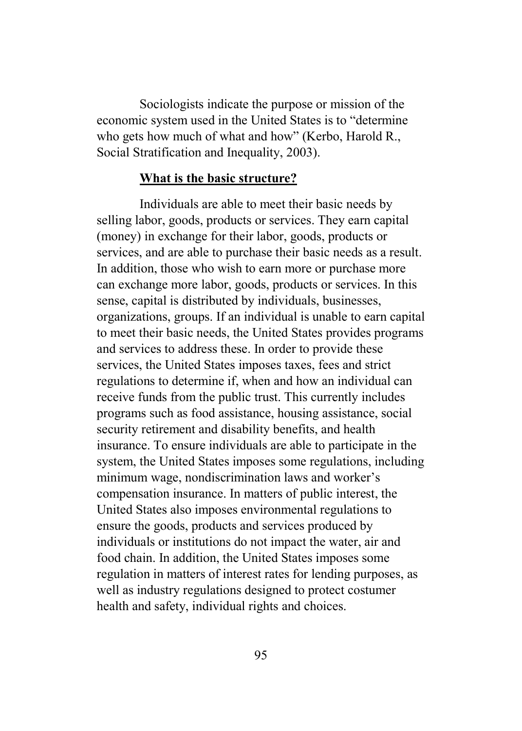Sociologists indicate the purpose or mission of the economic system used in the United States is to "determine who gets how much of what and how" (Kerbo, Harold R., Social Stratification and Inequality, 2003).

## **What is the basic structure?**

Individuals are able to meet their basic needs by selling labor, goods, products or services. They earn capital (money) in exchange for their labor, goods, products or services, and are able to purchase their basic needs as a result. In addition, those who wish to earn more or purchase more can exchange more labor, goods, products or services. In this sense, capital is distributed by individuals, businesses, organizations, groups. If an individual is unable to earn capital to meet their basic needs, the United States provides programs and services to address these. In order to provide these services, the United States imposes taxes, fees and strict regulations to determine if, when and how an individual can receive funds from the public trust. This currently includes programs such as food assistance, housing assistance, social security retirement and disability benefits, and health insurance. To ensure individuals are able to participate in the system, the United States imposes some regulations, including minimum wage, nondiscrimination laws and worker's compensation insurance. In matters of public interest, the United States also imposes environmental regulations to ensure the goods, products and services produced by individuals or institutions do not impact the water, air and food chain. In addition, the United States imposes some regulation in matters of interest rates for lending purposes, as well as industry regulations designed to protect costumer health and safety, individual rights and choices.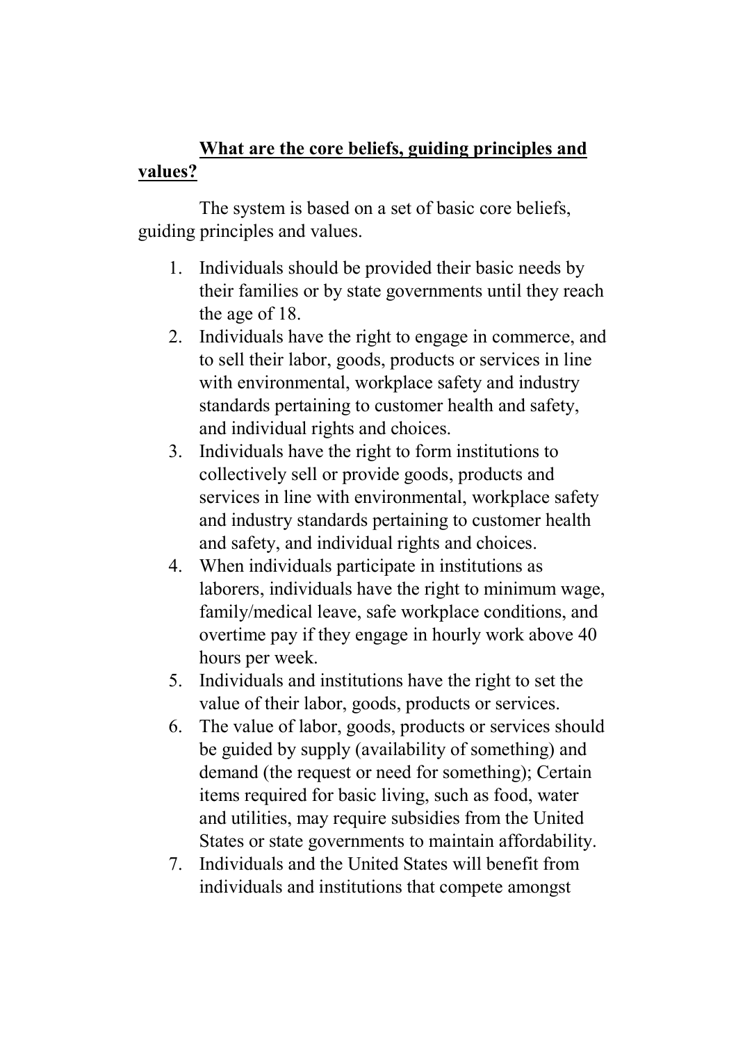**<u>What are the core beliefs, guiding principles and values?</u>**

The system is based on a set of basic core beliefs, guiding principles and values.

1. Individuals should be provided their basic needs by their families or by state governments until they reach the age of 18.
2. Individuals have the right to engage in commerce, and to sell their labor, goods, products or services in line with environmental, workplace safety and industry standards pertaining to customer health and safety, and individual rights and choices.
3. Individuals have the right to form institutions to collectively sell or provide goods, products and services in line with environmental, workplace safety and industry standards pertaining to customer health and safety, and individual rights and choices.
4. When individuals participate in institutions as laborers, individuals have the right to minimum wage, family/medical leave, safe workplace conditions, and overtime pay if they engage in hourly work above 40 hours per week.
5. Individuals and institutions have the right to set the value of their labor, goods, products or services.
6. The value of labor, goods, products or services should be guided by supply (availability of something) and demand (the request or need for something); Certain items required for basic living, such as food, water and utilities, may require subsidies from the United States or state governments to maintain affordability.
7. Individuals and the United States will benefit from individuals and institutions that compete amongst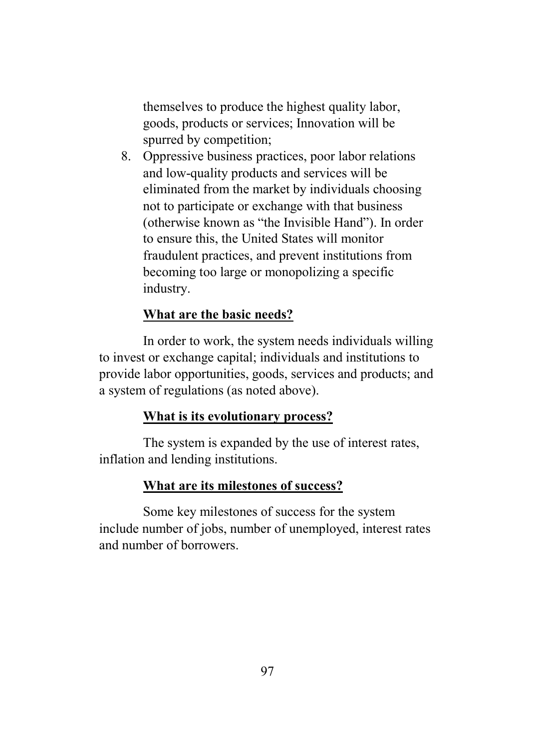themselves to produce the highest quality labor, goods, products or services; Innovation will be spurred by competition;

8. Oppressive business practices, poor labor relations and low-quality products and services will be eliminated from the market by individuals choosing not to participate or exchange with that business (otherwise known as "the Invisible Hand"). In order to ensure this, the United States will monitor fraudulent practices, and prevent institutions from becoming too large or monopolizing a specific industry.

**What are the basic needs?**

In order to work, the system needs individuals willing to invest or exchange capital; individuals and institutions to provide labor opportunities, goods, services and products; and a system of regulations (as noted above).

**What is its evolutionary process?**

The system is expanded by the use of interest rates, inflation and lending institutions.

**What are its milestones of success?**

Some key milestones of success for the system include number of jobs, number of unemployed, interest rates and number of borrowers.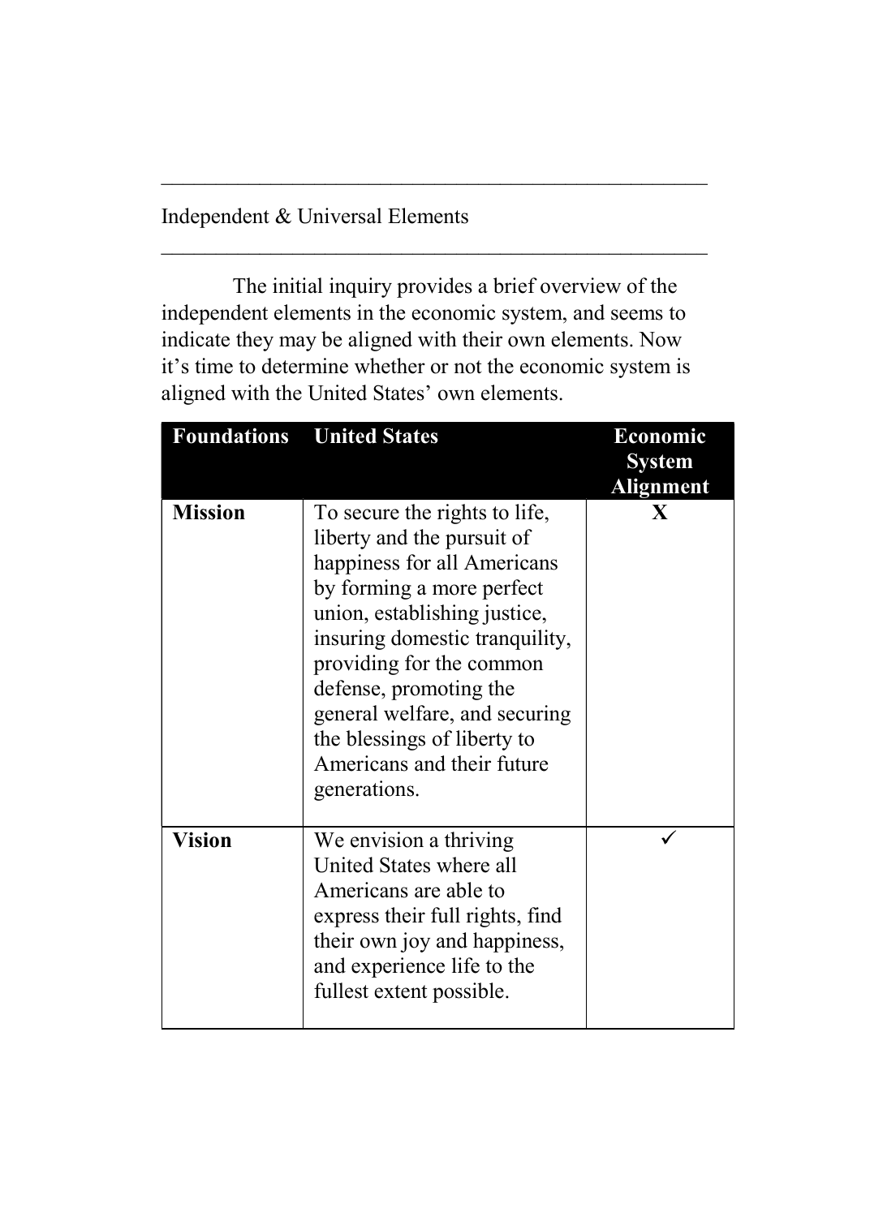## Independent & Universal Elements

The initial inquiry provides a brief overview of the independent elements in the economic system, and seems to indicate they may be aligned with their own elements. Now it's time to determine whether or not the economic system is aligned with the United States' own elements.

| Foundations | United States | Economic System Alignment |
|---|---|---|
| **Mission** | To secure the rights to life, liberty and the pursuit of happiness for all Americans by forming a more perfect union, establishing justice, insuring domestic tranquility, providing for the common defense, promoting the general welfare, and securing the blessings of liberty to Americans and their future generations. | **X** |
| **Vision** | We envision a thriving United States where all Americans are able to express their full rights, find their own joy and happiness, and experience life to the fullest extent possible. | ✓ |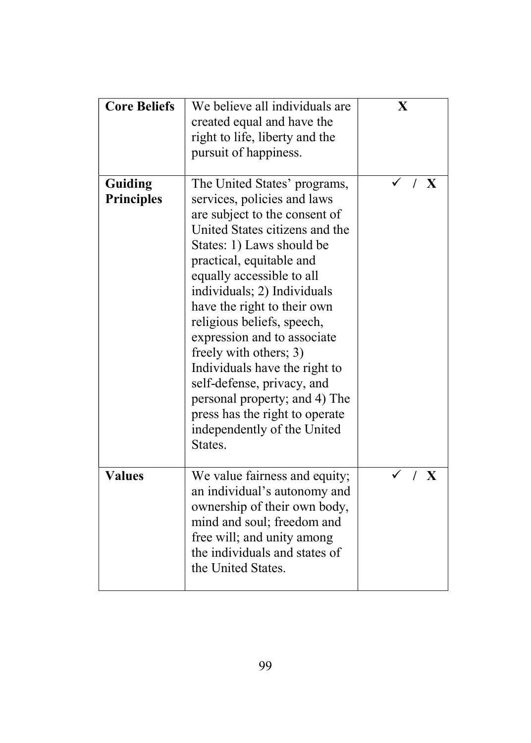| **Core Beliefs** | We believe all individuals are created equal and have the right to life, liberty and the pursuit of happiness. | **X** |
|---|---|---|
| **Guiding Principles** | The United States' programs, services, policies and laws are subject to the consent of United States citizens and the States: 1) Laws should be practical, equitable and equally accessible to all individuals; 2) Individuals have the right to their own religious beliefs, speech, expression and to associate freely with others; 3) Individuals have the right to self-defense, privacy, and personal property; and 4) The press has the right to operate independently of the United States. | ✓ / **X** |
| **Values** | We value fairness and equity; an individual's autonomy and ownership of their own body, mind and soul; freedom and free will; and unity among the individuals and states of the United States. | ✓ / **X** |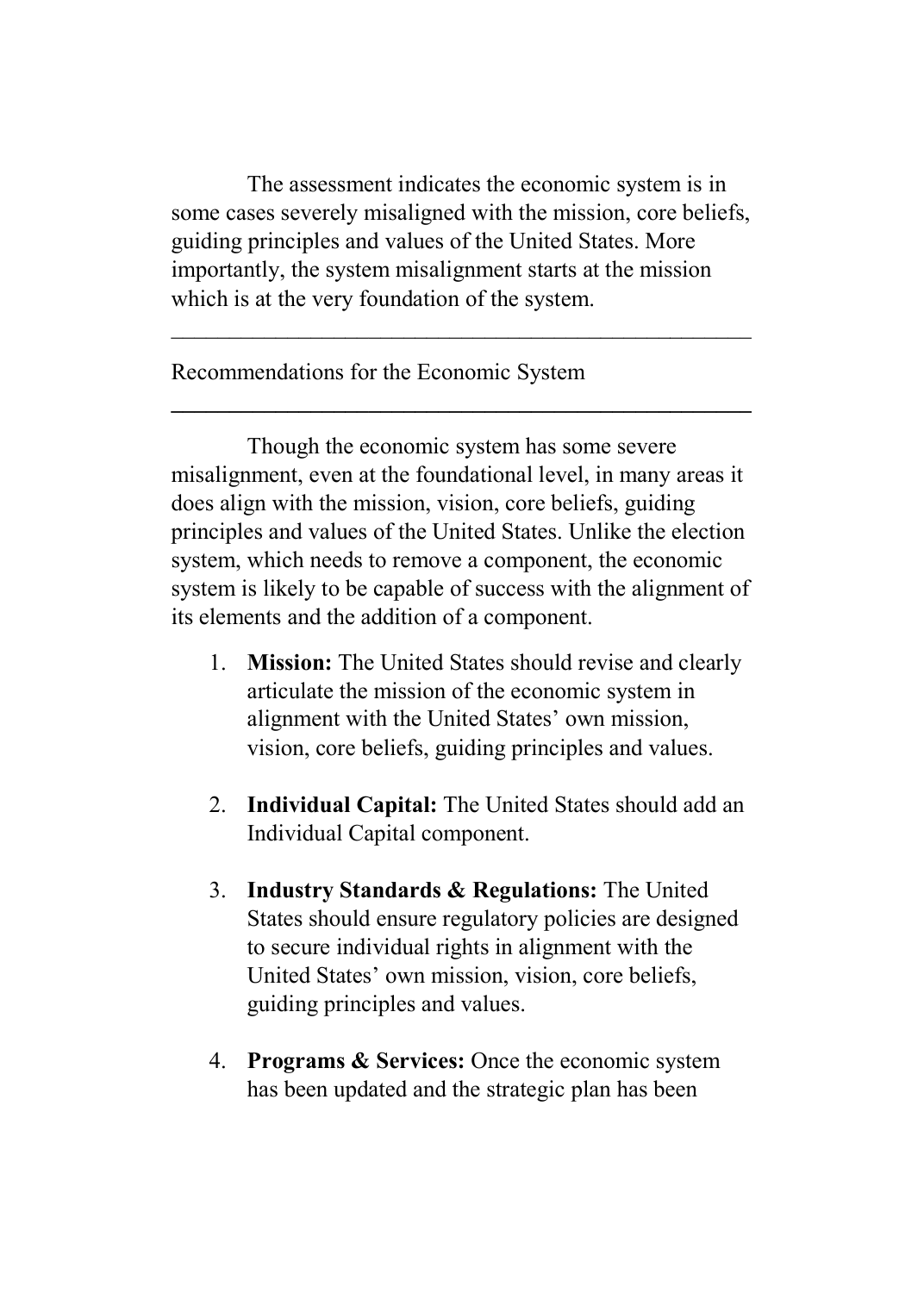The assessment indicates the economic system is in some cases severely misaligned with the mission, core beliefs, guiding principles and values of the United States. More importantly, the system misalignment starts at the mission which is at the very foundation of the system.

---

## Recommendations for the Economic System

---

Though the economic system has some severe misalignment, even at the foundational level, in many areas it does align with the mission, vision, core beliefs, guiding principles and values of the United States. Unlike the election system, which needs to remove a component, the economic system is likely to be capable of success with the alignment of its elements and the addition of a component.

1. **Mission:** The United States should revise and clearly articulate the mission of the economic system in alignment with the United States' own mission, vision, core beliefs, guiding principles and values.

2. **Individual Capital:** The United States should add an Individual Capital component.

3. **Industry Standards & Regulations:** The United States should ensure regulatory policies are designed to secure individual rights in alignment with the United States' own mission, vision, core beliefs, guiding principles and values.

4. **Programs & Services:** Once the economic system has been updated and the strategic plan has been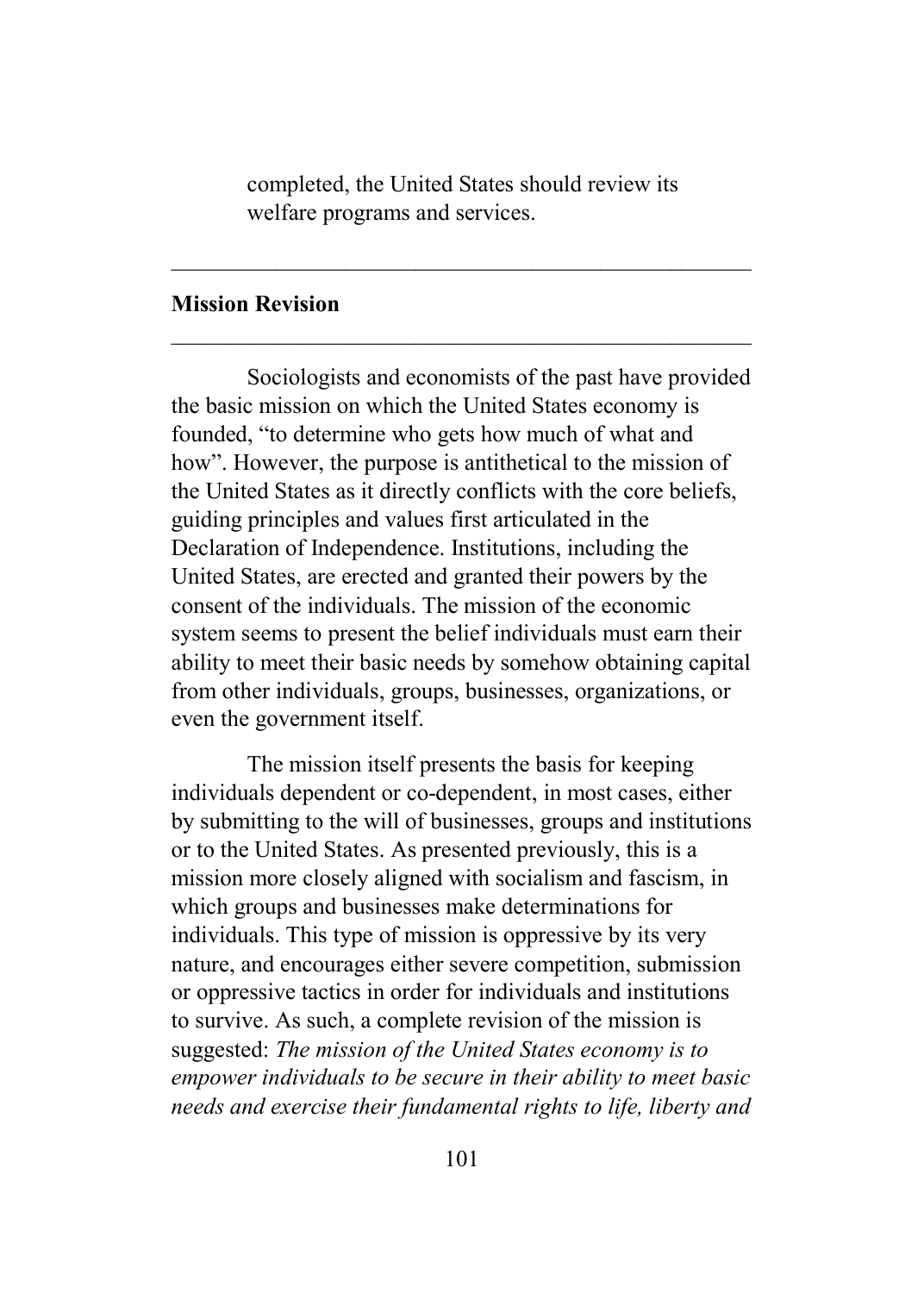completed, the United States should review its welfare programs and services.

---

## Mission Revision

---

Sociologists and economists of the past have provided the basic mission on which the United States economy is founded, "to determine who gets how much of what and how". However, the purpose is antithetical to the mission of the United States as it directly conflicts with the core beliefs, guiding principles and values first articulated in the Declaration of Independence. Institutions, including the United States, are erected and granted their powers by the consent of the individuals. The mission of the economic system seems to present the belief individuals must earn their ability to meet their basic needs by somehow obtaining capital from other individuals, groups, businesses, organizations, or even the government itself.

The mission itself presents the basis for keeping individuals dependent or co-dependent, in most cases, either by submitting to the will of businesses, groups and institutions or to the United States. As presented previously, this is a mission more closely aligned with socialism and fascism, in which groups and businesses make determinations for individuals. This type of mission is oppressive by its very nature, and encourages either severe competition, submission or oppressive tactics in order for individuals and institutions to survive. As such, a complete revision of the mission is suggested: *The mission of the United States economy is to empower individuals to be secure in their ability to meet basic needs and exercise their fundamental rights to life, liberty and*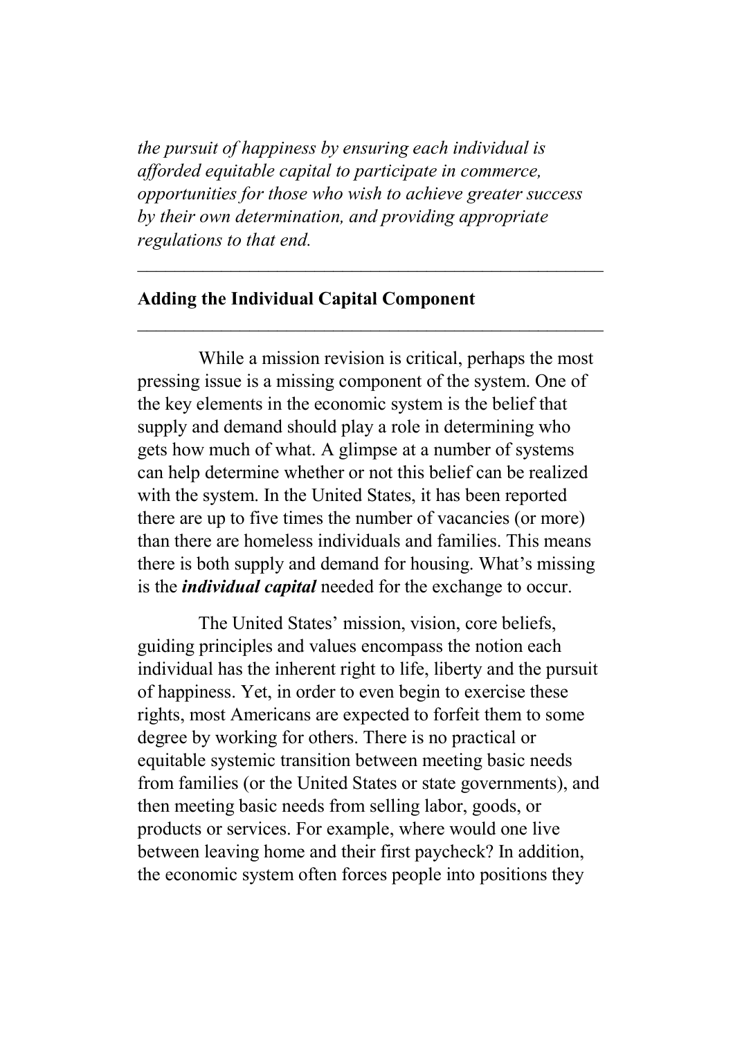*the pursuit of happiness by ensuring each individual is afforded equitable capital to participate in commerce, opportunities for those who wish to achieve greater success by their own determination, and providing appropriate regulations to that end.*

---

## Adding the Individual Capital Component

---

While a mission revision is critical, perhaps the most pressing issue is a missing component of the system. One of the key elements in the economic system is the belief that supply and demand should play a role in determining who gets how much of what. A glimpse at a number of systems can help determine whether or not this belief can be realized with the system. In the United States, it has been reported there are up to five times the number of vacancies (or more) than there are homeless individuals and families. This means there is both supply and demand for housing. What's missing is the ***individual capital*** needed for the exchange to occur.

The United States' mission, vision, core beliefs, guiding principles and values encompass the notion each individual has the inherent right to life, liberty and the pursuit of happiness. Yet, in order to even begin to exercise these rights, most Americans are expected to forfeit them to some degree by working for others. There is no practical or equitable systemic transition between meeting basic needs from families (or the United States or state governments), and then meeting basic needs from selling labor, goods, or products or services. For example, where would one live between leaving home and their first paycheck? In addition, the economic system often forces people into positions they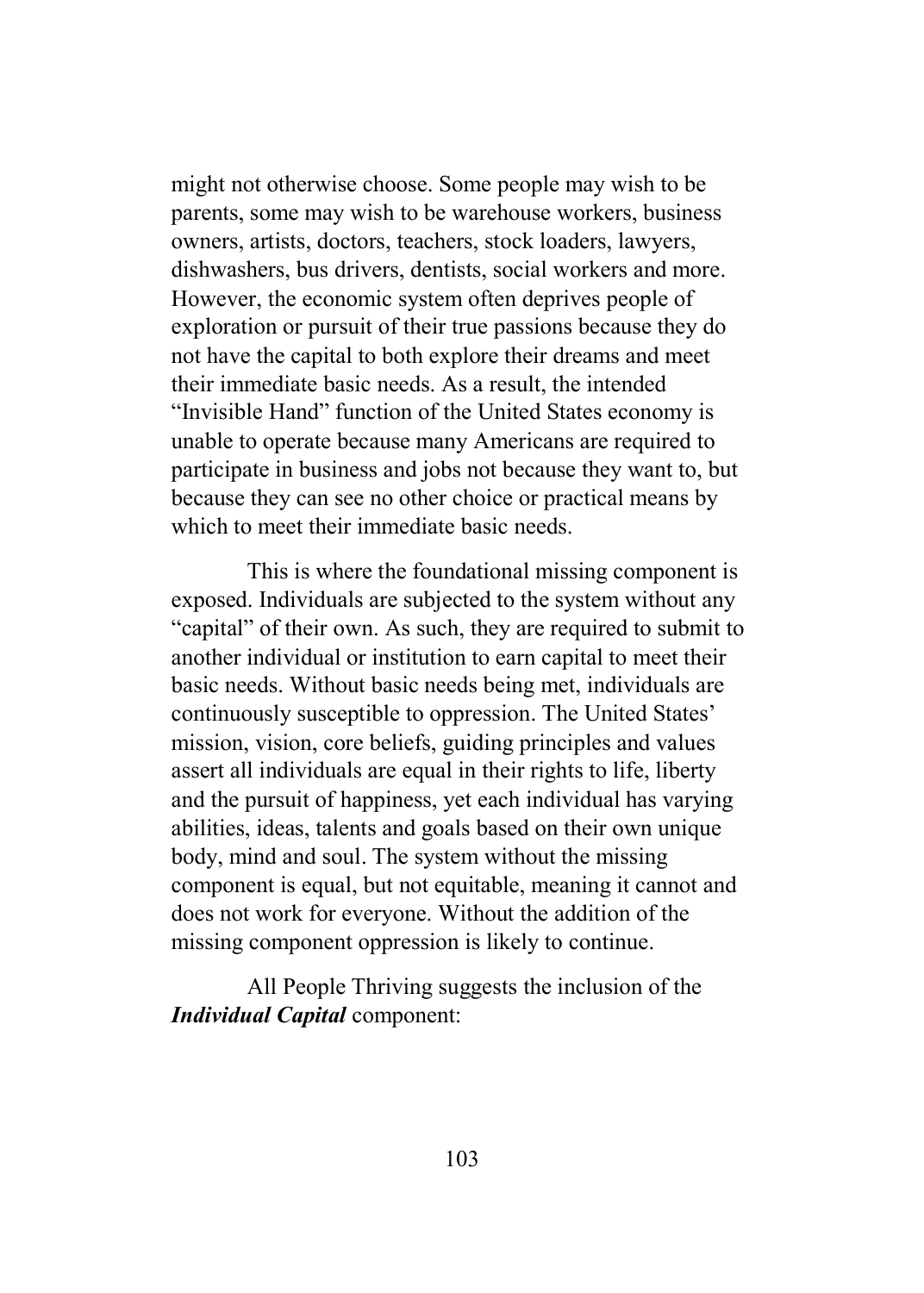might not otherwise choose. Some people may wish to be parents, some may wish to be warehouse workers, business owners, artists, doctors, teachers, stock loaders, lawyers, dishwashers, bus drivers, dentists, social workers and more. However, the economic system often deprives people of exploration or pursuit of their true passions because they do not have the capital to both explore their dreams and meet their immediate basic needs. As a result, the intended "Invisible Hand" function of the United States economy is unable to operate because many Americans are required to participate in business and jobs not because they want to, but because they can see no other choice or practical means by which to meet their immediate basic needs.

This is where the foundational missing component is exposed. Individuals are subjected to the system without any "capital" of their own. As such, they are required to submit to another individual or institution to earn capital to meet their basic needs. Without basic needs being met, individuals are continuously susceptible to oppression. The United States' mission, vision, core beliefs, guiding principles and values assert all individuals are equal in their rights to life, liberty and the pursuit of happiness, yet each individual has varying abilities, ideas, talents and goals based on their own unique body, mind and soul. The system without the missing component is equal, but not equitable, meaning it cannot and does not work for everyone. Without the addition of the missing component oppression is likely to continue.

All People Thriving suggests the inclusion of the ***Individual Capital*** component: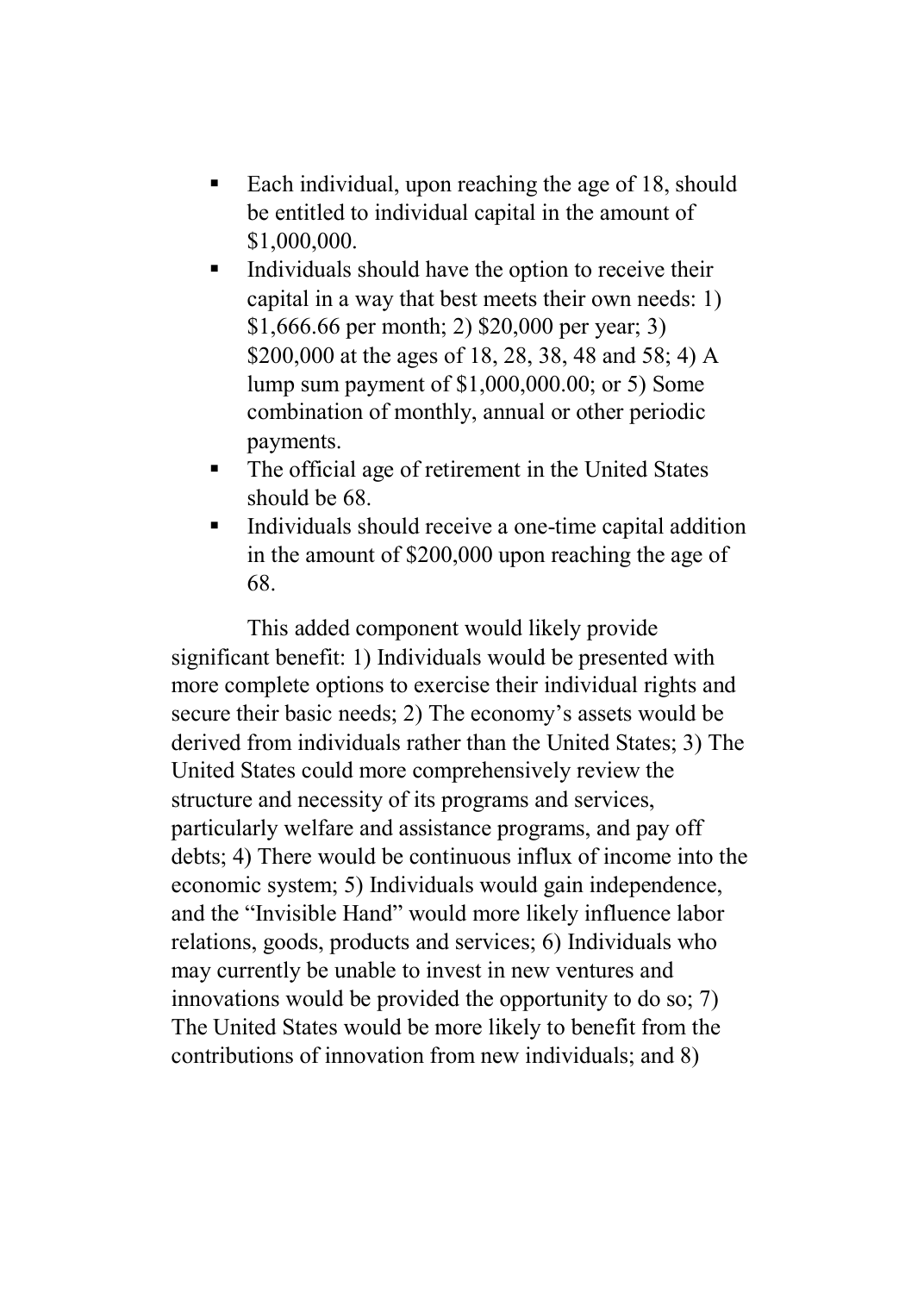- Each individual, upon reaching the age of 18, should be entitled to individual capital in the amount of $1,000,000.
- Individuals should have the option to receive their capital in a way that best meets their own needs: 1) $1,666.66 per month; 2) $20,000 per year; 3) $200,000 at the ages of 18, 28, 38, 48 and 58; 4) A lump sum payment of $1,000,000.00; or 5) Some combination of monthly, annual or other periodic payments.
- The official age of retirement in the United States should be 68.
- Individuals should receive a one-time capital addition in the amount of $200,000 upon reaching the age of 68.

This added component would likely provide significant benefit: 1) Individuals would be presented with more complete options to exercise their individual rights and secure their basic needs; 2) The economy's assets would be derived from individuals rather than the United States; 3) The United States could more comprehensively review the structure and necessity of its programs and services, particularly welfare and assistance programs, and pay off debts; 4) There would be continuous influx of income into the economic system; 5) Individuals would gain independence, and the "Invisible Hand" would more likely influence labor relations, goods, products and services; 6) Individuals who may currently be unable to invest in new ventures and innovations would be provided the opportunity to do so; 7) The United States would be more likely to benefit from the contributions of innovation from new individuals; and 8)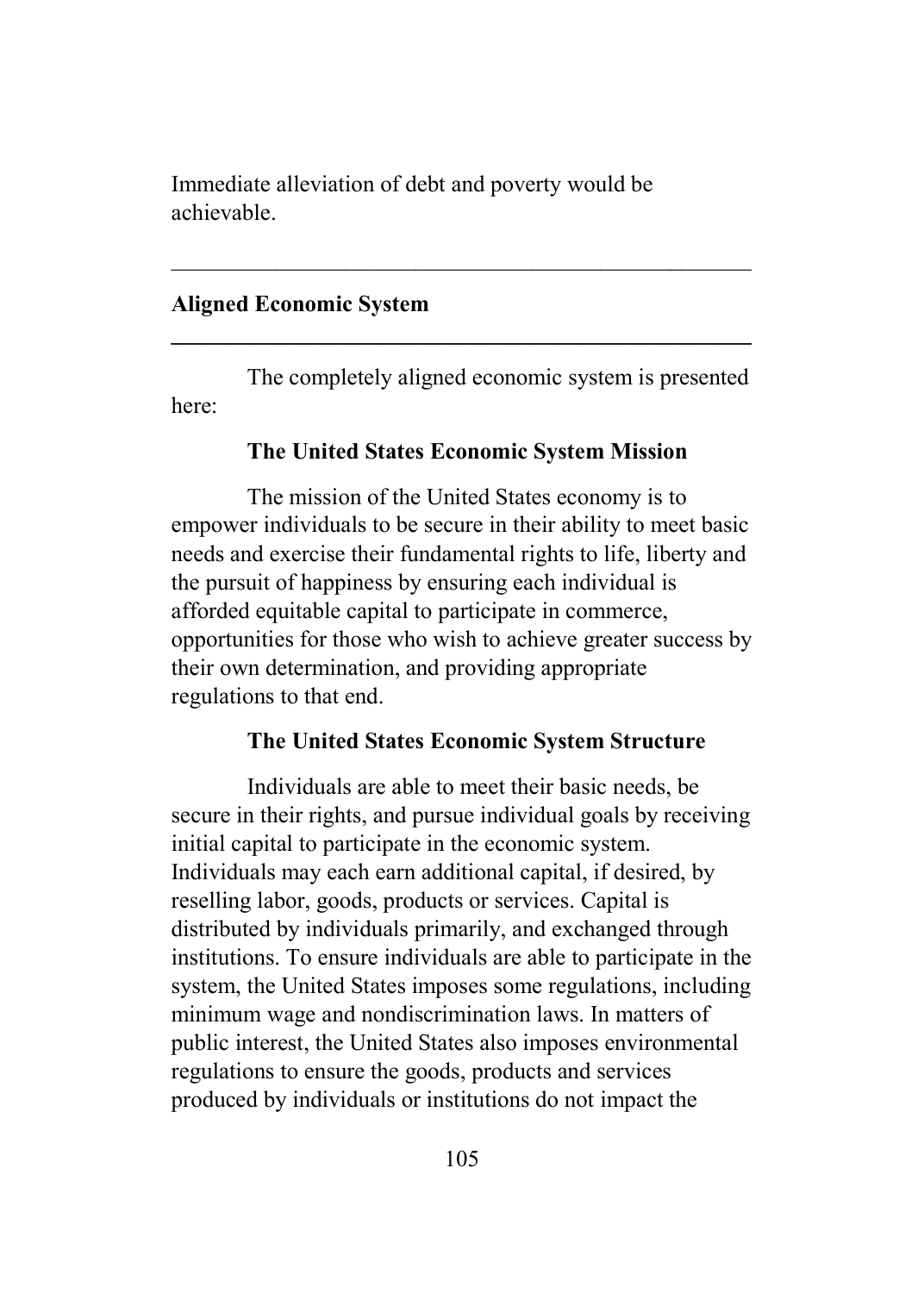Immediate alleviation of debt and poverty would be achievable.

---

## Aligned Economic System

---

The completely aligned economic system is presented here:

### The United States Economic System Mission

The mission of the United States economy is to empower individuals to be secure in their ability to meet basic needs and exercise their fundamental rights to life, liberty and the pursuit of happiness by ensuring each individual is afforded equitable capital to participate in commerce, opportunities for those who wish to achieve greater success by their own determination, and providing appropriate regulations to that end.

### The United States Economic System Structure

Individuals are able to meet their basic needs, be secure in their rights, and pursue individual goals by receiving initial capital to participate in the economic system. Individuals may each earn additional capital, if desired, by reselling labor, goods, products or services. Capital is distributed by individuals primarily, and exchanged through institutions. To ensure individuals are able to participate in the system, the United States imposes some regulations, including minimum wage and nondiscrimination laws. In matters of public interest, the United States also imposes environmental regulations to ensure the goods, products and services produced by individuals or institutions do not impact the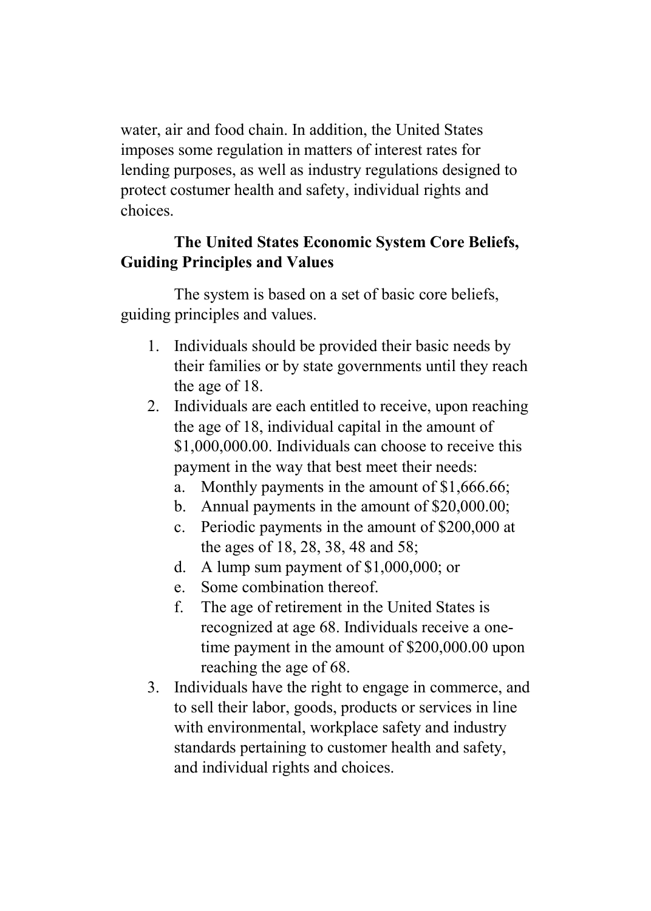water, air and food chain. In addition, the United States imposes some regulation in matters of interest rates for lending purposes, as well as industry regulations designed to protect costumer health and safety, individual rights and choices.

**The United States Economic System Core Beliefs, Guiding Principles and Values**

The system is based on a set of basic core beliefs, guiding principles and values.

1. Individuals should be provided their basic needs by their families or by state governments until they reach the age of 18.
2. Individuals are each entitled to receive, upon reaching the age of 18, individual capital in the amount of $1,000,000.00. Individuals can choose to receive this payment in the way that best meet their needs:
   a. Monthly payments in the amount of $1,666.66;
   b. Annual payments in the amount of $20,000.00;
   c. Periodic payments in the amount of $200,000 at the ages of 18, 28, 38, 48 and 58;
   d. A lump sum payment of $1,000,000; or
   e. Some combination thereof.
   f. The age of retirement in the United States is recognized at age 68. Individuals receive a one-time payment in the amount of $200,000.00 upon reaching the age of 68.
3. Individuals have the right to engage in commerce, and to sell their labor, goods, products or services in line with environmental, workplace safety and industry standards pertaining to customer health and safety, and individual rights and choices.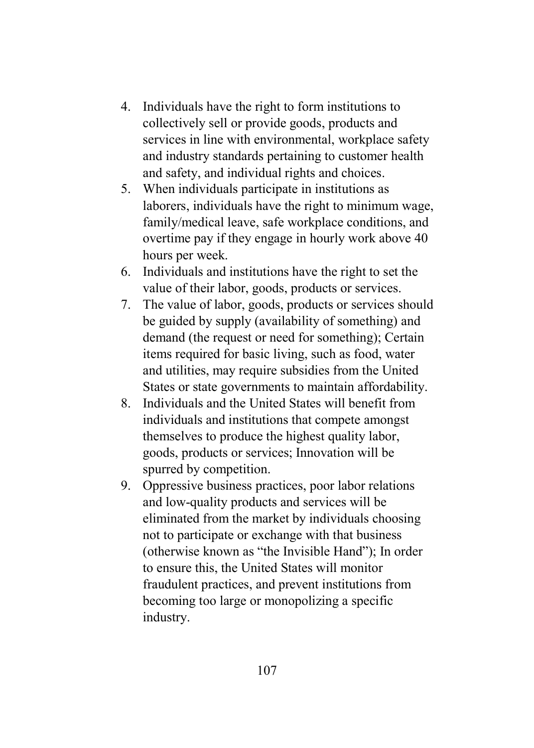4. Individuals have the right to form institutions to collectively sell or provide goods, products and services in line with environmental, workplace safety and industry standards pertaining to customer health and safety, and individual rights and choices.
5. When individuals participate in institutions as laborers, individuals have the right to minimum wage, family/medical leave, safe workplace conditions, and overtime pay if they engage in hourly work above 40 hours per week.
6. Individuals and institutions have the right to set the value of their labor, goods, products or services.
7. The value of labor, goods, products or services should be guided by supply (availability of something) and demand (the request or need for something); Certain items required for basic living, such as food, water and utilities, may require subsidies from the United States or state governments to maintain affordability.
8. Individuals and the United States will benefit from individuals and institutions that compete amongst themselves to produce the highest quality labor, goods, products or services; Innovation will be spurred by competition.
9. Oppressive business practices, poor labor relations and low-quality products and services will be eliminated from the market by individuals choosing not to participate or exchange with that business (otherwise known as "the Invisible Hand"); In order to ensure this, the United States will monitor fraudulent practices, and prevent institutions from becoming too large or monopolizing a specific industry.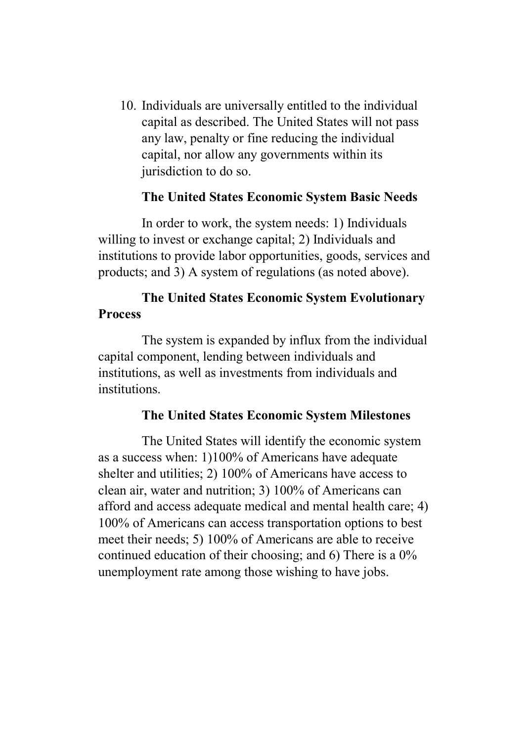10. Individuals are universally entitled to the individual capital as described. The United States will not pass any law, penalty or fine reducing the individual capital, nor allow any governments within its jurisdiction to do so.

**The United States Economic System Basic Needs**

In order to work, the system needs: 1) Individuals willing to invest or exchange capital; 2) Individuals and institutions to provide labor opportunities, goods, services and products; and 3) A system of regulations (as noted above).

**The United States Economic System Evolutionary Process**

The system is expanded by influx from the individual capital component, lending between individuals and institutions, as well as investments from individuals and institutions.

**The United States Economic System Milestones**

The United States will identify the economic system as a success when: 1)100% of Americans have adequate shelter and utilities; 2) 100% of Americans have access to clean air, water and nutrition; 3) 100% of Americans can afford and access adequate medical and mental health care; 4) 100% of Americans can access transportation options to best meet their needs; 5) 100% of Americans are able to receive continued education of their choosing; and 6) There is a 0% unemployment rate among those wishing to have jobs.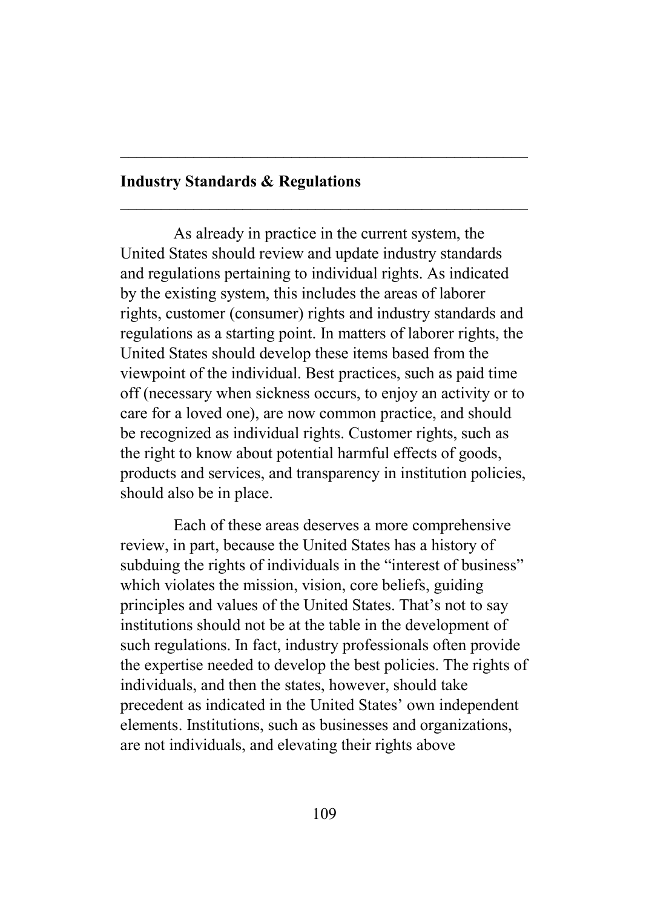## Industry Standards & Regulations

As already in practice in the current system, the United States should review and update industry standards and regulations pertaining to individual rights. As indicated by the existing system, this includes the areas of laborer rights, customer (consumer) rights and industry standards and regulations as a starting point. In matters of laborer rights, the United States should develop these items based from the viewpoint of the individual. Best practices, such as paid time off (necessary when sickness occurs, to enjoy an activity or to care for a loved one), are now common practice, and should be recognized as individual rights. Customer rights, such as the right to know about potential harmful effects of goods, products and services, and transparency in institution policies, should also be in place.

Each of these areas deserves a more comprehensive review, in part, because the United States has a history of subduing the rights of individuals in the "interest of business" which violates the mission, vision, core beliefs, guiding principles and values of the United States. That's not to say institutions should not be at the table in the development of such regulations. In fact, industry professionals often provide the expertise needed to develop the best policies. The rights of individuals, and then the states, however, should take precedent as indicated in the United States' own independent elements. Institutions, such as businesses and organizations, are not individuals, and elevating their rights above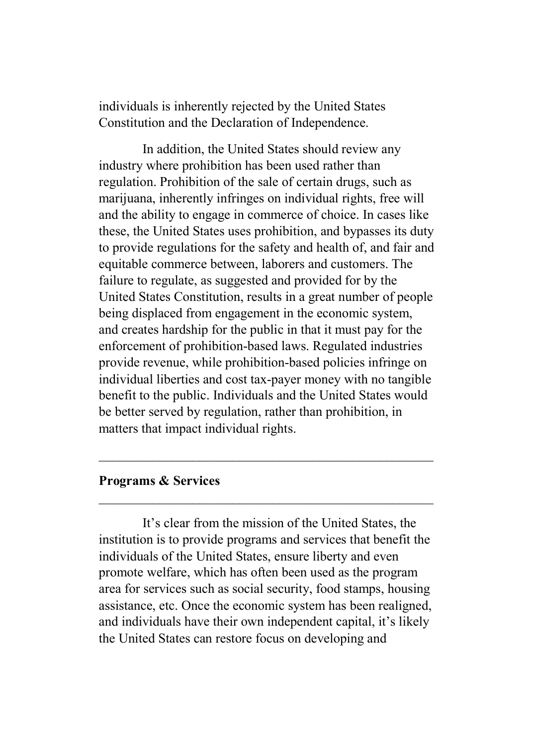individuals is inherently rejected by the United States Constitution and the Declaration of Independence.

In addition, the United States should review any industry where prohibition has been used rather than regulation. Prohibition of the sale of certain drugs, such as marijuana, inherently infringes on individual rights, free will and the ability to engage in commerce of choice. In cases like these, the United States uses prohibition, and bypasses its duty to provide regulations for the safety and health of, and fair and equitable commerce between, laborers and customers. The failure to regulate, as suggested and provided for by the United States Constitution, results in a great number of people being displaced from engagement in the economic system, and creates hardship for the public in that it must pay for the enforcement of prohibition-based laws. Regulated industries provide revenue, while prohibition-based policies infringe on individual liberties and cost tax-payer money with no tangible benefit to the public. Individuals and the United States would be better served by regulation, rather than prohibition, in matters that impact individual rights.

---

## Programs & Services

---

It's clear from the mission of the United States, the institution is to provide programs and services that benefit the individuals of the United States, ensure liberty and even promote welfare, which has often been used as the program area for services such as social security, food stamps, housing assistance, etc. Once the economic system has been realigned, and individuals have their own independent capital, it's likely the United States can restore focus on developing and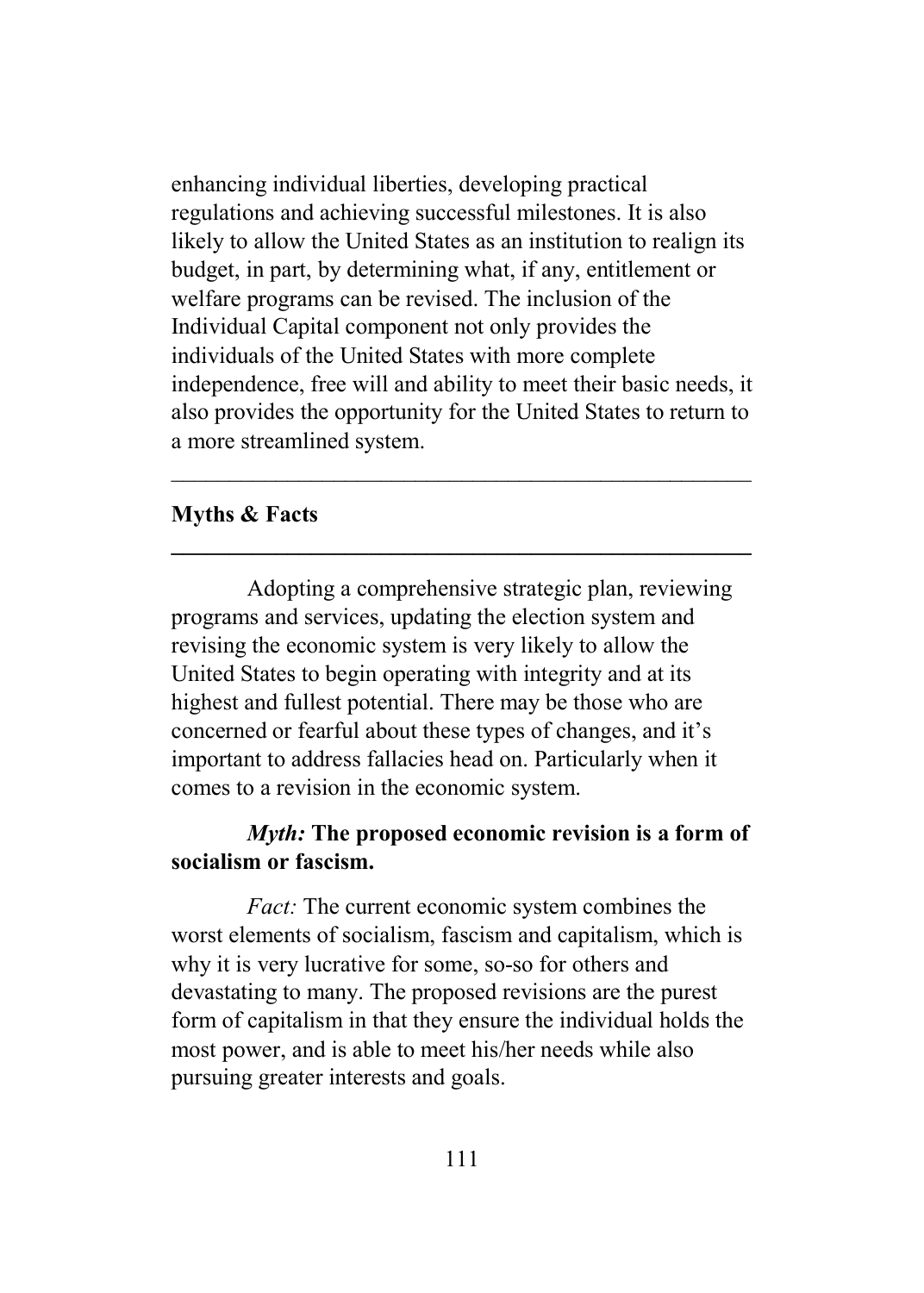enhancing individual liberties, developing practical regulations and achieving successful milestones. It is also likely to allow the United States as an institution to realign its budget, in part, by determining what, if any, entitlement or welfare programs can be revised. The inclusion of the Individual Capital component not only provides the individuals of the United States with more complete independence, free will and ability to meet their basic needs, it also provides the opportunity for the United States to return to a more streamlined system.

---

## Myths & Facts

---

Adopting a comprehensive strategic plan, reviewing programs and services, updating the election system and revising the economic system is very likely to allow the United States to begin operating with integrity and at its highest and fullest potential. There may be those who are concerned or fearful about these types of changes, and it's important to address fallacies head on. Particularly when it comes to a revision in the economic system.

***Myth:* The proposed economic revision is a form of socialism or fascism.**

*Fact:* The current economic system combines the worst elements of socialism, fascism and capitalism, which is why it is very lucrative for some, so-so for others and devastating to many. The proposed revisions are the purest form of capitalism in that they ensure the individual holds the most power, and is able to meet his/her needs while also pursuing greater interests and goals.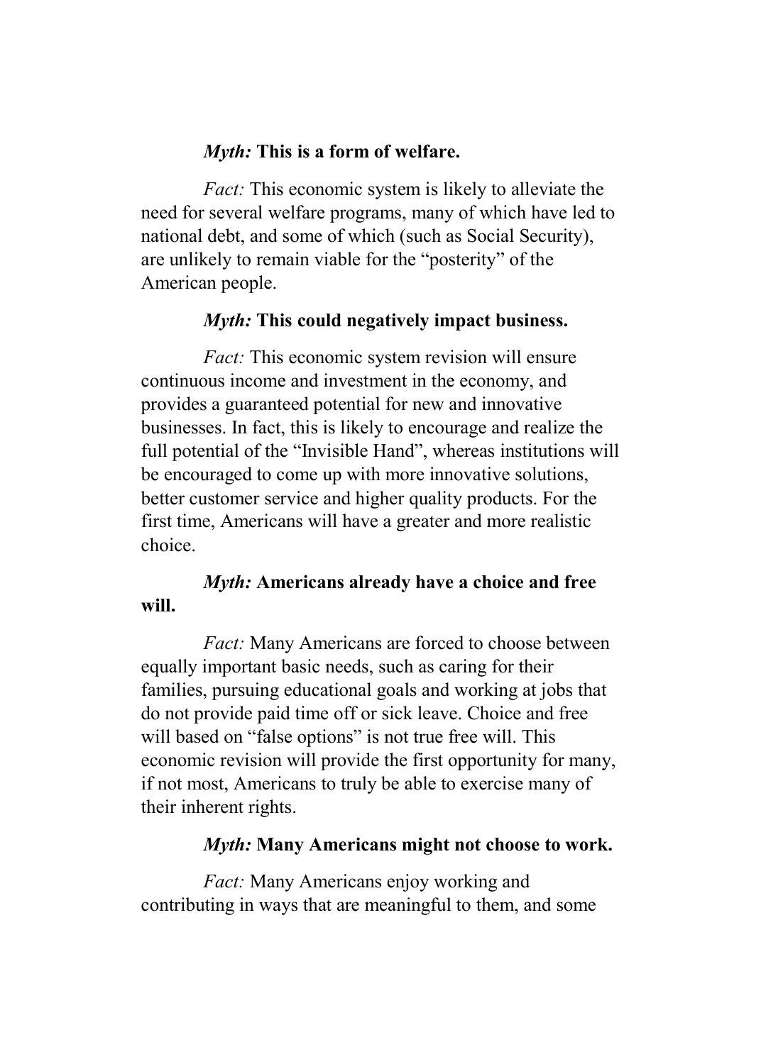*Myth:* **This is a form of welfare.**

*Fact:* This economic system is likely to alleviate the need for several welfare programs, many of which have led to national debt, and some of which (such as Social Security), are unlikely to remain viable for the "posterity" of the American people.

*Myth:* **This could negatively impact business.**

*Fact:* This economic system revision will ensure continuous income and investment in the economy, and provides a guaranteed potential for new and innovative businesses. In fact, this is likely to encourage and realize the full potential of the "Invisible Hand", whereas institutions will be encouraged to come up with more innovative solutions, better customer service and higher quality products. For the first time, Americans will have a greater and more realistic choice.

*Myth:* **Americans already have a choice and free will.**

*Fact:* Many Americans are forced to choose between equally important basic needs, such as caring for their families, pursuing educational goals and working at jobs that do not provide paid time off or sick leave. Choice and free will based on "false options" is not true free will. This economic revision will provide the first opportunity for many, if not most, Americans to truly be able to exercise many of their inherent rights.

*Myth:* **Many Americans might not choose to work.**

*Fact:* Many Americans enjoy working and contributing in ways that are meaningful to them, and some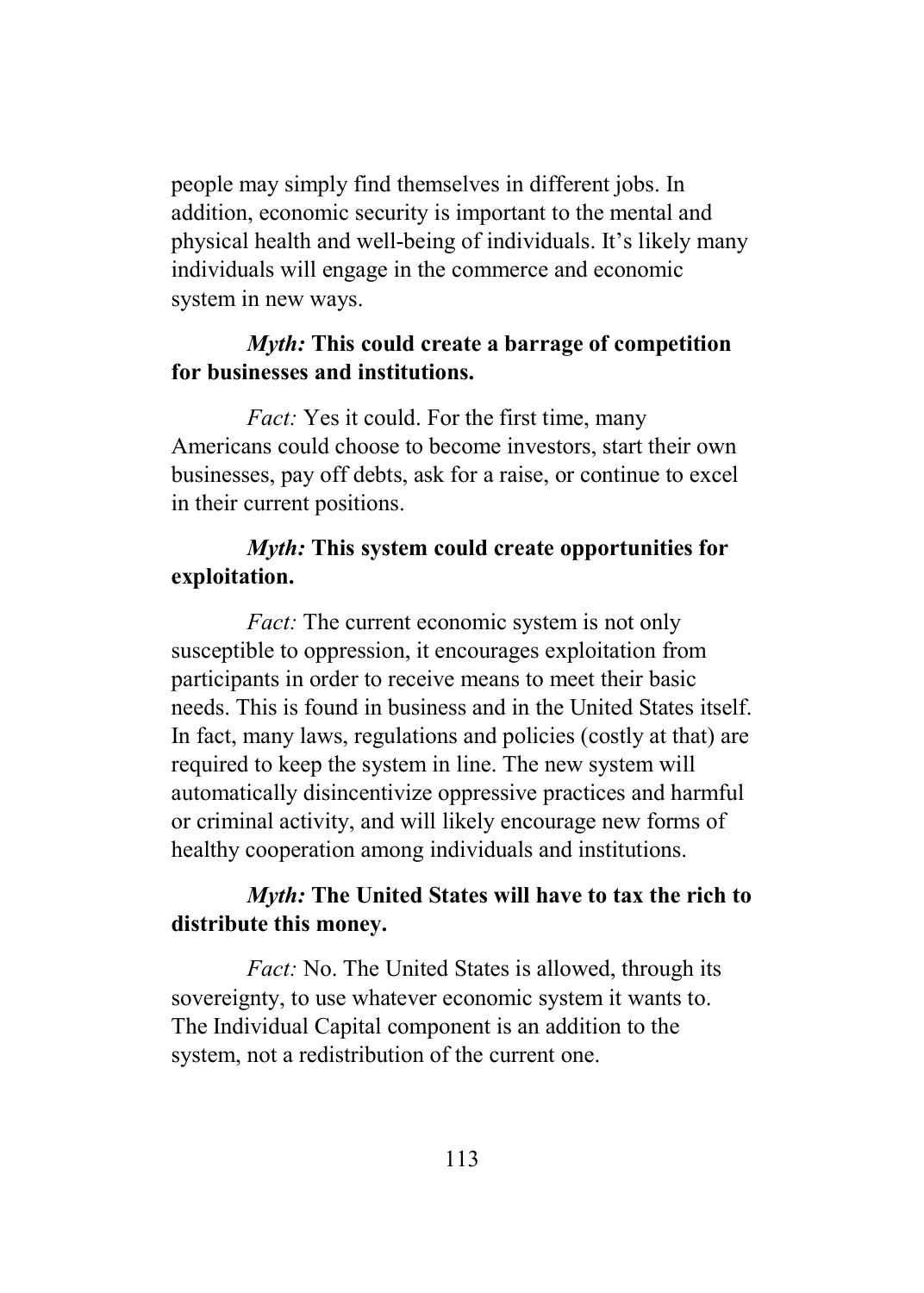people may simply find themselves in different jobs. In addition, economic security is important to the mental and physical health and well-being of individuals. It's likely many individuals will engage in the commerce and economic system in new ways.

***Myth:* This could create a barrage of competition for businesses and institutions.**

*Fact:* Yes it could. For the first time, many Americans could choose to become investors, start their own businesses, pay off debts, ask for a raise, or continue to excel in their current positions.

***Myth:* This system could create opportunities for exploitation.**

*Fact:* The current economic system is not only susceptible to oppression, it encourages exploitation from participants in order to receive means to meet their basic needs. This is found in business and in the United States itself. In fact, many laws, regulations and policies (costly at that) are required to keep the system in line. The new system will automatically disincentivize oppressive practices and harmful or criminal activity, and will likely encourage new forms of healthy cooperation among individuals and institutions.

***Myth:* The United States will have to tax the rich to distribute this money.**

*Fact:* No. The United States is allowed, through its sovereignty, to use whatever economic system it wants to. The Individual Capital component is an addition to the system, not a redistribution of the current one.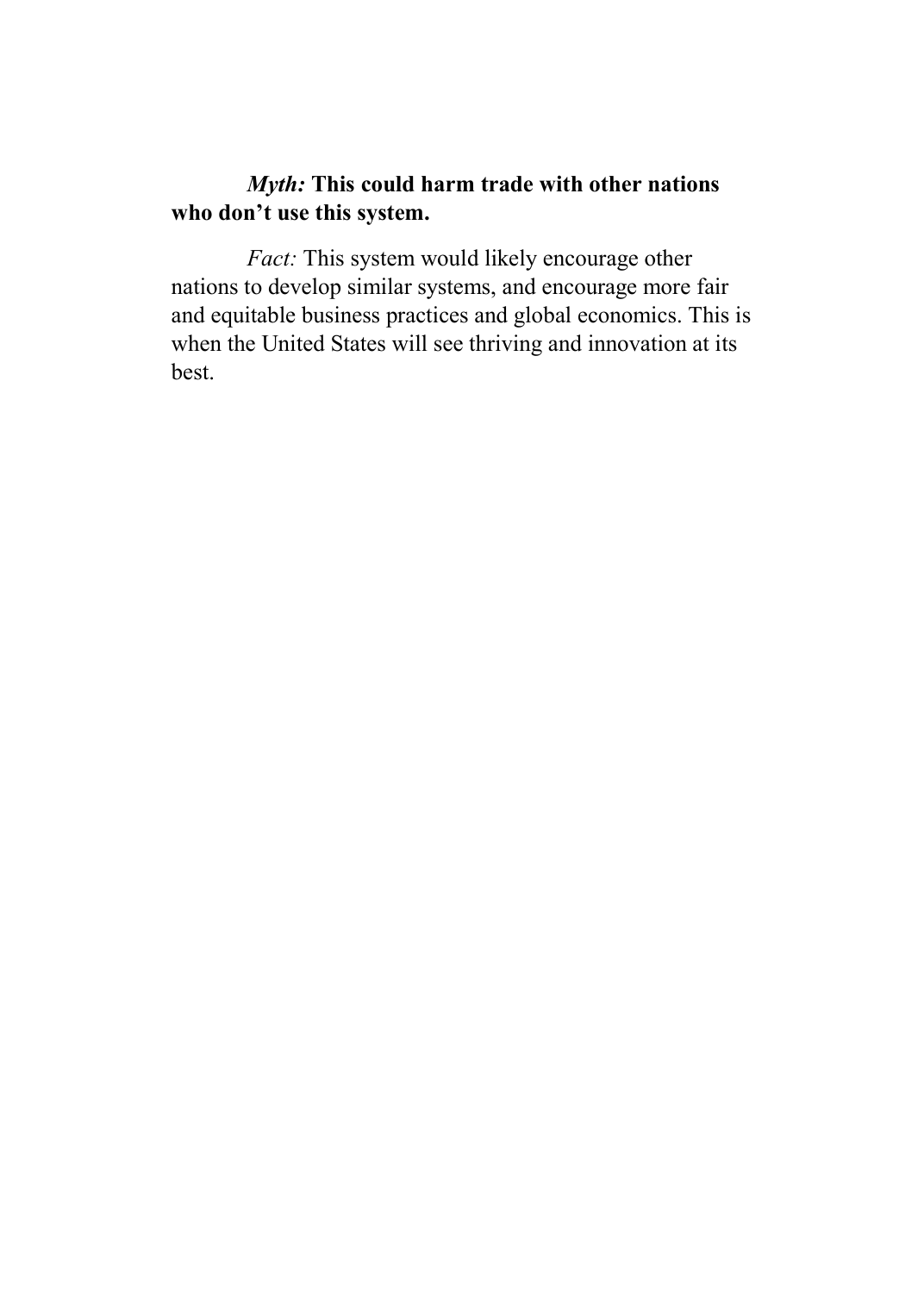*Myth:* **This could harm trade with other nations who don't use this system.**

*Fact:* This system would likely encourage other nations to develop similar systems, and encourage more fair and equitable business practices and global economics. This is when the United States will see thriving and innovation at its best.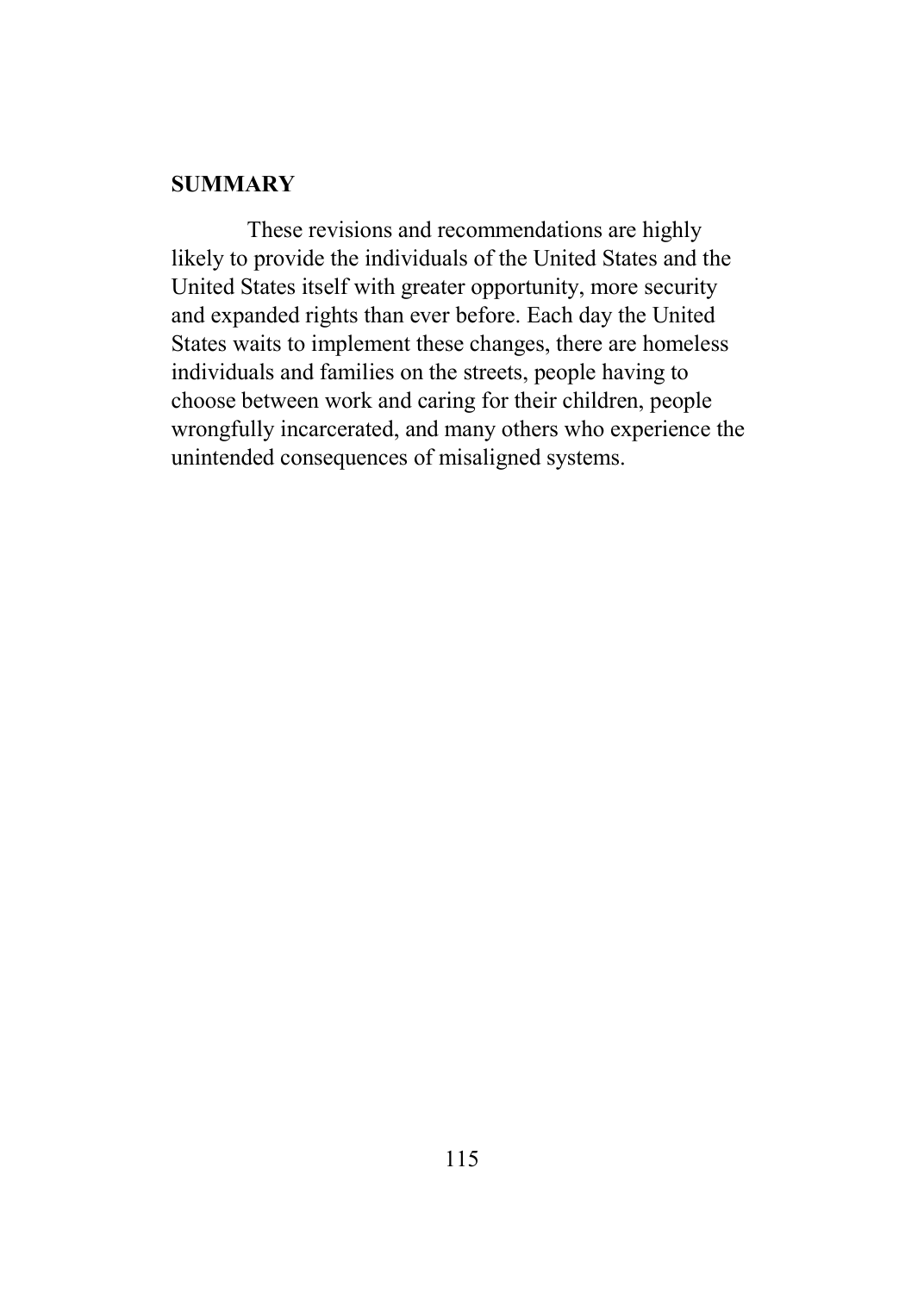## SUMMARY

These revisions and recommendations are highly likely to provide the individuals of the United States and the United States itself with greater opportunity, more security and expanded rights than ever before. Each day the United States waits to implement these changes, there are homeless individuals and families on the streets, people having to choose between work and caring for their children, people wrongfully incarcerated, and many others who experience the unintended consequences of misaligned systems.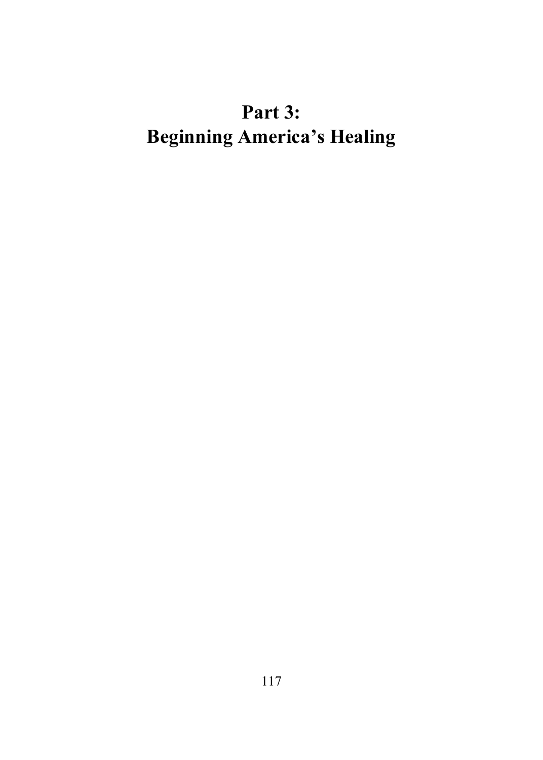# Part 3:
# Beginning America's Healing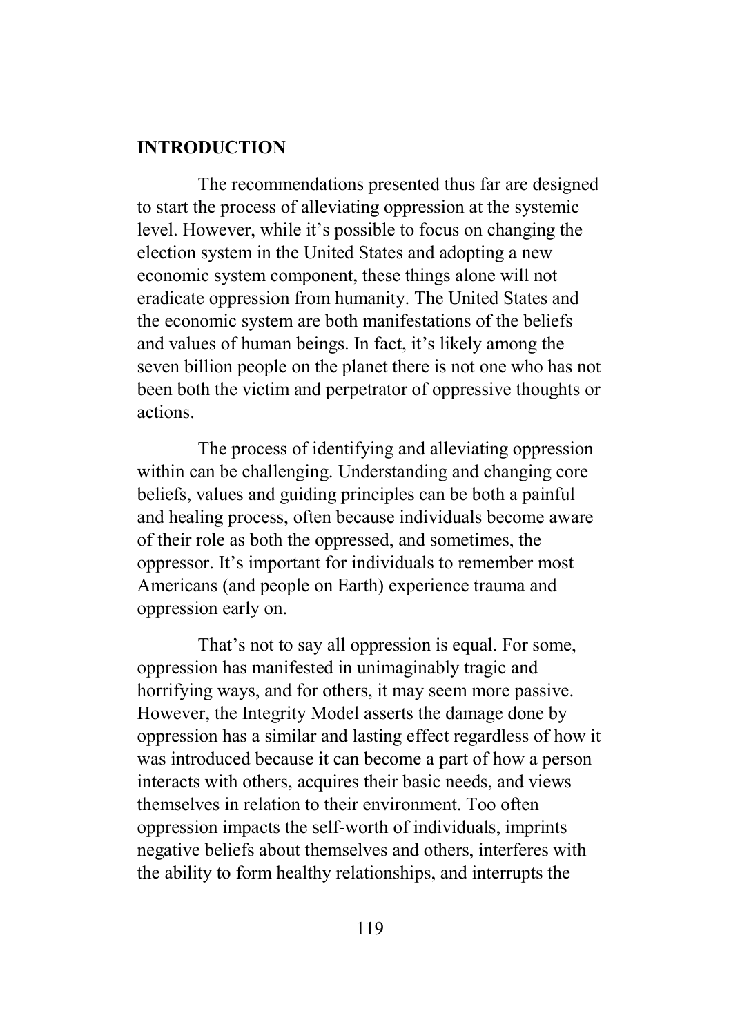## INTRODUCTION

The recommendations presented thus far are designed to start the process of alleviating oppression at the systemic level. However, while it's possible to focus on changing the election system in the United States and adopting a new economic system component, these things alone will not eradicate oppression from humanity. The United States and the economic system are both manifestations of the beliefs and values of human beings. In fact, it's likely among the seven billion people on the planet there is not one who has not been both the victim and perpetrator of oppressive thoughts or actions.

The process of identifying and alleviating oppression within can be challenging. Understanding and changing core beliefs, values and guiding principles can be both a painful and healing process, often because individuals become aware of their role as both the oppressed, and sometimes, the oppressor. It's important for individuals to remember most Americans (and people on Earth) experience trauma and oppression early on.

That's not to say all oppression is equal. For some, oppression has manifested in unimaginably tragic and horrifying ways, and for others, it may seem more passive. However, the Integrity Model asserts the damage done by oppression has a similar and lasting effect regardless of how it was introduced because it can become a part of how a person interacts with others, acquires their basic needs, and views themselves in relation to their environment. Too often oppression impacts the self-worth of individuals, imprints negative beliefs about themselves and others, interferes with the ability to form healthy relationships, and interrupts the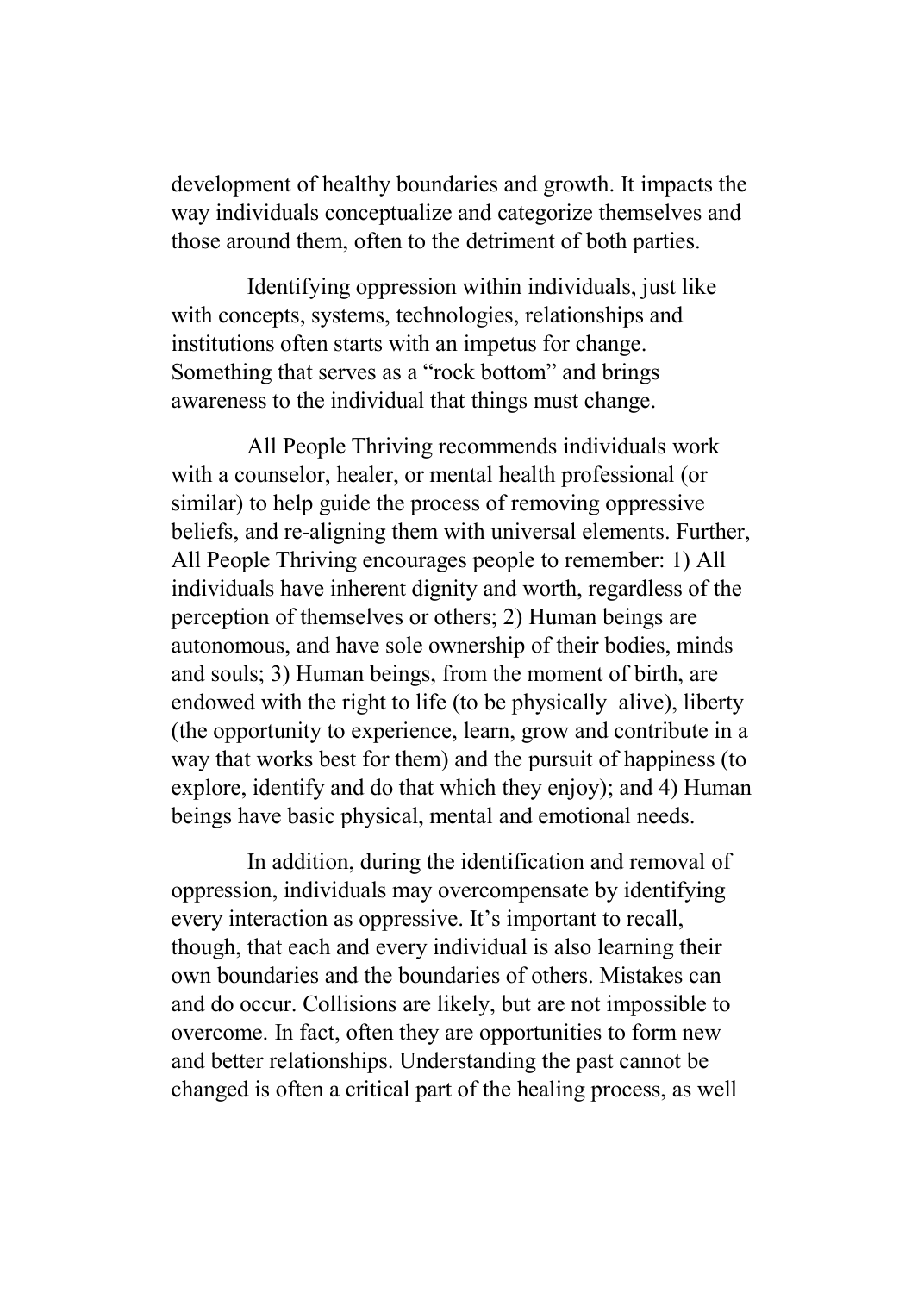development of healthy boundaries and growth. It impacts the way individuals conceptualize and categorize themselves and those around them, often to the detriment of both parties.

Identifying oppression within individuals, just like with concepts, systems, technologies, relationships and institutions often starts with an impetus for change. Something that serves as a "rock bottom" and brings awareness to the individual that things must change.

All People Thriving recommends individuals work with a counselor, healer, or mental health professional (or similar) to help guide the process of removing oppressive beliefs, and re-aligning them with universal elements. Further, All People Thriving encourages people to remember: 1) All individuals have inherent dignity and worth, regardless of the perception of themselves or others; 2) Human beings are autonomous, and have sole ownership of their bodies, minds and souls; 3) Human beings, from the moment of birth, are endowed with the right to life (to be physically alive), liberty (the opportunity to experience, learn, grow and contribute in a way that works best for them) and the pursuit of happiness (to explore, identify and do that which they enjoy); and 4) Human beings have basic physical, mental and emotional needs.

In addition, during the identification and removal of oppression, individuals may overcompensate by identifying every interaction as oppressive. It's important to recall, though, that each and every individual is also learning their own boundaries and the boundaries of others. Mistakes can and do occur. Collisions are likely, but are not impossible to overcome. In fact, often they are opportunities to form new and better relationships. Understanding the past cannot be changed is often a critical part of the healing process, as well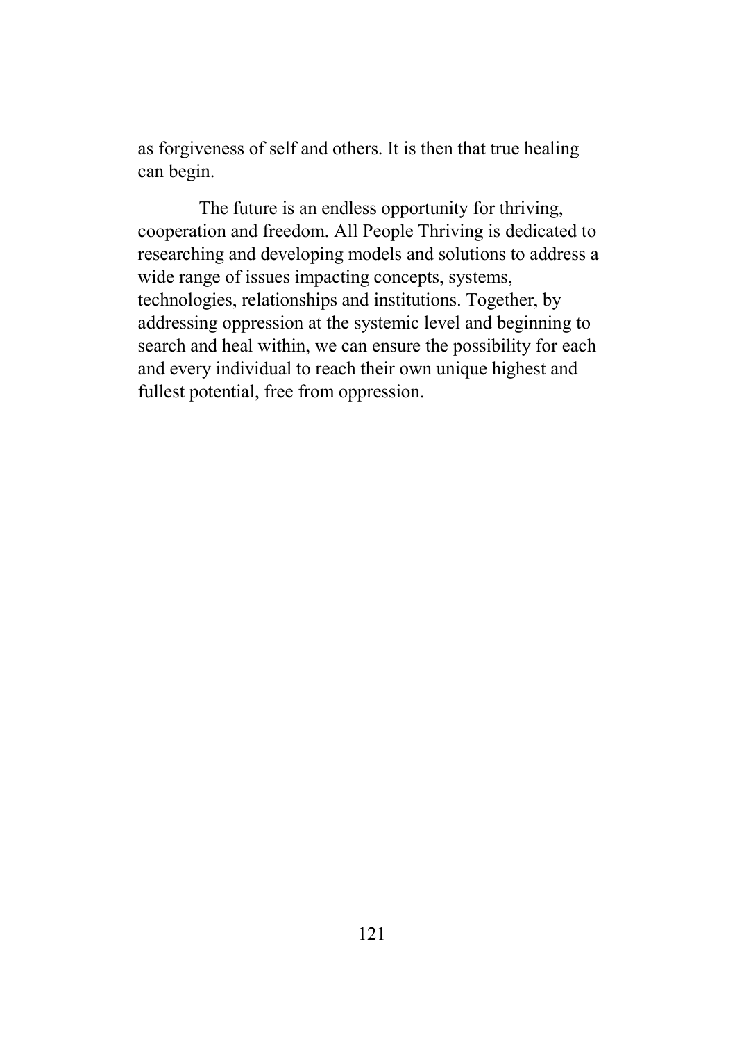as forgiveness of self and others. It is then that true healing can begin.

The future is an endless opportunity for thriving, cooperation and freedom. All People Thriving is dedicated to researching and developing models and solutions to address a wide range of issues impacting concepts, systems, technologies, relationships and institutions. Together, by addressing oppression at the systemic level and beginning to search and heal within, we can ensure the possibility for each and every individual to reach their own unique highest and fullest potential, free from oppression.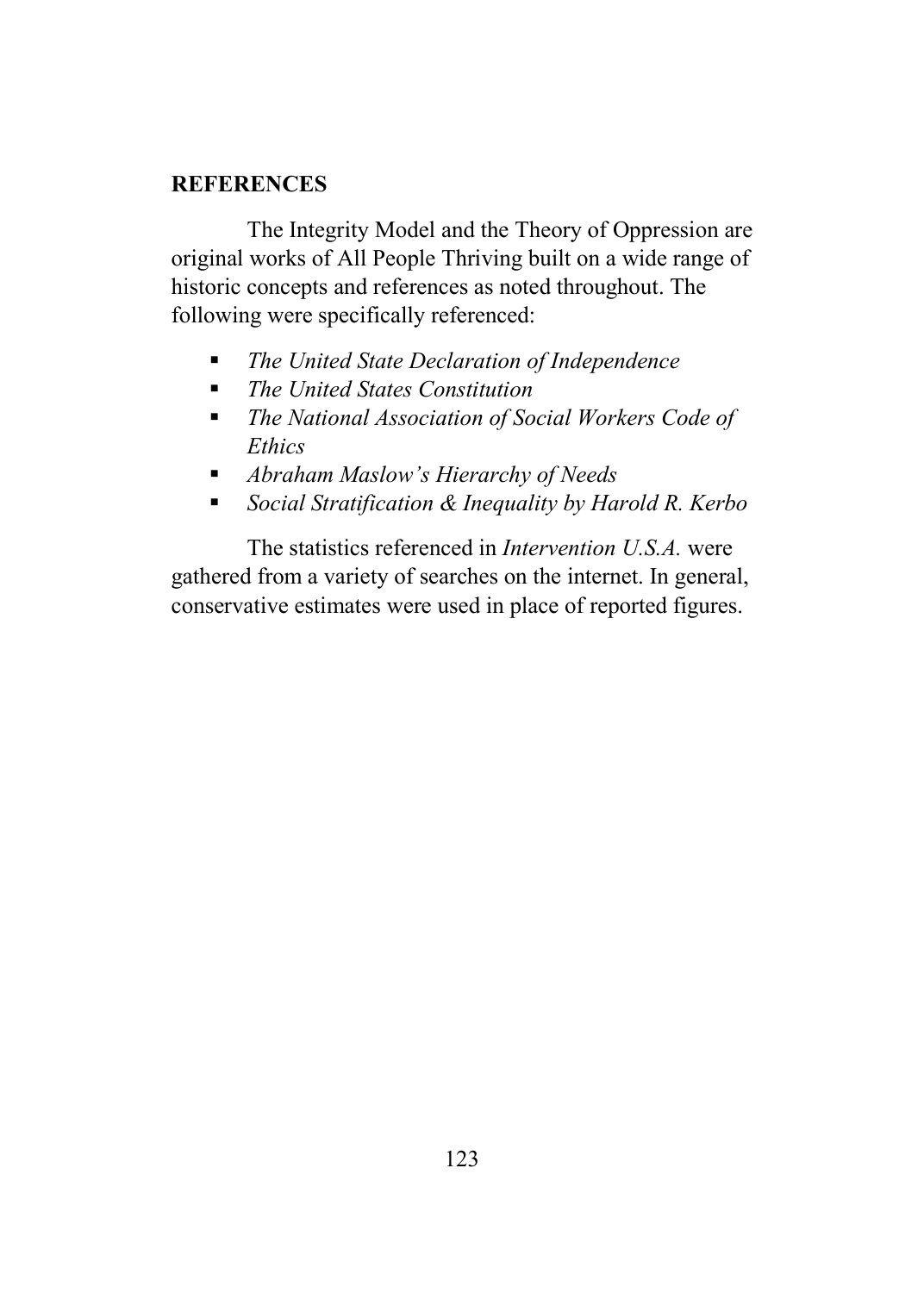## REFERENCES

The Integrity Model and the Theory of Oppression are original works of All People Thriving built on a wide range of historic concepts and references as noted throughout. The following were specifically referenced:

- *The United State Declaration of Independence*
- *The United States Constitution*
- *The National Association of Social Workers Code of Ethics*
- *Abraham Maslow's Hierarchy of Needs*
- *Social Stratification & Inequality by Harold R. Kerbo*

The statistics referenced in *Intervention U.S.A.* were gathered from a variety of searches on the internet. In general, conservative estimates were used in place of reported figures.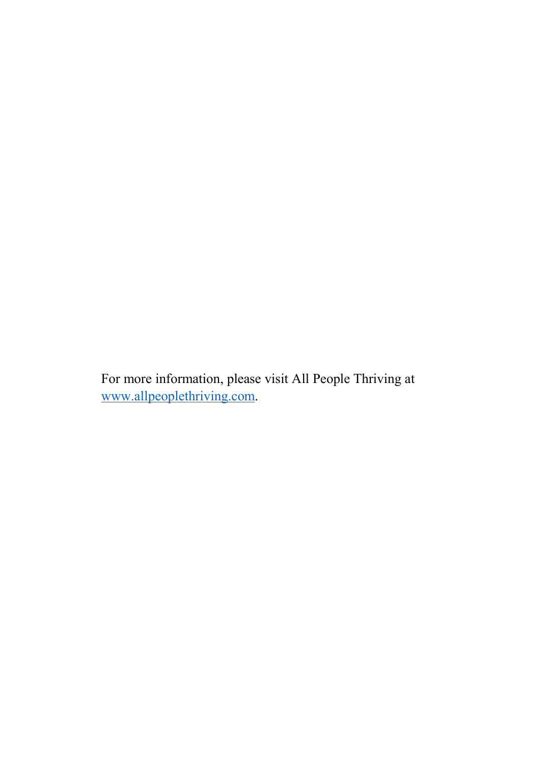For more information, please visit All People Thriving at [www.allpeoplethriving.com](http://www.allpeoplethriving.com).